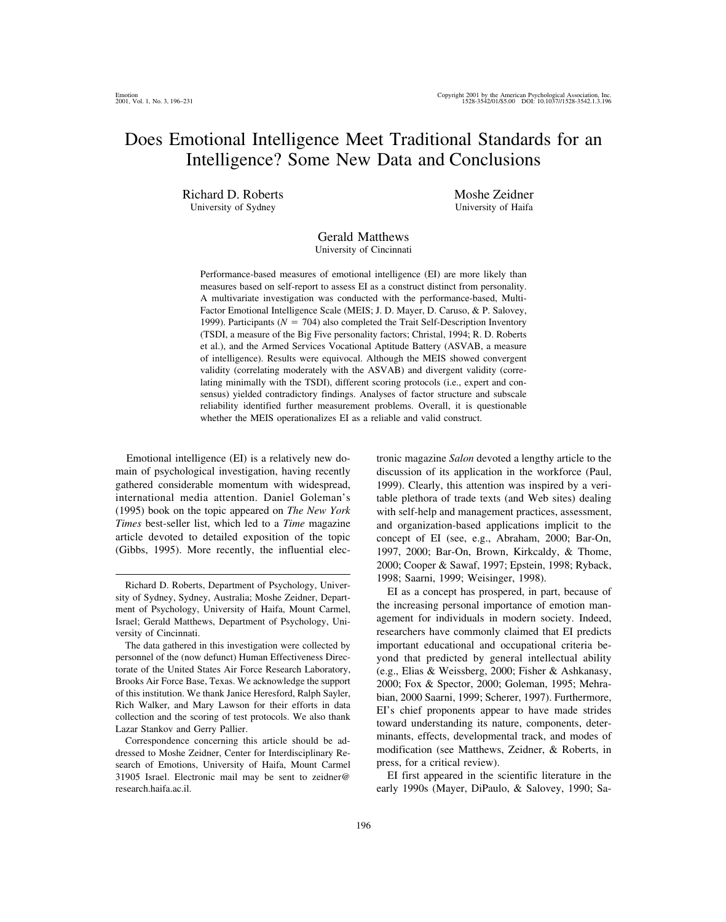# Does Emotional Intelligence Meet Traditional Standards for an Intelligence? Some New Data and Conclusions

Richard D. Roberts
University of Sydney

Moshe Zeidner
University of Haifa

Gerald Matthews
University of Cincinnati

Performance-based measures of emotional intelligence (EI) are more likely than measures based on self-report to assess EI as a construct distinct from personality. A multivariate investigation was conducted with the performance-based, Multi-Factor Emotional Intelligence Scale (MEIS; J. D. Mayer, D. Caruso, & P. Salovey, 1999). Participants ($N$ = 704) also completed the Trait Self-Description Inventory (TSDI, a measure of the Big Five personality factors; Christal, 1994; R. D. Roberts et al.), and the Armed Services Vocational Aptitude Battery (ASVAB, a measure of intelligence). Results were equivocal. Although the MEIS showed convergent validity (correlating moderately with the ASVAB) and divergent validity (correlating minimally with the TSDI), different scoring protocols (i.e., expert and consensus) yielded contradictory findings. Analyses of factor structure and subscale reliability identified further measurement problems. Overall, it is questionable whether the MEIS operationalizes EI as a reliable and valid construct.

Emotional intelligence (EI) is a relatively new domain of psychological investigation, having recently gathered considerable momentum with widespread, international media attention. Daniel Goleman's (1995) book on the topic appeared on *The New York Times* best-seller list, which led to a *Time* magazine article devoted to detailed exposition of the topic (Gibbs, 1995). More recently, the influential electronic magazine *Salon* devoted a lengthy article to the discussion of its application in the workforce (Paul, 1999). Clearly, this attention was inspired by a veritable plethora of trade texts (and Web sites) dealing with self-help and management practices, assessment, and organization-based applications implicit to the concept of EI (see, e.g., Abraham, 2000; Bar-On, 1997, 2000; Bar-On, Brown, Kirkcaldy, & Thome, 2000; Cooper & Sawaf, 1997; Epstein, 1998; Ryback, 1998; Saarni, 1999; Weisinger, 1998).

EI as a concept has prospered, in part, because of the increasing personal importance of emotion management for individuals in modern society. Indeed, researchers have commonly claimed that EI predicts important educational and occupational criteria beyond that predicted by general intellectual ability (e.g., Elias & Weissberg, 2000; Fisher & Ashkanasy, 2000; Fox & Spector, 2000; Goleman, 1995; Mehrabian, 2000 Saarni, 1999; Scherer, 1997). Furthermore, EI's chief proponents appear to have made strides toward understanding its nature, components, determinants, effects, developmental track, and modes of modification (see Matthews, Zeidner, & Roberts, in press, for a critical review).

EI first appeared in the scientific literature in the early 1990s (Mayer, DiPaulo, & Salovey, 1990; Sa-

Richard D. Roberts, Department of Psychology, University of Sydney, Sydney, Australia; Moshe Zeidner, Department of Psychology, University of Haifa, Mount Carmel, Israel; Gerald Matthews, Department of Psychology, University of Cincinnati.

The data gathered in this investigation were collected by personnel of the (now defunct) Human Effectiveness Directorate of the United States Air Force Research Laboratory, Brooks Air Force Base, Texas. We acknowledge the support of this institution. We thank Janice Heresford, Ralph Sayler, Rich Walker, and Mary Lawson for their efforts in data collection and the scoring of test protocols. We also thank Lazar Stankov and Gerry Pallier.

Correspondence concerning this article should be addressed to Moshe Zeidner, Center for Interdisciplinary Research of Emotions, University of Haifa, Mount Carmel 31905 Israel. Electronic mail may be sent to zeidner@research.haifa.ac.il.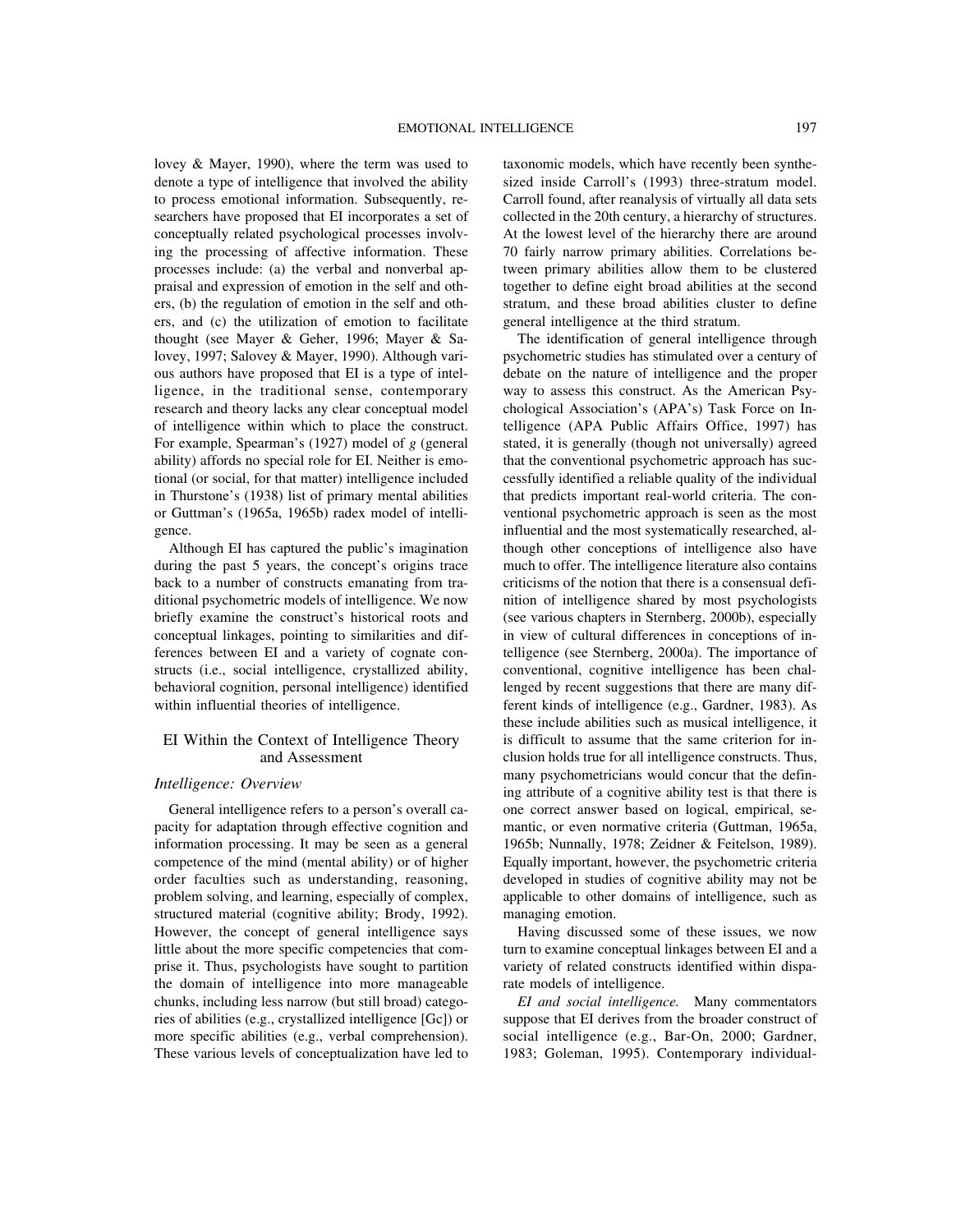lovey & Mayer, 1990), where the term was used to denote a type of intelligence that involved the ability to process emotional information. Subsequently, researchers have proposed that EI incorporates a set of conceptually related psychological processes involving the processing of affective information. These processes include: (a) the verbal and nonverbal appraisal and expression of emotion in the self and others, (b) the regulation of emotion in the self and others, and (c) the utilization of emotion to facilitate thought (see Mayer & Geher, 1996; Mayer & Salovey, 1997; Salovey & Mayer, 1990). Although various authors have proposed that EI is a type of intelligence, in the traditional sense, contemporary research and theory lacks any clear conceptual model of intelligence within which to place the construct. For example, Spearman's (1927) model of *g* (general ability) affords no special role for EI. Neither is emotional (or social, for that matter) intelligence included in Thurstone's (1938) list of primary mental abilities or Guttman's (1965a, 1965b) radex model of intelligence.

Although EI has captured the public's imagination during the past 5 years, the concept's origins trace back to a number of constructs emanating from traditional psychometric models of intelligence. We now briefly examine the construct's historical roots and conceptual linkages, pointing to similarities and differences between EI and a variety of cognate constructs (i.e., social intelligence, crystallized ability, behavioral cognition, personal intelligence) identified within influential theories of intelligence.

## EI Within the Context of Intelligence Theory and Assessment

### *Intelligence: Overview*

General intelligence refers to a person's overall capacity for adaptation through effective cognition and information processing. It may be seen as a general competence of the mind (mental ability) or of higher order faculties such as understanding, reasoning, problem solving, and learning, especially of complex, structured material (cognitive ability; Brody, 1992). However, the concept of general intelligence says little about the more specific competencies that comprise it. Thus, psychologists have sought to partition the domain of intelligence into more manageable chunks, including less narrow (but still broad) categories of abilities (e.g., crystallized intelligence [Gc]) or more specific abilities (e.g., verbal comprehension). These various levels of conceptualization have led to taxonomic models, which have recently been synthesized inside Carroll's (1993) three-stratum model. Carroll found, after reanalysis of virtually all data sets collected in the 20th century, a hierarchy of structures. At the lowest level of the hierarchy there are around 70 fairly narrow primary abilities. Correlations between primary abilities allow them to be clustered together to define eight broad abilities at the second stratum, and these broad abilities cluster to define general intelligence at the third stratum.

The identification of general intelligence through psychometric studies has stimulated over a century of debate on the nature of intelligence and the proper way to assess this construct. As the American Psychological Association's (APA's) Task Force on Intelligence (APA Public Affairs Office, 1997) has stated, it is generally (though not universally) agreed that the conventional psychometric approach has successfully identified a reliable quality of the individual that predicts important real-world criteria. The conventional psychometric approach is seen as the most influential and the most systematically researched, although other conceptions of intelligence also have much to offer. The intelligence literature also contains criticisms of the notion that there is a consensual definition of intelligence shared by most psychologists (see various chapters in Sternberg, 2000b), especially in view of cultural differences in conceptions of intelligence (see Sternberg, 2000a). The importance of conventional, cognitive intelligence has been challenged by recent suggestions that there are many different kinds of intelligence (e.g., Gardner, 1983). As these include abilities such as musical intelligence, it is difficult to assume that the same criterion for inclusion holds true for all intelligence constructs. Thus, many psychometricians would concur that the defining attribute of a cognitive ability test is that there is one correct answer based on logical, empirical, semantic, or even normative criteria (Guttman, 1965a, 1965b; Nunnally, 1978; Zeidner & Feitelson, 1989). Equally important, however, the psychometric criteria developed in studies of cognitive ability may not be applicable to other domains of intelligence, such as managing emotion.

Having discussed some of these issues, we now turn to examine conceptual linkages between EI and a variety of related constructs identified within disparate models of intelligence.

*EI and social intelligence.* Many commentators suppose that EI derives from the broader construct of social intelligence (e.g., Bar-On, 2000; Gardner, 1983; Goleman, 1995). Contemporary individual-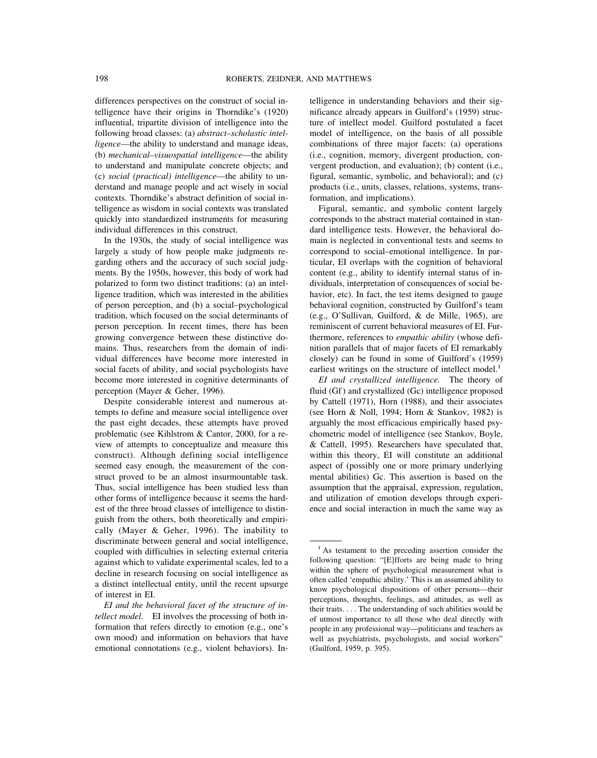differences perspectives on the construct of social intelligence have their origins in Thorndike's (1920) influential, tripartite division of intelligence into the following broad classes: (a) *abstract–scholastic intelligence*—the ability to understand and manage ideas, (b) *mechanical–visuospatial intelligence*—the ability to understand and manipulate concrete objects; and (c) *social (practical) intelligence*—the ability to understand and manage people and act wisely in social contexts. Thorndike's abstract definition of social intelligence as wisdom in social contexts was translated quickly into standardized instruments for measuring individual differences in this construct.

In the 1930s, the study of social intelligence was largely a study of how people make judgments regarding others and the accuracy of such social judgments. By the 1950s, however, this body of work had polarized to form two distinct traditions: (a) an intelligence tradition, which was interested in the abilities of person perception, and (b) a social–psychological tradition, which focused on the social determinants of person perception. In recent times, there has been growing convergence between these distinctive domains. Thus, researchers from the domain of individual differences have become more interested in social facets of ability, and social psychologists have become more interested in cognitive determinants of perception (Mayer & Geher, 1996).

Despite considerable interest and numerous attempts to define and measure social intelligence over the past eight decades, these attempts have proved problematic (see Kihlstrom & Cantor, 2000, for a review of attempts to conceptualize and measure this construct). Although defining social intelligence seemed easy enough, the measurement of the construct proved to be an almost insurmountable task. Thus, social intelligence has been studied less than other forms of intelligence because it seems the hardest of the three broad classes of intelligence to distinguish from the others, both theoretically and empirically (Mayer & Geher, 1996). The inability to discriminate between general and social intelligence, coupled with difficulties in selecting external criteria against which to validate experimental scales, led to a decline in research focusing on social intelligence as a distinct intellectual entity, until the recent upsurge of interest in EI.

*EI and the behavioral facet of the structure of intellect model.* EI involves the processing of both information that refers directly to emotion (e.g., one's own mood) and information on behaviors that have emotional connotations (e.g., violent behaviors). Intelligence in understanding behaviors and their significance already appears in Guilford's (1959) structure of intellect model. Guilford postulated a facet model of intelligence, on the basis of all possible combinations of three major facets: (a) operations (i.e., cognition, memory, divergent production, convergent production, and evaluation); (b) content (i.e., figural, semantic, symbolic, and behavioral); and (c) products (i.e., units, classes, relations, systems, transformation, and implications).

Figural, semantic, and symbolic content largely corresponds to the abstract material contained in standard intelligence tests. However, the behavioral domain is neglected in conventional tests and seems to correspond to social–emotional intelligence. In particular, EI overlaps with the cognition of behavioral content (e.g., ability to identify internal status of individuals, interpretation of consequences of social behavior, etc). In fact, the test items designed to gauge behavioral cognition, constructed by Guilford's team (e.g., O'Sullivan, Guilford, & de Mille, 1965), are reminiscent of current behavioral measures of EI. Furthermore, references to *empathic ability* (whose definition parallels that of major facets of EI remarkably closely) can be found in some of Guilford's (1959) earliest writings on the structure of intellect model.[1]

*EI and crystallized intelligence.* The theory of fluid (Gf) and crystallized (Gc) intelligence proposed by Cattell (1971), Horn (1988), and their associates (see Horn & Noll, 1994; Horn & Stankov, 1982) is arguably the most efficacious empirically based psychometric model of intelligence (see Stankov, Boyle, & Cattell, 1995). Researchers have speculated that, within this theory, EI will constitute an additional aspect of (possibly one or more primary underlying mental abilities) Gc. This assertion is based on the assumption that the appraisal, expression, regulation, and utilization of emotion develops through experience and social interaction in much the same way as

---

[1] As testament to the preceding assertion consider the following question: "[E]fforts are being made to bring within the sphere of psychological measurement what is often called 'empathic ability.' This is an assumed ability to know psychological dispositions of other persons—their perceptions, thoughts, feelings, and attitudes, as well as their traits. . . . The understanding of such abilities would be of utmost importance to all those who deal directly with people in any professional way—politicians and teachers as well as psychiatrists, psychologists, and social workers" (Guilford, 1959, p. 395).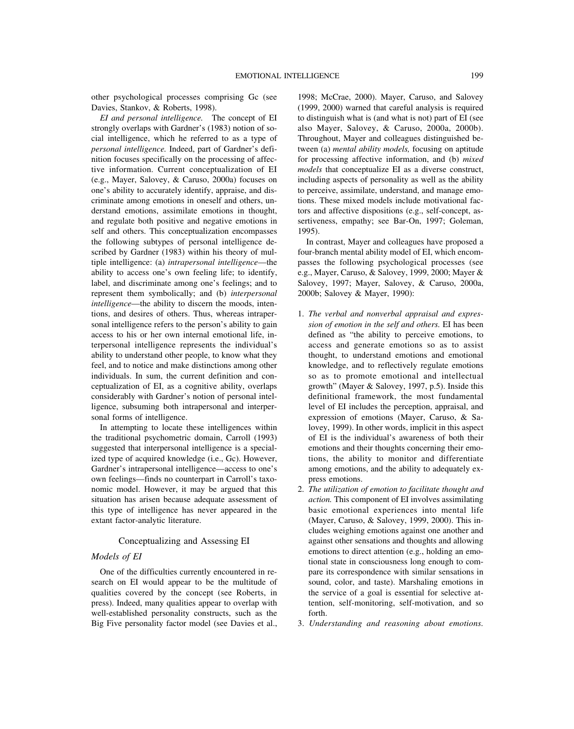other psychological processes comprising Gc (see Davies, Stankov, & Roberts, 1998).

*EI and personal intelligence.* The concept of EI strongly overlaps with Gardner's (1983) notion of social intelligence, which he referred to as a type of *personal intelligence.* Indeed, part of Gardner's definition focuses specifically on the processing of affective information. Current conceptualization of EI (e.g., Mayer, Salovey, & Caruso, 2000a) focuses on one's ability to accurately identify, appraise, and discriminate among emotions in oneself and others, understand emotions, assimilate emotions in thought, and regulate both positive and negative emotions in self and others. This conceptualization encompasses the following subtypes of personal intelligence described by Gardner (1983) within his theory of multiple intelligence: (a) *intrapersonal intelligence*—the ability to access one's own feeling life; to identify, label, and discriminate among one's feelings; and to represent them symbolically; and (b) *interpersonal intelligence*—the ability to discern the moods, intentions, and desires of others. Thus, whereas intrapersonal intelligence refers to the person's ability to gain access to his or her own internal emotional life, interpersonal intelligence represents the individual's ability to understand other people, to know what they feel, and to notice and make distinctions among other individuals. In sum, the current definition and conceptualization of EI, as a cognitive ability, overlaps considerably with Gardner's notion of personal intelligence, subsuming both intrapersonal and interpersonal forms of intelligence.

In attempting to locate these intelligences within the traditional psychometric domain, Carroll (1993) suggested that interpersonal intelligence is a specialized type of acquired knowledge (i.e., Gc). However, Gardner's intrapersonal intelligence—access to one's own feelings—finds no counterpart in Carroll's taxonomic model. However, it may be argued that this situation has arisen because adequate assessment of this type of intelligence has never appeared in the extant factor-analytic literature.

## Conceptualizing and Assessing EI

### Models of EI

One of the difficulties currently encountered in research on EI would appear to be the multitude of qualities covered by the concept (see Roberts, in press). Indeed, many qualities appear to overlap with well-established personality constructs, such as the Big Five personality factor model (see Davies et al., 1998; McCrae, 2000). Mayer, Caruso, and Salovey (1999, 2000) warned that careful analysis is required to distinguish what is (and what is not) part of EI (see also Mayer, Salovey, & Caruso, 2000a, 2000b). Throughout, Mayer and colleagues distinguished between (a) *mental ability models,* focusing on aptitude for processing affective information, and (b) *mixed models* that conceptualize EI as a diverse construct, including aspects of personality as well as the ability to perceive, assimilate, understand, and manage emotions. These mixed models include motivational factors and affective dispositions (e.g., self-concept, assertiveness, empathy; see Bar-On, 1997; Goleman, 1995).

In contrast, Mayer and colleagues have proposed a four-branch mental ability model of EI, which encompasses the following psychological processes (see e.g., Mayer, Caruso, & Salovey, 1999, 2000; Mayer & Salovey, 1997; Mayer, Salovey, & Caruso, 2000a, 2000b; Salovey & Mayer, 1990):

1. *The verbal and nonverbal appraisal and expression of emotion in the self and others.* EI has been defined as "the ability to perceive emotions, to access and generate emotions so as to assist thought, to understand emotions and emotional knowledge, and to reflectively regulate emotions so as to promote emotional and intellectual growth" (Mayer & Salovey, 1997, p.5). Inside this definitional framework, the most fundamental level of EI includes the perception, appraisal, and expression of emotions (Mayer, Caruso, & Salovey, 1999). In other words, implicit in this aspect of EI is the individual's awareness of both their emotions and their thoughts concerning their emotions, the ability to monitor and differentiate among emotions, and the ability to adequately express emotions.
2. *The utilization of emotion to facilitate thought and action.* This component of EI involves assimilating basic emotional experiences into mental life (Mayer, Caruso, & Salovey, 1999, 2000). This includes weighing emotions against one another and against other sensations and thoughts and allowing emotions to direct attention (e.g., holding an emotional state in consciousness long enough to compare its correspondence with similar sensations in sound, color, and taste). Marshaling emotions in the service of a goal is essential for selective attention, self-monitoring, self-motivation, and so forth.
3. *Understanding and reasoning about emotions.*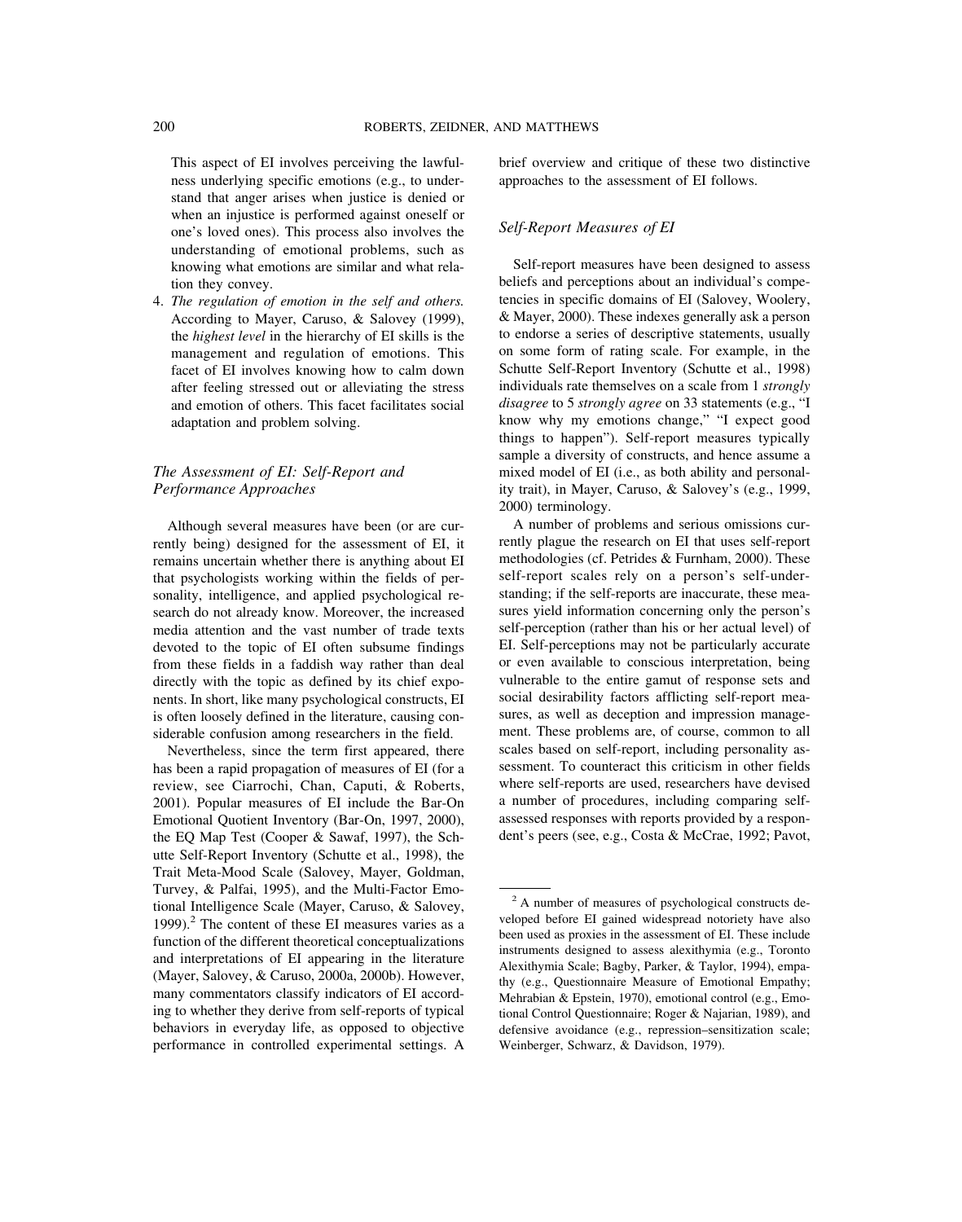This aspect of EI involves perceiving the lawfulness underlying specific emotions (e.g., to understand that anger arises when justice is denied or when an injustice is performed against oneself or one's loved ones). This process also involves the understanding of emotional problems, such as knowing what emotions are similar and what relation they convey.

4. *The regulation of emotion in the self and others.* According to Mayer, Caruso, & Salovey (1999), the *highest level* in the hierarchy of EI skills is the management and regulation of emotions. This facet of EI involves knowing how to calm down after feeling stressed out or alleviating the stress and emotion of others. This facet facilitates social adaptation and problem solving.

### *The Assessment of EI: Self-Report and Performance Approaches*

Although several measures have been (or are currently being) designed for the assessment of EI, it remains uncertain whether there is anything about EI that psychologists working within the fields of personality, intelligence, and applied psychological research do not already know. Moreover, the increased media attention and the vast number of trade texts devoted to the topic of EI often subsume findings from these fields in a faddish way rather than deal directly with the topic as defined by its chief exponents. In short, like many psychological constructs, EI is often loosely defined in the literature, causing considerable confusion among researchers in the field.

Nevertheless, since the term first appeared, there has been a rapid propagation of measures of EI (for a review, see Ciarrochi, Chan, Caputi, & Roberts, 2001). Popular measures of EI include the Bar-On Emotional Quotient Inventory (Bar-On, 1997, 2000), the EQ Map Test (Cooper & Sawaf, 1997), the Schutte Self-Report Inventory (Schutte et al., 1998), the Trait Meta-Mood Scale (Salovey, Mayer, Goldman, Turvey, & Palfai, 1995), and the Multi-Factor Emotional Intelligence Scale (Mayer, Caruso, & Salovey, 1999).[2] The content of these EI measures varies as a function of the different theoretical conceptualizations and interpretations of EI appearing in the literature (Mayer, Salovey, & Caruso, 2000a, 2000b). However, many commentators classify indicators of EI according to whether they derive from self-reports of typical behaviors in everyday life, as opposed to objective performance in controlled experimental settings. A brief overview and critique of these two distinctive approaches to the assessment of EI follows.

### *Self-Report Measures of EI*

Self-report measures have been designed to assess beliefs and perceptions about an individual's competencies in specific domains of EI (Salovey, Woolery, & Mayer, 2000). These indexes generally ask a person to endorse a series of descriptive statements, usually on some form of rating scale. For example, in the Schutte Self-Report Inventory (Schutte et al., 1998) individuals rate themselves on a scale from 1 *strongly disagree* to 5 *strongly agree* on 33 statements (e.g., "I know why my emotions change," "I expect good things to happen"). Self-report measures typically sample a diversity of constructs, and hence assume a mixed model of EI (i.e., as both ability and personality trait), in Mayer, Caruso, & Salovey's (e.g., 1999, 2000) terminology.

A number of problems and serious omissions currently plague the research on EI that uses self-report methodologies (cf. Petrides & Furnham, 2000). These self-report scales rely on a person's self-understanding; if the self-reports are inaccurate, these measures yield information concerning only the person's self-perception (rather than his or her actual level) of EI. Self-perceptions may not be particularly accurate or even available to conscious interpretation, being vulnerable to the entire gamut of response sets and social desirability factors afflicting self-report measures, as well as deception and impression management. These problems are, of course, common to all scales based on self-report, including personality assessment. To counteract this criticism in other fields where self-reports are used, researchers have devised a number of procedures, including comparing self-assessed responses with reports provided by a respondent's peers (see, e.g., Costa & McCrae, 1992; Pavot,

[2] A number of measures of psychological constructs developed before EI gained widespread notoriety have also been used as proxies in the assessment of EI. These include instruments designed to assess alexithymia (e.g., Toronto Alexithymia Scale; Bagby, Parker, & Taylor, 1994), empathy (e.g., Questionnaire Measure of Emotional Empathy; Mehrabian & Epstein, 1970), emotional control (e.g., Emotional Control Questionnaire; Roger & Najarian, 1989), and defensive avoidance (e.g., repression–sensitization scale; Weinberger, Schwarz, & Davidson, 1979).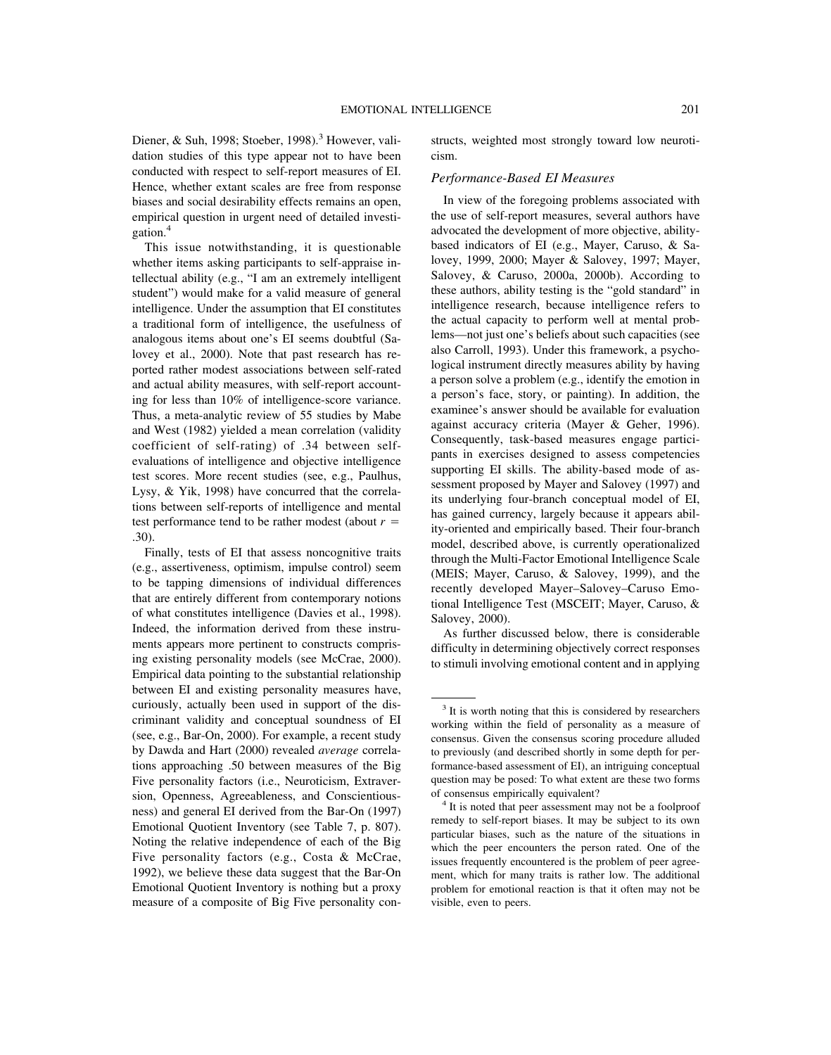Diener, & Suh, 1998; Stoeber, 1998).[3] However, validation studies of this type appear not to have been conducted with respect to self-report measures of EI. Hence, whether extant scales are free from response biases and social desirability effects remains an open, empirical question in urgent need of detailed investigation.[4]

This issue notwithstanding, it is questionable whether items asking participants to self-appraise intellectual ability (e.g., "I am an extremely intelligent student") would make for a valid measure of general intelligence. Under the assumption that EI constitutes a traditional form of intelligence, the usefulness of analogous items about one's EI seems doubtful (Salovey et al., 2000). Note that past research has reported rather modest associations between self-rated and actual ability measures, with self-report accounting for less than 10% of intelligence-score variance. Thus, a meta-analytic review of 55 studies by Mabe and West (1982) yielded a mean correlation (validity coefficient of self-rating) of .34 between self-evaluations of intelligence and objective intelligence test scores. More recent studies (see, e.g., Paulhus, Lysy, & Yik, 1998) have concurred that the correlations between self-reports of intelligence and mental test performance tend to be rather modest (about $r$ = .30).

Finally, tests of EI that assess noncognitive traits (e.g., assertiveness, optimism, impulse control) seem to be tapping dimensions of individual differences that are entirely different from contemporary notions of what constitutes intelligence (Davies et al., 1998). Indeed, the information derived from these instruments appears more pertinent to constructs comprising existing personality models (see McCrae, 2000). Empirical data pointing to the substantial relationship between EI and existing personality measures have, curiously, actually been used in support of the discriminant validity and conceptual soundness of EI (see, e.g., Bar-On, 2000). For example, a recent study by Dawda and Hart (2000) revealed *average* correlations approaching .50 between measures of the Big Five personality factors (i.e., Neuroticism, Extraversion, Openness, Agreeableness, and Conscientiousness) and general EI derived from the Bar-On (1997) Emotional Quotient Inventory (see Table 7, p. 807). Noting the relative independence of each of the Big Five personality factors (e.g., Costa & McCrae, 1992), we believe these data suggest that the Bar-On Emotional Quotient Inventory is nothing but a proxy measure of a composite of Big Five personality constructs, weighted most strongly toward low neuroticism.

### Performance-Based EI Measures

In view of the foregoing problems associated with the use of self-report measures, several authors have advocated the development of more objective, ability-based indicators of EI (e.g., Mayer, Caruso, & Salovey, 1999, 2000; Mayer & Salovey, 1997; Mayer, Salovey, & Caruso, 2000a, 2000b). According to these authors, ability testing is the "gold standard" in intelligence research, because intelligence refers to the actual capacity to perform well at mental problems—not just one's beliefs about such capacities (see also Carroll, 1993). Under this framework, a psychological instrument directly measures ability by having a person solve a problem (e.g., identify the emotion in a person's face, story, or painting). In addition, the examinee's answer should be available for evaluation against accuracy criteria (Mayer & Geher, 1996). Consequently, task-based measures engage participants in exercises designed to assess competencies supporting EI skills. The ability-based mode of assessment proposed by Mayer and Salovey (1997) and its underlying four-branch conceptual model of EI, has gained currency, largely because it appears ability-oriented and empirically based. Their four-branch model, described above, is currently operationalized through the Multi-Factor Emotional Intelligence Scale (MEIS; Mayer, Caruso, & Salovey, 1999), and the recently developed Mayer–Salovey–Caruso Emotional Intelligence Test (MSCEIT; Mayer, Caruso, & Salovey, 2000).

As further discussed below, there is considerable difficulty in determining objectively correct responses to stimuli involving emotional content and in applying

---

[3] It is worth noting that this is considered by researchers working within the field of personality as a measure of consensus. Given the consensus scoring procedure alluded to previously (and described shortly in some depth for performance-based assessment of EI), an intriguing conceptual question may be posed: To what extent are these two forms of consensus empirically equivalent?

[4] It is noted that peer assessment may not be a foolproof remedy to self-report biases. It may be subject to its own particular biases, such as the nature of the situations in which the peer encounters the person rated. One of the issues frequently encountered is the problem of peer agreement, which for many traits is rather low. The additional problem for emotional reaction is that it often may not be visible, even to peers.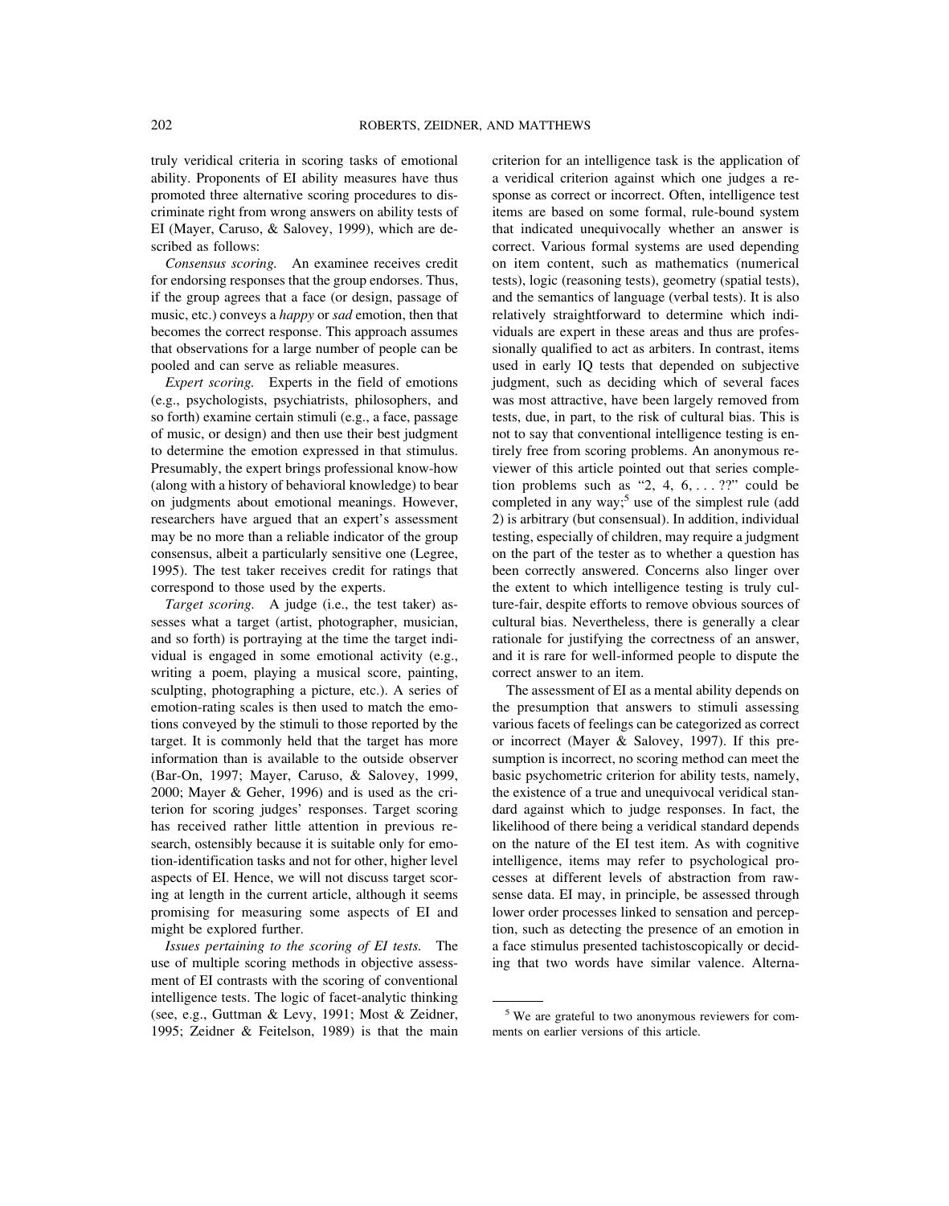truly veridical criteria in scoring tasks of emotional ability. Proponents of EI ability measures have thus promoted three alternative scoring procedures to discriminate right from wrong answers on ability tests of EI (Mayer, Caruso, & Salovey, 1999), which are described as follows:

*Consensus scoring.* An examinee receives credit for endorsing responses that the group endorses. Thus, if the group agrees that a face (or design, passage of music, etc.) conveys a *happy* or *sad* emotion, then that becomes the correct response. This approach assumes that observations for a large number of people can be pooled and can serve as reliable measures.

*Expert scoring.* Experts in the field of emotions (e.g., psychologists, psychiatrists, philosophers, and so forth) examine certain stimuli (e.g., a face, passage of music, or design) and then use their best judgment to determine the emotion expressed in that stimulus. Presumably, the expert brings professional know-how (along with a history of behavioral knowledge) to bear on judgments about emotional meanings. However, researchers have argued that an expert's assessment may be no more than a reliable indicator of the group consensus, albeit a particularly sensitive one (Legree, 1995). The test taker receives credit for ratings that correspond to those used by the experts.

*Target scoring.* A judge (i.e., the test taker) assesses what a target (artist, photographer, musician, and so forth) is portraying at the time the target individual is engaged in some emotional activity (e.g., writing a poem, playing a musical score, painting, sculpting, photographing a picture, etc.). A series of emotion-rating scales is then used to match the emotions conveyed by the stimuli to those reported by the target. It is commonly held that the target has more information than is available to the outside observer (Bar-On, 1997; Mayer, Caruso, & Salovey, 1999, 2000; Mayer & Geher, 1996) and is used as the criterion for scoring judges' responses. Target scoring has received rather little attention in previous research, ostensibly because it is suitable only for emotion-identification tasks and not for other, higher level aspects of EI. Hence, we will not discuss target scoring at length in the current article, although it seems promising for measuring some aspects of EI and might be explored further.

*Issues pertaining to the scoring of EI tests.* The use of multiple scoring methods in objective assessment of EI contrasts with the scoring of conventional intelligence tests. The logic of facet-analytic thinking (see, e.g., Guttman & Levy, 1991; Most & Zeidner, 1995; Zeidner & Feitelson, 1989) is that the main criterion for an intelligence task is the application of a veridical criterion against which one judges a response as correct or incorrect. Often, intelligence test items are based on some formal, rule-bound system that indicated unequivocally whether an answer is correct. Various formal systems are used depending on item content, such as mathematics (numerical tests), logic (reasoning tests), geometry (spatial tests), and the semantics of language (verbal tests). It is also relatively straightforward to determine which individuals are expert in these areas and thus are professionally qualified to act as arbiters. In contrast, items used in early IQ tests that depended on subjective judgment, such as deciding which of several faces was most attractive, have been largely removed from tests, due, in part, to the risk of cultural bias. This is not to say that conventional intelligence testing is entirely free from scoring problems. An anonymous reviewer of this article pointed out that series completion problems such as "2, 4, 6, . . . ??" could be completed in any way;[5] use of the simplest rule (add 2) is arbitrary (but consensual). In addition, individual testing, especially of children, may require a judgment on the part of the tester as to whether a question has been correctly answered. Concerns also linger over the extent to which intelligence testing is truly culture-fair, despite efforts to remove obvious sources of cultural bias. Nevertheless, there is generally a clear rationale for justifying the correctness of an answer, and it is rare for well-informed people to dispute the correct answer to an item.

The assessment of EI as a mental ability depends on the presumption that answers to stimuli assessing various facets of feelings can be categorized as correct or incorrect (Mayer & Salovey, 1997). If this presumption is incorrect, no scoring method can meet the basic psychometric criterion for ability tests, namely, the existence of a true and unequivocal veridical standard against which to judge responses. In fact, the likelihood of there being a veridical standard depends on the nature of the EI test item. As with cognitive intelligence, items may refer to psychological processes at different levels of abstraction from raw-sense data. EI may, in principle, be assessed through lower order processes linked to sensation and perception, such as detecting the presence of an emotion in a face stimulus presented tachistoscopically or deciding that two words have similar valence. Alterna-

[5] We are grateful to two anonymous reviewers for comments on earlier versions of this article.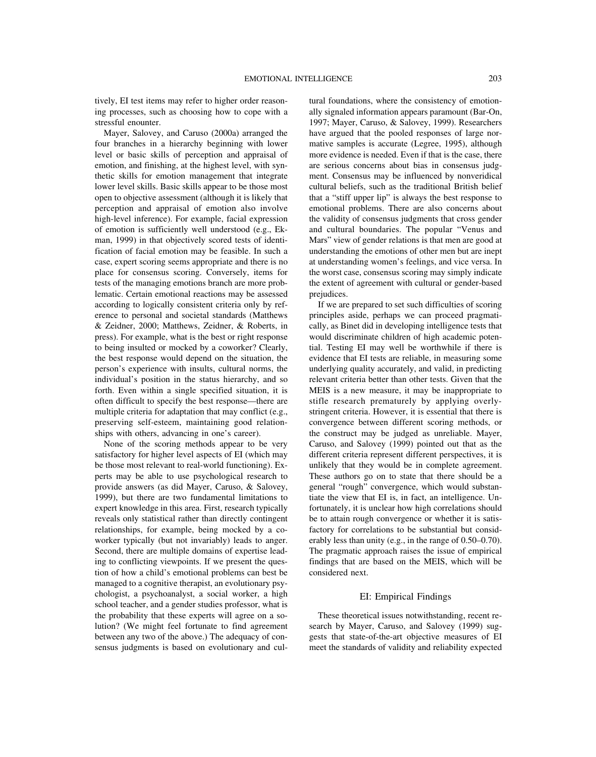tively, EI test items may refer to higher order reasoning processes, such as choosing how to cope with a stressful enounter.

Mayer, Salovey, and Caruso (2000a) arranged the four branches in a hierarchy beginning with lower level or basic skills of perception and appraisal of emotion, and finishing, at the highest level, with synthetic skills for emotion management that integrate lower level skills. Basic skills appear to be those most open to objective assessment (although it is likely that perception and appraisal of emotion also involve high-level inference). For example, facial expression of emotion is sufficiently well understood (e.g., Ekman, 1999) in that objectively scored tests of identification of facial emotion may be feasible. In such a case, expert scoring seems appropriate and there is no place for consensus scoring. Conversely, items for tests of the managing emotions branch are more problematic. Certain emotional reactions may be assessed according to logically consistent criteria only by reference to personal and societal standards (Matthews & Zeidner, 2000; Matthews, Zeidner, & Roberts, in press). For example, what is the best or right response to being insulted or mocked by a coworker? Clearly, the best response would depend on the situation, the person's experience with insults, cultural norms, the individual's position in the status hierarchy, and so forth. Even within a single specified situation, it is often difficult to specify the best response—there are multiple criteria for adaptation that may conflict (e.g., preserving self-esteem, maintaining good relationships with others, advancing in one's career).

None of the scoring methods appear to be very satisfactory for higher level aspects of EI (which may be those most relevant to real-world functioning). Experts may be able to use psychological research to provide answers (as did Mayer, Caruso, & Salovey, 1999), but there are two fundamental limitations to expert knowledge in this area. First, research typically reveals only statistical rather than directly contingent relationships, for example, being mocked by a coworker typically (but not invariably) leads to anger. Second, there are multiple domains of expertise leading to conflicting viewpoints. If we present the question of how a child's emotional problems can best be managed to a cognitive therapist, an evolutionary psychologist, a psychoanalyst, a social worker, a high school teacher, and a gender studies professor, what is the probability that these experts will agree on a solution? (We might feel fortunate to find agreement between any two of the above.) The adequacy of consensus judgments is based on evolutionary and cultural foundations, where the consistency of emotionally signaled information appears paramount (Bar-On, 1997; Mayer, Caruso, & Salovey, 1999). Researchers have argued that the pooled responses of large normative samples is accurate (Legree, 1995), although more evidence is needed. Even if that is the case, there are serious concerns about bias in consensus judgment. Consensus may be influenced by nonveridical cultural beliefs, such as the traditional British belief that a "stiff upper lip" is always the best response to emotional problems. There are also concerns about the validity of consensus judgments that cross gender and cultural boundaries. The popular "Venus and Mars" view of gender relations is that men are good at understanding the emotions of other men but are inept at understanding women's feelings, and vice versa. In the worst case, consensus scoring may simply indicate the extent of agreement with cultural or gender-based prejudices.

If we are prepared to set such difficulties of scoring principles aside, perhaps we can proceed pragmatically, as Binet did in developing intelligence tests that would discriminate children of high academic potential. Testing EI may well be worthwhile if there is evidence that EI tests are reliable, in measuring some underlying quality accurately, and valid, in predicting relevant criteria better than other tests. Given that the MEIS is a new measure, it may be inappropriate to stifle research prematurely by applying overly-stringent criteria. However, it is essential that there is convergence between different scoring methods, or the construct may be judged as unreliable. Mayer, Caruso, and Salovey (1999) pointed out that as the different criteria represent different perspectives, it is unlikely that they would be in complete agreement. These authors go on to state that there should be a general "rough" convergence, which would substantiate the view that EI is, in fact, an intelligence. Unfortunately, it is unclear how high correlations should be to attain rough convergence or whether it is satisfactory for correlations to be substantial but considerably less than unity (e.g., in the range of 0.50–0.70). The pragmatic approach raises the issue of empirical findings that are based on the MEIS, which will be considered next.

## EI: Empirical Findings

These theoretical issues notwithstanding, recent research by Mayer, Caruso, and Salovey (1999) suggests that state-of-the-art objective measures of EI meet the standards of validity and reliability expected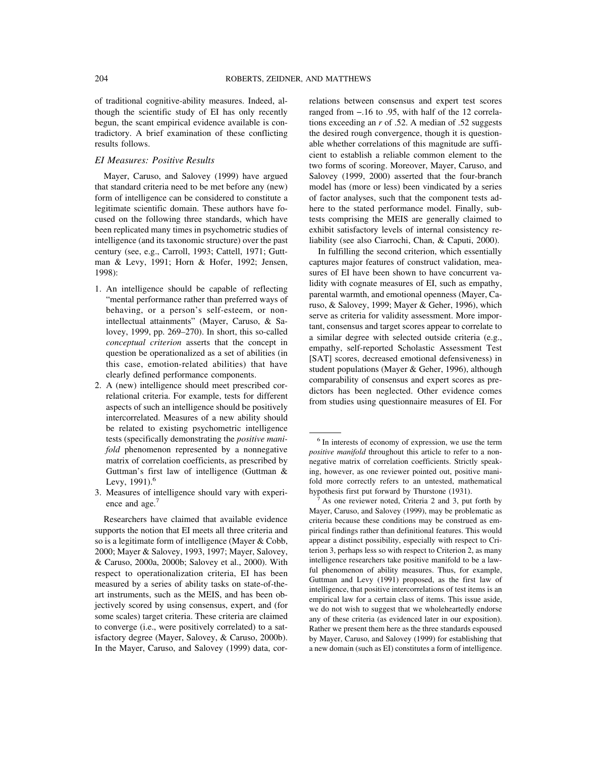of traditional cognitive-ability measures. Indeed, although the scientific study of EI has only recently begun, the scant empirical evidence available is contradictory. A brief examination of these conflicting results follows.

### *EI Measures: Positive Results*

Mayer, Caruso, and Salovey (1999) have argued that standard criteria need to be met before any (new) form of intelligence can be considered to constitute a legitimate scientific domain. These authors have focused on the following three standards, which have been replicated many times in psychometric studies of intelligence (and its taxonomic structure) over the past century (see, e.g., Carroll, 1993; Cattell, 1971; Guttman & Levy, 1991; Horn & Hofer, 1992; Jensen, 1998):

1. An intelligence should be capable of reflecting "mental performance rather than preferred ways of behaving, or a person's self-esteem, or non-intellectual attainments" (Mayer, Caruso, & Salovey, 1999, pp. 269–270). In short, this so-called *conceptual criterion* asserts that the concept in question be operationalized as a set of abilities (in this case, emotion-related abilities) that have clearly defined performance components.
2. A (new) intelligence should meet prescribed correlational criteria. For example, tests for different aspects of such an intelligence should be positively intercorrelated. Measures of a new ability should be related to existing psychometric intelligence tests (specifically demonstrating the *positive manifold* phenomenon represented by a nonnegative matrix of correlation coefficients, as prescribed by Guttman's first law of intelligence (Guttman & Levy, 1991).[6]
3. Measures of intelligence should vary with experience and age.[7]

Researchers have claimed that available evidence supports the notion that EI meets all three criteria and so is a legitimate form of intelligence (Mayer & Cobb, 2000; Mayer & Salovey, 1993, 1997; Mayer, Salovey, & Caruso, 2000a, 2000b; Salovey et al., 2000). With respect to operationalization criteria, EI has been measured by a series of ability tasks on state-of-the-art instruments, such as the MEIS, and has been objectively scored by using consensus, expert, and (for some scales) target criteria. These criteria are claimed to converge (i.e., were positively correlated) to a satisfactory degree (Mayer, Salovey, & Caruso, 2000b). In the Mayer, Caruso, and Salovey (1999) data, correlations between consensus and expert test scores ranged from −.16 to .95, with half of the 12 correlations exceeding an $r$ of .52. A median of .52 suggests the desired rough convergence, though it is questionable whether correlations of this magnitude are sufficient to establish a reliable common element to the two forms of scoring. Moreover, Mayer, Caruso, and Salovey (1999, 2000) asserted that the four-branch model has (more or less) been vindicated by a series of factor analyses, such that the component tests adhere to the stated performance model. Finally, subtests comprising the MEIS are generally claimed to exhibit satisfactory levels of internal consistency reliability (see also Ciarrochi, Chan, & Caputi, 2000).

In fulfilling the second criterion, which essentially captures major features of construct validation, measures of EI have been shown to have concurrent validity with cognate measures of EI, such as empathy, parental warmth, and emotional openness (Mayer, Caruso, & Salovey, 1999; Mayer & Geher, 1996), which serve as criteria for validity assessment. More important, consensus and target scores appear to correlate to a similar degree with selected outside criteria (e.g., empathy, self-reported Scholastic Assessment Test [SAT] scores, decreased emotional defensiveness) in student populations (Mayer & Geher, 1996), although comparability of consensus and expert scores as predictors has been neglected. Other evidence comes from studies using questionnaire measures of EI. For

---

[6] In interests of economy of expression, we use the term *positive manifold* throughout this article to refer to a nonnegative matrix of correlation coefficients. Strictly speaking, however, as one reviewer pointed out, positive manifold more correctly refers to an untested, mathematical hypothesis first put forward by Thurstone (1931).

[7] As one reviewer noted, Criteria 2 and 3, put forth by Mayer, Caruso, and Salovey (1999), may be problematic as criteria because these conditions may be construed as empirical findings rather than definitional features. This would appear a distinct possibility, especially with respect to Criterion 3, perhaps less so with respect to Criterion 2, as many intelligence researchers take positive manifold to be a lawful phenomenon of ability measures. Thus, for example, Guttman and Levy (1991) proposed, as the first law of intelligence, that positive intercorrelations of test items is an empirical law for a certain class of items. This issue aside, we do not wish to suggest that we wholeheartedly endorse any of these criteria (as evidenced later in our exposition). Rather we present them here as the three standards espoused by Mayer, Caruso, and Salovey (1999) for establishing that a new domain (such as EI) constitutes a form of intelligence.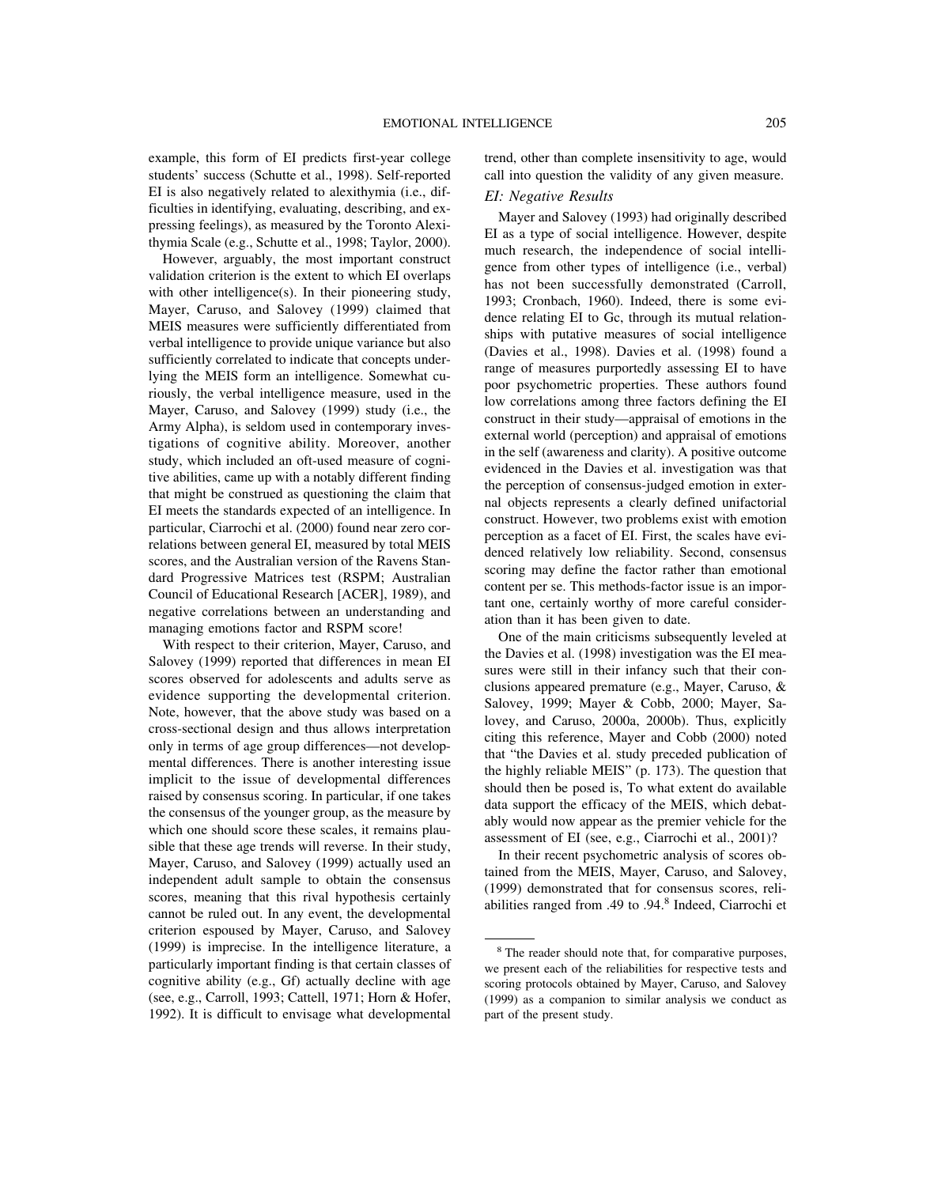example, this form of EI predicts first-year college students' success (Schutte et al., 1998). Self-reported EI is also negatively related to alexithymia (i.e., difficulties in identifying, evaluating, describing, and expressing feelings), as measured by the Toronto Alexithymia Scale (e.g., Schutte et al., 1998; Taylor, 2000).

However, arguably, the most important construct validation criterion is the extent to which EI overlaps with other intelligence(s). In their pioneering study, Mayer, Caruso, and Salovey (1999) claimed that MEIS measures were sufficiently differentiated from verbal intelligence to provide unique variance but also sufficiently correlated to indicate that concepts underlying the MEIS form an intelligence. Somewhat curiously, the verbal intelligence measure, used in the Mayer, Caruso, and Salovey (1999) study (i.e., the Army Alpha), is seldom used in contemporary investigations of cognitive ability. Moreover, another study, which included an oft-used measure of cognitive abilities, came up with a notably different finding that might be construed as questioning the claim that EI meets the standards expected of an intelligence. In particular, Ciarrochi et al. (2000) found near zero correlations between general EI, measured by total MEIS scores, and the Australian version of the Ravens Standard Progressive Matrices test (RSPM; Australian Council of Educational Research [ACER], 1989), and negative correlations between an understanding and managing emotions factor and RSPM score!

With respect to their criterion, Mayer, Caruso, and Salovey (1999) reported that differences in mean EI scores observed for adolescents and adults serve as evidence supporting the developmental criterion. Note, however, that the above study was based on a cross-sectional design and thus allows interpretation only in terms of age group differences—not developmental differences. There is another interesting issue implicit to the issue of developmental differences raised by consensus scoring. In particular, if one takes the consensus of the younger group, as the measure by which one should score these scales, it remains plausible that these age trends will reverse. In their study, Mayer, Caruso, and Salovey (1999) actually used an independent adult sample to obtain the consensus scores, meaning that this rival hypothesis certainly cannot be ruled out. In any event, the developmental criterion espoused by Mayer, Caruso, and Salovey (1999) is imprecise. In the intelligence literature, a particularly important finding is that certain classes of cognitive ability (e.g., Gf) actually decline with age (see, e.g., Carroll, 1993; Cattell, 1971; Horn & Hofer, 1992). It is difficult to envisage what developmental trend, other than complete insensitivity to age, would call into question the validity of any given measure.

### *EI: Negative Results*

Mayer and Salovey (1993) had originally described EI as a type of social intelligence. However, despite much research, the independence of social intelligence from other types of intelligence (i.e., verbal) has not been successfully demonstrated (Carroll, 1993; Cronbach, 1960). Indeed, there is some evidence relating EI to Gc, through its mutual relationships with putative measures of social intelligence (Davies et al., 1998). Davies et al. (1998) found a range of measures purportedly assessing EI to have poor psychometric properties. These authors found low correlations among three factors defining the EI construct in their study—appraisal of emotions in the external world (perception) and appraisal of emotions in the self (awareness and clarity). A positive outcome evidenced in the Davies et al. investigation was that the perception of consensus-judged emotion in external objects represents a clearly defined unifactorial construct. However, two problems exist with emotion perception as a facet of EI. First, the scales have evidenced relatively low reliability. Second, consensus scoring may define the factor rather than emotional content per se. This methods-factor issue is an important one, certainly worthy of more careful consideration than it has been given to date.

One of the main criticisms subsequently leveled at the Davies et al. (1998) investigation was the EI measures were still in their infancy such that their conclusions appeared premature (e.g., Mayer, Caruso, & Salovey, 1999; Mayer & Cobb, 2000; Mayer, Salovey, and Caruso, 2000a, 2000b). Thus, explicitly citing this reference, Mayer and Cobb (2000) noted that "the Davies et al. study preceded publication of the highly reliable MEIS" (p. 173). The question that should then be posed is, To what extent do available data support the efficacy of the MEIS, which debatably would now appear as the premier vehicle for the assessment of EI (see, e.g., Ciarrochi et al., 2001)?

In their recent psychometric analysis of scores obtained from the MEIS, Mayer, Caruso, and Salovey, (1999) demonstrated that for consensus scores, reliabilities ranged from .49 to .94.[8] Indeed, Ciarrochi et

---

[8] The reader should note that, for comparative purposes, we present each of the reliabilities for respective tests and scoring protocols obtained by Mayer, Caruso, and Salovey (1999) as a companion to similar analysis we conduct as part of the present study.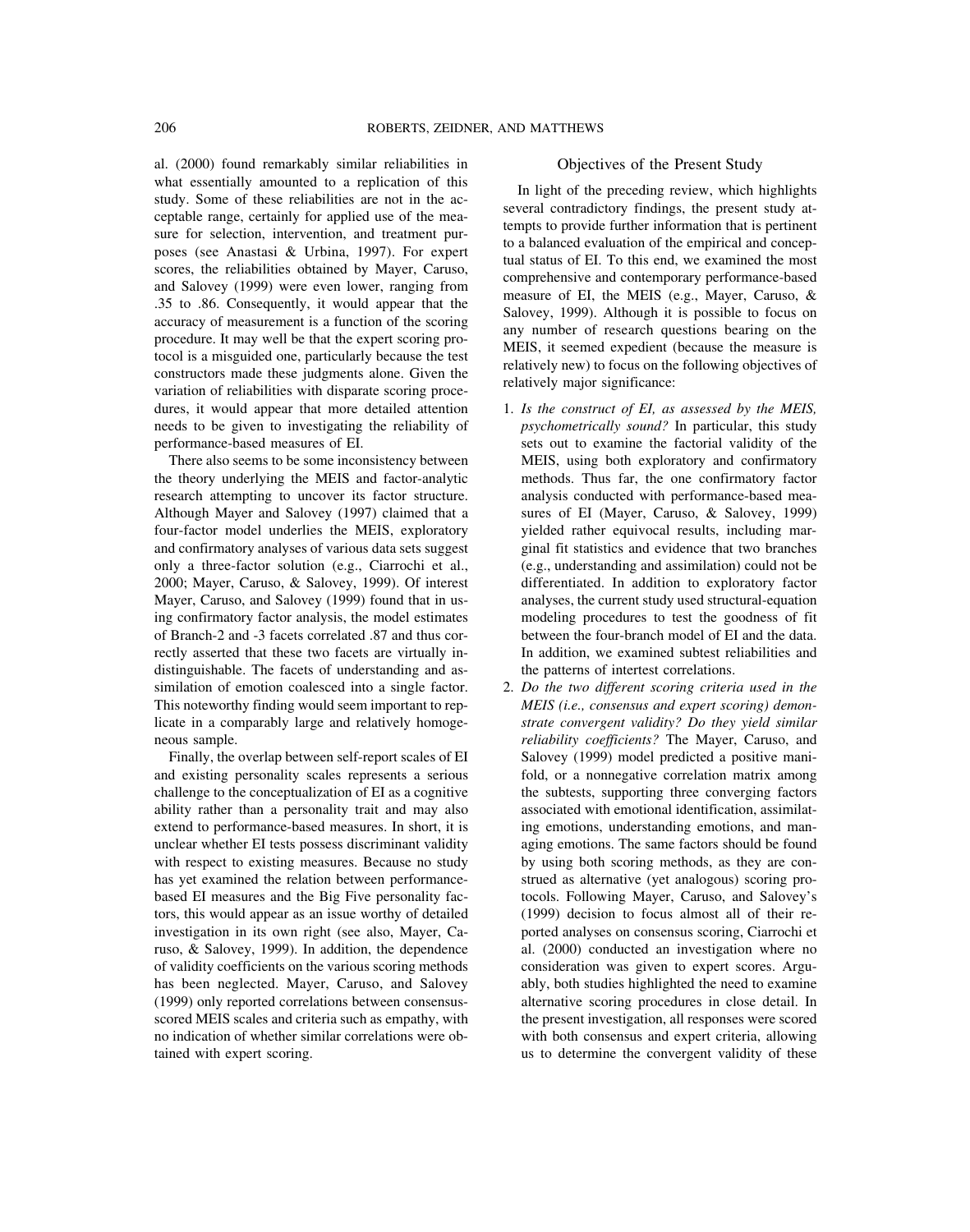al. (2000) found remarkably similar reliabilities in what essentially amounted to a replication of this study. Some of these reliabilities are not in the acceptable range, certainly for applied use of the measure for selection, intervention, and treatment purposes (see Anastasi & Urbina, 1997). For expert scores, the reliabilities obtained by Mayer, Caruso, and Salovey (1999) were even lower, ranging from .35 to .86. Consequently, it would appear that the accuracy of measurement is a function of the scoring procedure. It may well be that the expert scoring protocol is a misguided one, particularly because the test constructors made these judgments alone. Given the variation of reliabilities with disparate scoring procedures, it would appear that more detailed attention needs to be given to investigating the reliability of performance-based measures of EI.

There also seems to be some inconsistency between the theory underlying the MEIS and factor-analytic research attempting to uncover its factor structure. Although Mayer and Salovey (1997) claimed that a four-factor model underlies the MEIS, exploratory and confirmatory analyses of various data sets suggest only a three-factor solution (e.g., Ciarrochi et al., 2000; Mayer, Caruso, & Salovey, 1999). Of interest Mayer, Caruso, and Salovey (1999) found that in using confirmatory factor analysis, the model estimates of Branch-2 and -3 facets correlated .87 and thus correctly asserted that these two facets are virtually indistinguishable. The facets of understanding and assimilation of emotion coalesced into a single factor. This noteworthy finding would seem important to replicate in a comparably large and relatively homogeneous sample.

Finally, the overlap between self-report scales of EI and existing personality scales represents a serious challenge to the conceptualization of EI as a cognitive ability rather than a personality trait and may also extend to performance-based measures. In short, it is unclear whether EI tests possess discriminant validity with respect to existing measures. Because no study has yet examined the relation between performance-based EI measures and the Big Five personality factors, this would appear as an issue worthy of detailed investigation in its own right (see also, Mayer, Caruso, & Salovey, 1999). In addition, the dependence of validity coefficients on the various scoring methods has been neglected. Mayer, Caruso, and Salovey (1999) only reported correlations between consensus-scored MEIS scales and criteria such as empathy, with no indication of whether similar correlations were obtained with expert scoring.

## Objectives of the Present Study

In light of the preceding review, which highlights several contradictory findings, the present study attempts to provide further information that is pertinent to a balanced evaluation of the empirical and conceptual status of EI. To this end, we examined the most comprehensive and contemporary performance-based measure of EI, the MEIS (e.g., Mayer, Caruso, & Salovey, 1999). Although it is possible to focus on any number of research questions bearing on the MEIS, it seemed expedient (because the measure is relatively new) to focus on the following objectives of relatively major significance:

1. *Is the construct of EI, as assessed by the MEIS, psychometrically sound?* In particular, this study sets out to examine the factorial validity of the MEIS, using both exploratory and confirmatory methods. Thus far, the one confirmatory factor analysis conducted with performance-based measures of EI (Mayer, Caruso, & Salovey, 1999) yielded rather equivocal results, including marginal fit statistics and evidence that two branches (e.g., understanding and assimilation) could not be differentiated. In addition to exploratory factor analyses, the current study used structural-equation modeling procedures to test the goodness of fit between the four-branch model of EI and the data. In addition, we examined subtest reliabilities and the patterns of intertest correlations.
2. *Do the two different scoring criteria used in the MEIS (i.e., consensus and expert scoring) demonstrate convergent validity? Do they yield similar reliability coefficients?* The Mayer, Caruso, and Salovey (1999) model predicted a positive manifold, or a nonnegative correlation matrix among the subtests, supporting three converging factors associated with emotional identification, assimilating emotions, understanding emotions, and managing emotions. The same factors should be found by using both scoring methods, as they are construed as alternative (yet analogous) scoring protocols. Following Mayer, Caruso, and Salovey's (1999) decision to focus almost all of their reported analyses on consensus scoring, Ciarrochi et al. (2000) conducted an investigation where no consideration was given to expert scores. Arguably, both studies highlighted the need to examine alternative scoring procedures in close detail. In the present investigation, all responses were scored with both consensus and expert criteria, allowing us to determine the convergent validity of these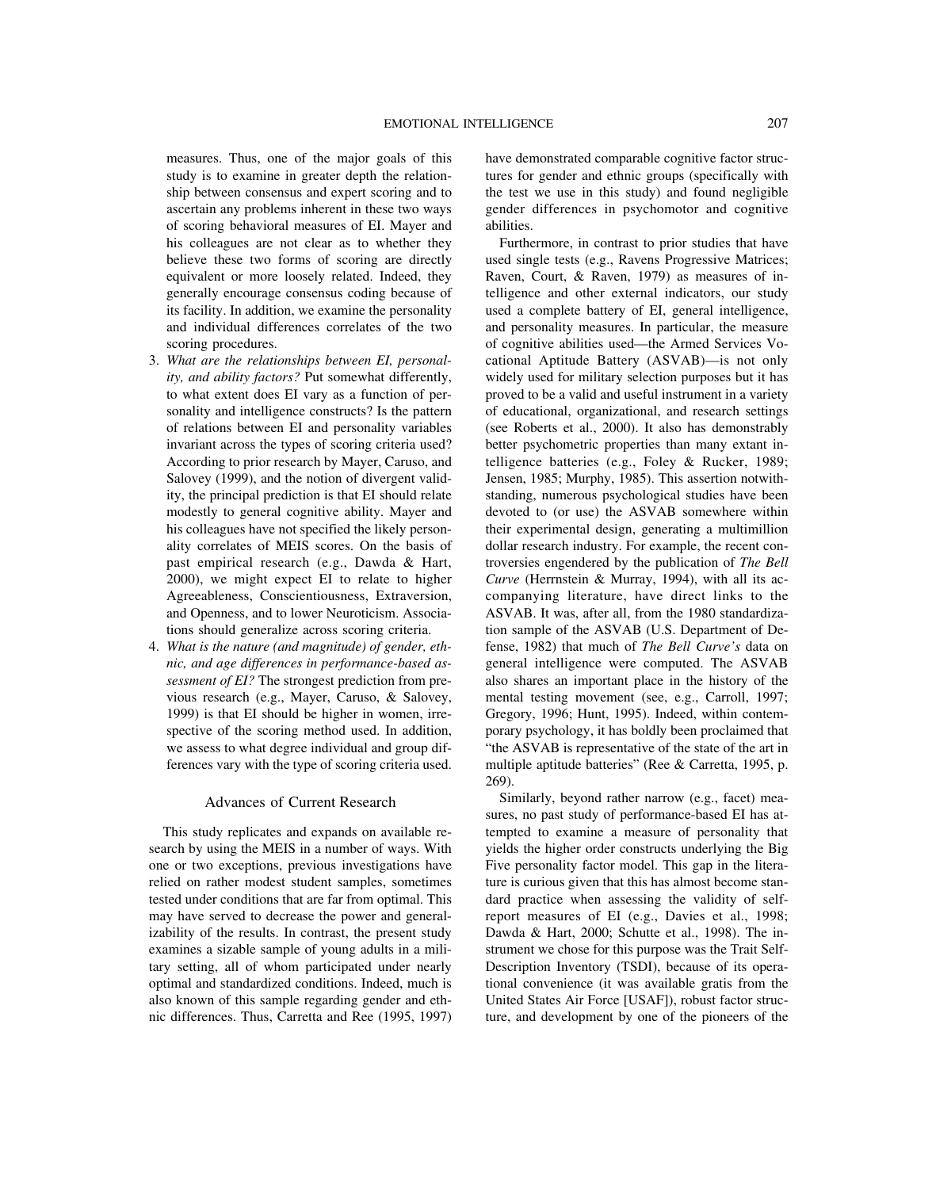measures. Thus, one of the major goals of this study is to examine in greater depth the relationship between consensus and expert scoring and to ascertain any problems inherent in these two ways of scoring behavioral measures of EI. Mayer and his colleagues are not clear as to whether they believe these two forms of scoring are directly equivalent or more loosely related. Indeed, they generally encourage consensus coding because of its facility. In addition, we examine the personality and individual differences correlates of the two scoring procedures.

3. *What are the relationships between EI, personality, and ability factors?* Put somewhat differently, to what extent does EI vary as a function of personality and intelligence constructs? Is the pattern of relations between EI and personality variables invariant across the types of scoring criteria used? According to prior research by Mayer, Caruso, and Salovey (1999), and the notion of divergent validity, the principal prediction is that EI should relate modestly to general cognitive ability. Mayer and his colleagues have not specified the likely personality correlates of MEIS scores. On the basis of past empirical research (e.g., Dawda & Hart, 2000), we might expect EI to relate to higher Agreeableness, Conscientiousness, Extraversion, and Openness, and to lower Neuroticism. Associations should generalize across scoring criteria.
4. *What is the nature (and magnitude) of gender, ethnic, and age differences in performance-based assessment of EI?* The strongest prediction from previous research (e.g., Mayer, Caruso, & Salovey, 1999) is that EI should be higher in women, irrespective of the scoring method used. In addition, we assess to what degree individual and group differences vary with the type of scoring criteria used.

## Advances of Current Research

This study replicates and expands on available research by using the MEIS in a number of ways. With one or two exceptions, previous investigations have relied on rather modest student samples, sometimes tested under conditions that are far from optimal. This may have served to decrease the power and generalizability of the results. In contrast, the present study examines a sizable sample of young adults in a military setting, all of whom participated under nearly optimal and standardized conditions. Indeed, much is also known of this sample regarding gender and ethnic differences. Thus, Carretta and Ree (1995, 1997) have demonstrated comparable cognitive factor structures for gender and ethnic groups (specifically with the test we use in this study) and found negligible gender differences in psychomotor and cognitive abilities.

Furthermore, in contrast to prior studies that have used single tests (e.g., Ravens Progressive Matrices; Raven, Court, & Raven, 1979) as measures of intelligence and other external indicators, our study used a complete battery of EI, general intelligence, and personality measures. In particular, the measure of cognitive abilities used—the Armed Services Vocational Aptitude Battery (ASVAB)—is not only widely used for military selection purposes but it has proved to be a valid and useful instrument in a variety of educational, organizational, and research settings (see Roberts et al., 2000). It also has demonstrably better psychometric properties than many extant intelligence batteries (e.g., Foley & Rucker, 1989; Jensen, 1985; Murphy, 1985). This assertion notwithstanding, numerous psychological studies have been devoted to (or use) the ASVAB somewhere within their experimental design, generating a multimillion dollar research industry. For example, the recent controversies engendered by the publication of *The Bell Curve* (Herrnstein & Murray, 1994), with all its accompanying literature, have direct links to the ASVAB. It was, after all, from the 1980 standardization sample of the ASVAB (U.S. Department of Defense, 1982) that much of *The Bell Curve's* data on general intelligence were computed. The ASVAB also shares an important place in the history of the mental testing movement (see, e.g., Carroll, 1997; Gregory, 1996; Hunt, 1995). Indeed, within contemporary psychology, it has boldly been proclaimed that "the ASVAB is representative of the state of the art in multiple aptitude batteries" (Ree & Carretta, 1995, p. 269).

Similarly, beyond rather narrow (e.g., facet) measures, no past study of performance-based EI has attempted to examine a measure of personality that yields the higher order constructs underlying the Big Five personality factor model. This gap in the literature is curious given that this has almost become standard practice when assessing the validity of self-report measures of EI (e.g., Davies et al., 1998; Dawda & Hart, 2000; Schutte et al., 1998). The instrument we chose for this purpose was the Trait Self-Description Inventory (TSDI), because of its operational convenience (it was available gratis from the United States Air Force [USAF]), robust factor structure, and development by one of the pioneers of the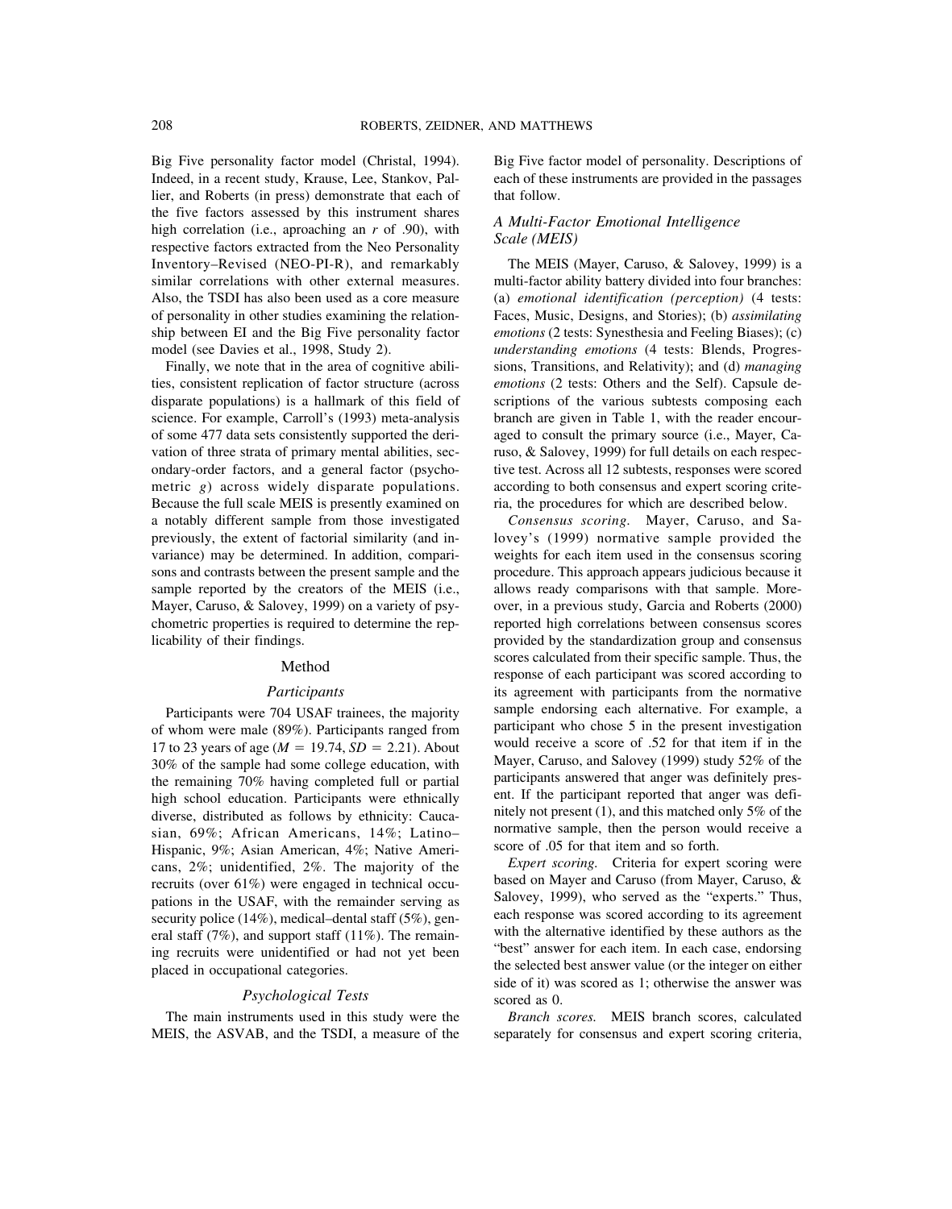Big Five personality factor model (Christal, 1994). Indeed, in a recent study, Krause, Lee, Stankov, Pallier, and Roberts (in press) demonstrate that each of the five factors assessed by this instrument shares high correlation (i.e., aproaching an $r$ of .90), with respective factors extracted from the Neo Personality Inventory–Revised (NEO-PI-R), and remarkably similar correlations with other external measures. Also, the TSDI has also been used as a core measure of personality in other studies examining the relationship between EI and the Big Five personality factor model (see Davies et al., 1998, Study 2).

Finally, we note that in the area of cognitive abilities, consistent replication of factor structure (across disparate populations) is a hallmark of this field of science. For example, Carroll's (1993) meta-analysis of some 477 data sets consistently supported the derivation of three strata of primary mental abilities, secondary-order factors, and a general factor (psychometric $g$) across widely disparate populations. Because the full scale MEIS is presently examined on a notably different sample from those investigated previously, the extent of factorial similarity (and invariance) may be determined. In addition, comparisons and contrasts between the present sample and the sample reported by the creators of the MEIS (i.e., Mayer, Caruso, & Salovey, 1999) on a variety of psychometric properties is required to determine the replicability of their findings.

## Method

### Participants

Participants were 704 USAF trainees, the majority of whom were male (89%). Participants ranged from 17 to 23 years of age ($M$ = 19.74, $SD$ = 2.21). About 30% of the sample had some college education, with the remaining 70% having completed full or partial high school education. Participants were ethnically diverse, distributed as follows by ethnicity: Caucasian, 69%; African Americans, 14%; Latino–Hispanic, 9%; Asian American, 4%; Native Americans, 2%; unidentified, 2%. The majority of the recruits (over 61%) were engaged in technical occupations in the USAF, with the remainder serving as security police (14%), medical–dental staff (5%), general staff (7%), and support staff (11%). The remaining recruits were unidentified or had not yet been placed in occupational categories.

### Psychological Tests

The main instruments used in this study were the MEIS, the ASVAB, and the TSDI, a measure of the Big Five factor model of personality. Descriptions of each of these instruments are provided in the passages that follow.

#### *A Multi-Factor Emotional Intelligence Scale (MEIS)*

The MEIS (Mayer, Caruso, & Salovey, 1999) is a multi-factor ability battery divided into four branches: (a) *emotional identification (perception)* (4 tests: Faces, Music, Designs, and Stories); (b) *assimilating emotions* (2 tests: Synesthesia and Feeling Biases); (c) *understanding emotions* (4 tests: Blends, Progressions, Transitions, and Relativity); and (d) *managing emotions* (2 tests: Others and the Self). Capsule descriptions of the various subtests composing each branch are given in Table 1, with the reader encouraged to consult the primary source (i.e., Mayer, Caruso, & Salovey, 1999) for full details on each respective test. Across all 12 subtests, responses were scored according to both consensus and expert scoring criteria, the procedures for which are described below.

*Consensus scoring.* Mayer, Caruso, and Salovey's (1999) normative sample provided the weights for each item used in the consensus scoring procedure. This approach appears judicious because it allows ready comparisons with that sample. Moreover, in a previous study, Garcia and Roberts (2000) reported high correlations between consensus scores provided by the standardization group and consensus scores calculated from their specific sample. Thus, the response of each participant was scored according to its agreement with participants from the normative sample endorsing each alternative. For example, a participant who chose 5 in the present investigation would receive a score of .52 for that item if in the Mayer, Caruso, and Salovey (1999) study 52% of the participants answered that anger was definitely present. If the participant reported that anger was definitely not present (1), and this matched only 5% of the normative sample, then the person would receive a score of .05 for that item and so forth.

*Expert scoring.* Criteria for expert scoring were based on Mayer and Caruso (from Mayer, Caruso, & Salovey, 1999), who served as the "experts." Thus, each response was scored according to its agreement with the alternative identified by these authors as the "best" answer for each item. In each case, endorsing the selected best answer value (or the integer on either side of it) was scored as 1; otherwise the answer was scored as 0.

*Branch scores.* MEIS branch scores, calculated separately for consensus and expert scoring criteria,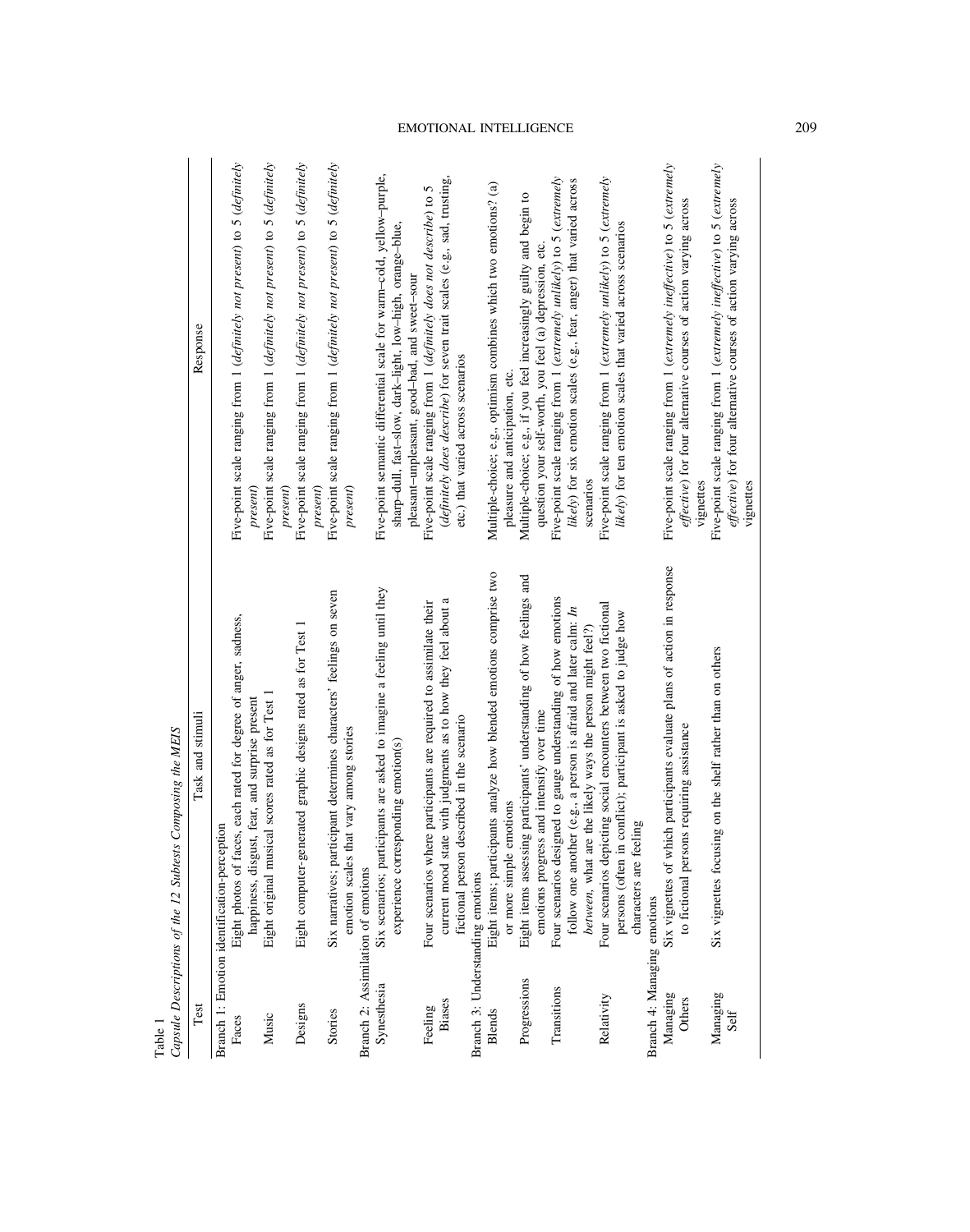Table 1
*Capsule Descriptions of the 12 Subtests Composing the MEIS*

| Test | Task and stimuli | Response |
|---|---|---|
| Branch 1: Emotion identification-perception | | |
| Faces | Eight photos of faces, each rated for degree of anger, sadness, happiness, disgust, fear, and surprise present | Five-point scale ranging from 1 (*definitely not present*) to 5 (*definitely present*) |
| Music | Eight original musical scores rated as for Test 1 | Five-point scale ranging from 1 (*definitely not present*) to 5 (*definitely present*) |
| Designs | Eight computer-generated graphic designs rated as for Test 1 | Five-point scale ranging from 1 (*definitely not present*) to 5 (*definitely present*) |
| Stories | Six narratives; participant determines characters' feelings on seven emotion scales that vary among stories | Five-point scale ranging from 1 (*definitely not present*) to 5 (*definitely present*) |
| Branch 2: Assimilation of emotions | | |
| Synesthesia | Six scenarios; participants are asked to imagine a feeling until they experience corresponding emotion(s) | Five-point semantic differential scale for warm–cold, yellow–purple, sharp–dull, fast–slow, dark–light, low–high, orange–blue, pleasant–unpleasant, good–bad, and sweet–sour |
| Feeling Biases | Four scenarios where participants are required to assimilate their current mood state with judgments as to how they feel about a fictional person described in the scenario | Five-point scale ranging from 1 (*definitely does not describe*) to 5 (*definitely does describe*) for seven trait scales (e.g., sad, trusting, etc.) that varied across scenarios |
| Branch 3: Understanding emotions | | |
| Blends | Eight items; participants analyze how blended emotions comprise two or more simple emotions | Multiple-choice; e.g., optimism combines which two emotions? (a) pleasure and anticipation, etc. |
| Progressions | Eight items assessing participants' understanding of how feelings and emotions progress and intensify over time | Multiple-choice; e.g., if you feel increasingly guilty and begin to question your self-worth, you feel (a) depression, etc. |
| Transitions | Four scenarios designed to gauge understanding of how emotions follow one another (e.g., a person is afraid and later calm: *In between*, what are the likely ways the person might feel?) | Five-point scale ranging from 1 (*extremely unlikely*) to 5 (*extremely likely*) for six emotion scales (e.g., fear, anger) that varied across scenarios |
| Relativity | Four scenarios depicting social encounters between two fictional persons (often in conflict); participant is asked to judge how characters are feeling | Five-point scale ranging from 1 (*extremely unlikely*) to 5 (*extremely likely*) for ten emotion scales that varied across scenarios |
| Branch 4: Managing emotions | | |
| Managing Others | Six vignettes of which participants evaluate plans of action in response to fictional persons requiring assistance | Five-point scale ranging from 1 (*extremely ineffective*) to 5 (*extremely effective*) for four alternative courses of action varying across vignettes |
| Managing Self | Six vignettes focusing on the shelf rather than on others | Five-point scale ranging from 1 (*extremely ineffective*) to 5 (*extremely effective*) for four alternative courses of action varying across vignettes |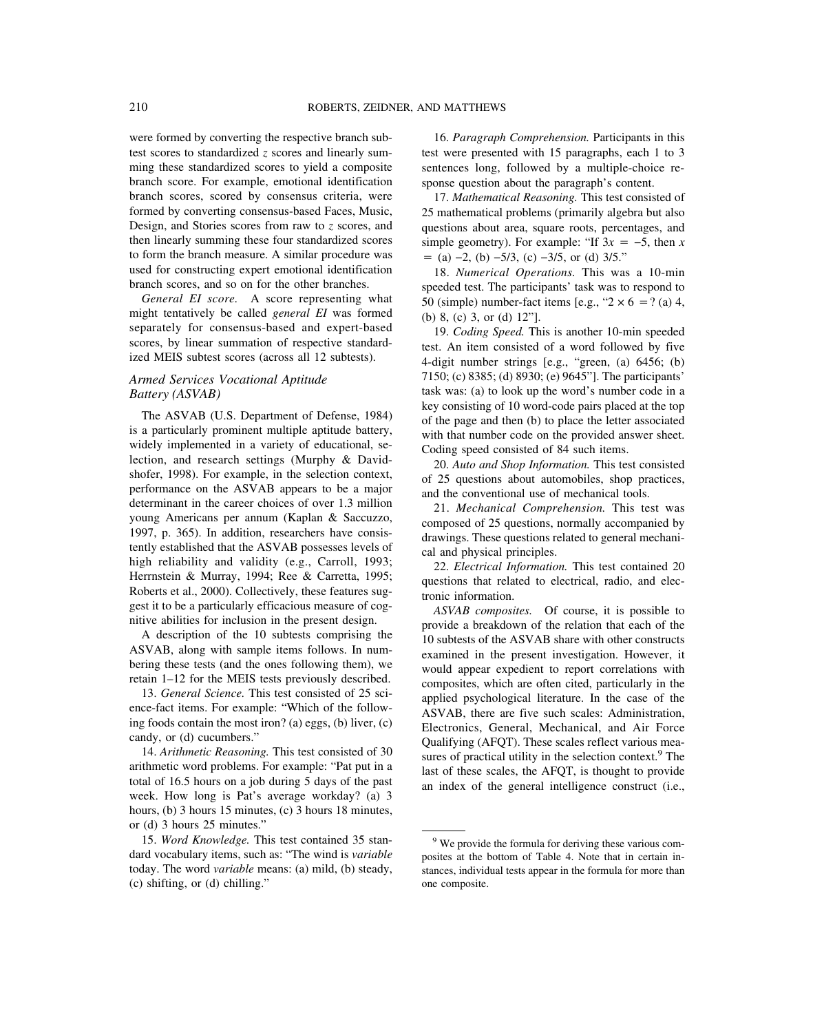were formed by converting the respective branch subtest scores to standardized *z* scores and linearly summing these standardized scores to yield a composite branch score. For example, emotional identification branch scores, scored by consensus criteria, were formed by converting consensus-based Faces, Music, Design, and Stories scores from raw to *z* scores, and then linearly summing these four standardized scores to form the branch measure. A similar procedure was used for constructing expert emotional identification branch scores, and so on for the other branches.

*General EI score.* A score representing what might tentatively be called *general EI* was formed separately for consensus-based and expert-based scores, by linear summation of respective standardized MEIS subtest scores (across all 12 subtests).

### *Armed Services Vocational Aptitude Battery (ASVAB)*

The ASVAB (U.S. Department of Defense, 1984) is a particularly prominent multiple aptitude battery, widely implemented in a variety of educational, selection, and research settings (Murphy & Davidshofer, 1998). For example, in the selection context, performance on the ASVAB appears to be a major determinant in the career choices of over 1.3 million young Americans per annum (Kaplan & Saccuzzo, 1997, p. 365). In addition, researchers have consistently established that the ASVAB possesses levels of high reliability and validity (e.g., Carroll, 1993; Herrnstein & Murray, 1994; Ree & Carretta, 1995; Roberts et al., 2000). Collectively, these features suggest it to be a particularly efficacious measure of cognitive abilities for inclusion in the present design.

A description of the 10 subtests comprising the ASVAB, along with sample items follows. In numbering these tests (and the ones following them), we retain 1–12 for the MEIS tests previously described.

13. *General Science.* This test consisted of 25 science-fact items. For example: "Which of the following foods contain the most iron? (a) eggs, (b) liver, (c) candy, or (d) cucumbers."

14. *Arithmetic Reasoning.* This test consisted of 30 arithmetic word problems. For example: "Pat put in a total of 16.5 hours on a job during 5 days of the past week. How long is Pat's average workday? (a) 3 hours, (b) 3 hours 15 minutes, (c) 3 hours 18 minutes, or (d) 3 hours 25 minutes."

15. *Word Knowledge.* This test contained 35 standard vocabulary items, such as: "The wind is *variable* today. The word *variable* means: (a) mild, (b) steady, (c) shifting, or (d) chilling."

16. *Paragraph Comprehension.* Participants in this test were presented with 15 paragraphs, each 1 to 3 sentences long, followed by a multiple-choice response question about the paragraph's content.

17. *Mathematical Reasoning.* This test consisted of 25 mathematical problems (primarily algebra but also questions about area, square roots, percentages, and simple geometry). For example: "If $3x = -5$, then $x$ = (a) $-2$, (b) $-5/3$, (c) $-3/5$, or (d) $3/5$."

18. *Numerical Operations.* This was a 10-min speeded test. The participants' task was to respond to 50 (simple) number-fact items [e.g., "$2 \times 6 = ?$ (a) 4, (b) 8, (c) 3, or (d) 12"].

19. *Coding Speed.* This is another 10-min speeded test. An item consisted of a word followed by five 4-digit number strings [e.g., "green, (a) 6456; (b) 7150; (c) 8385; (d) 8930; (e) 9645"]. The participants' task was: (a) to look up the word's number code in a key consisting of 10 word-code pairs placed at the top of the page and then (b) to place the letter associated with that number code on the provided answer sheet. Coding speed consisted of 84 such items.

20. *Auto and Shop Information.* This test consisted of 25 questions about automobiles, shop practices, and the conventional use of mechanical tools.

21. *Mechanical Comprehension.* This test was composed of 25 questions, normally accompanied by drawings. These questions related to general mechanical and physical principles.

22. *Electrical Information.* This test contained 20 questions that related to electrical, radio, and electronic information.

*ASVAB composites.* Of course, it is possible to provide a breakdown of the relation that each of the 10 subtests of the ASVAB share with other constructs examined in the present investigation. However, it would appear expedient to report correlations with composites, which are often cited, particularly in the applied psychological literature. In the case of the ASVAB, there are five such scales: Administration, Electronics, General, Mechanical, and Air Force Qualifying (AFQT). These scales reflect various measures of practical utility in the selection context.[9] The last of these scales, the AFQT, is thought to provide an index of the general intelligence construct (i.e.,

[9] We provide the formula for deriving these various composites at the bottom of Table 4. Note that in certain instances, individual tests appear in the formula for more than one composite.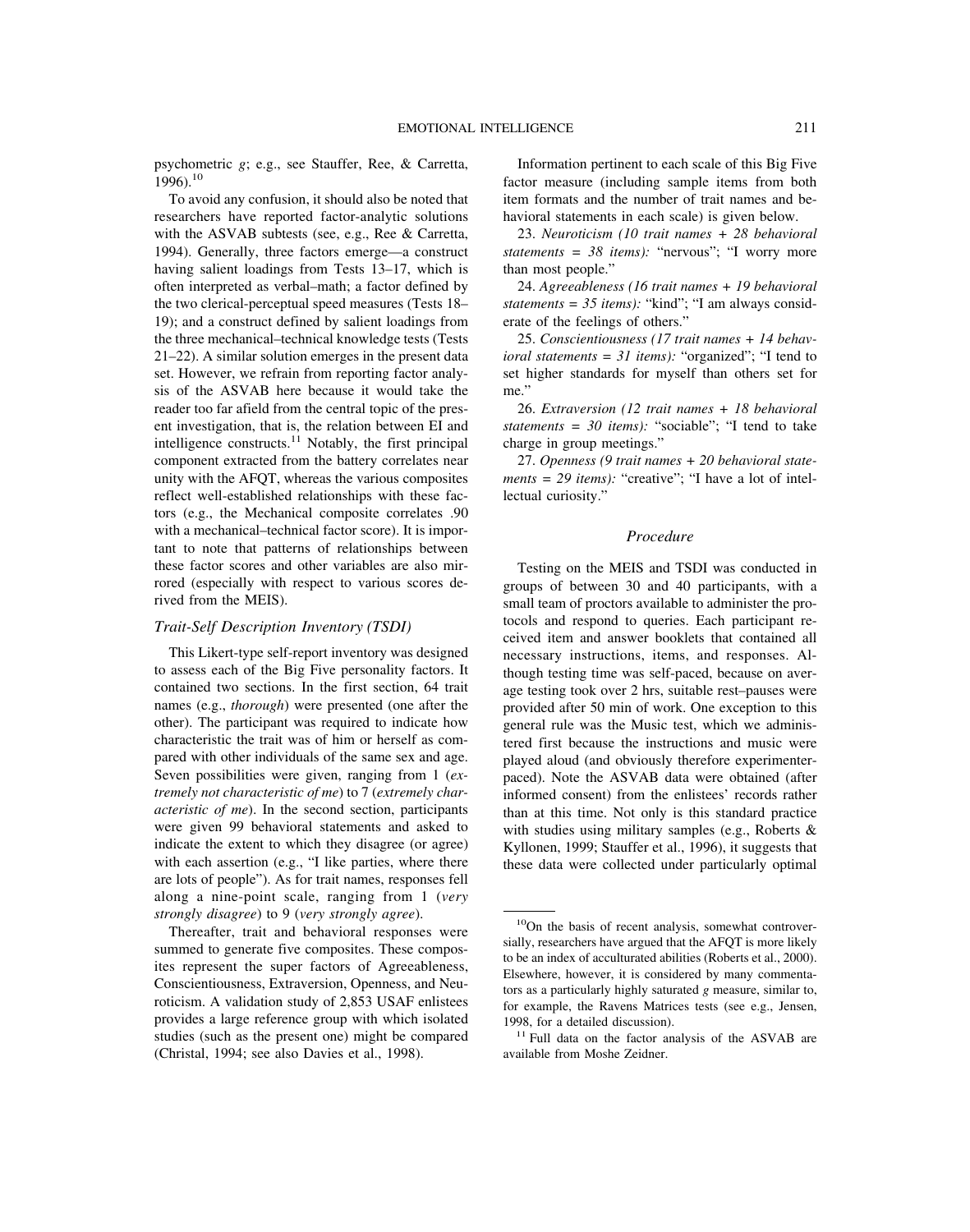psychometric *g*; e.g., see Stauffer, Ree, & Carretta, 1996).[10]

To avoid any confusion, it should also be noted that researchers have reported factor-analytic solutions with the ASVAB subtests (see, e.g., Ree & Carretta, 1994). Generally, three factors emerge—a construct having salient loadings from Tests 13–17, which is often interpreted as verbal–math; a factor defined by the two clerical-perceptual speed measures (Tests 18–19); and a construct defined by salient loadings from the three mechanical–technical knowledge tests (Tests 21–22). A similar solution emerges in the present data set. However, we refrain from reporting factor analysis of the ASVAB here because it would take the reader too far afield from the central topic of the present investigation, that is, the relation between EI and intelligence constructs.[11] Notably, the first principal component extracted from the battery correlates near unity with the AFQT, whereas the various composites reflect well-established relationships with these factors (e.g., the Mechanical composite correlates .90 with a mechanical–technical factor score). It is important to note that patterns of relationships between these factor scores and other variables are also mirrored (especially with respect to various scores derived from the MEIS).

### *Trait-Self Description Inventory (TSDI)*

This Likert-type self-report inventory was designed to assess each of the Big Five personality factors. It contained two sections. In the first section, 64 trait names (e.g., *thorough*) were presented (one after the other). The participant was required to indicate how characteristic the trait was of him or herself as compared with other individuals of the same sex and age. Seven possibilities were given, ranging from 1 (*extremely not characteristic of me*) to 7 (*extremely characteristic of me*). In the second section, participants were given 99 behavioral statements and asked to indicate the extent to which they disagree (or agree) with each assertion (e.g., "I like parties, where there are lots of people"). As for trait names, responses fell along a nine-point scale, ranging from 1 (*very strongly disagree*) to 9 (*very strongly agree*).

Thereafter, trait and behavioral responses were summed to generate five composites. These composites represent the super factors of Agreeableness, Conscientiousness, Extraversion, Openness, and Neuroticism. A validation study of 2,853 USAF enlistees provides a large reference group with which isolated studies (such as the present one) might be compared (Christal, 1994; see also Davies et al., 1998).

Information pertinent to each scale of this Big Five factor measure (including sample items from both item formats and the number of trait names and behavioral statements in each scale) is given below.

23. *Neuroticism (10 trait names + 28 behavioral statements = 38 items):* "nervous"; "I worry more than most people."

24. *Agreeableness (16 trait names + 19 behavioral statements = 35 items):* "kind"; "I am always considerate of the feelings of others."

25. *Conscientiousness (17 trait names + 14 behavioral statements = 31 items):* "organized"; "I tend to set higher standards for myself than others set for me."

26. *Extraversion (12 trait names + 18 behavioral statements = 30 items):* "sociable"; "I tend to take charge in group meetings."

27. *Openness (9 trait names + 20 behavioral statements = 29 items):* "creative"; "I have a lot of intellectual curiosity."

### *Procedure*

Testing on the MEIS and TSDI was conducted in groups of between 30 and 40 participants, with a small team of proctors available to administer the protocols and respond to queries. Each participant received item and answer booklets that contained all necessary instructions, items, and responses. Although testing time was self-paced, because on average testing took over 2 hrs, suitable rest–pauses were provided after 50 min of work. One exception to this general rule was the Music test, which we administered first because the instructions and music were played aloud (and obviously therefore experimenter-paced). Note the ASVAB data were obtained (after informed consent) from the enlistees' records rather than at this time. Not only is this standard practice with studies using military samples (e.g., Roberts & Kyllonen, 1999; Stauffer et al., 1996), it suggests that these data were collected under particularly optimal

---

[10] On the basis of recent analysis, somewhat controversially, researchers have argued that the AFQT is more likely to be an index of acculturated abilities (Roberts et al., 2000). Elsewhere, however, it is considered by many commentators as a particularly highly saturated *g* measure, similar to, for example, the Ravens Matrices tests (see e.g., Jensen, 1998, for a detailed discussion).

[11] Full data on the factor analysis of the ASVAB are available from Moshe Zeidner.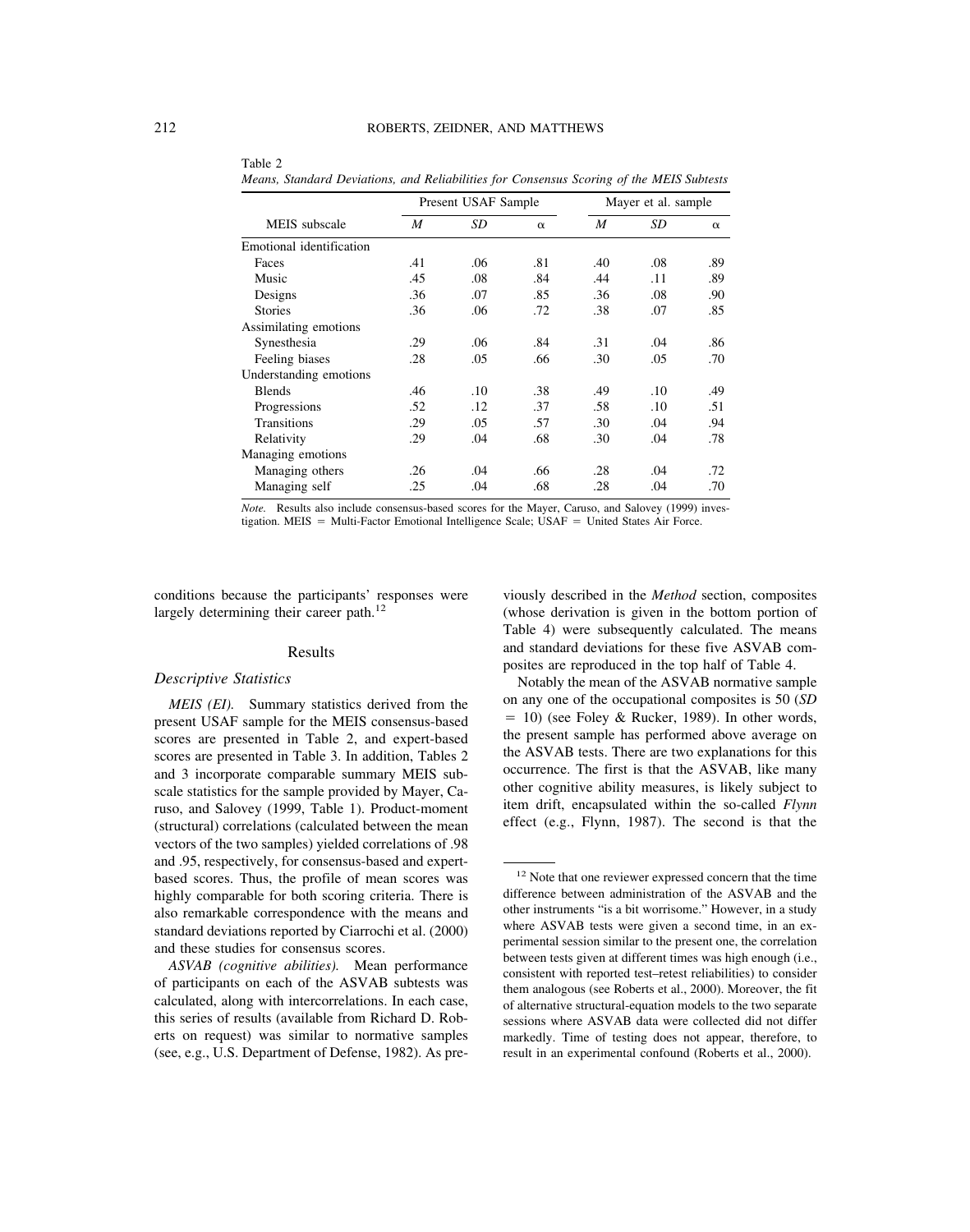Table 2
*Means, Standard Deviations, and Reliabilities for Consensus Scoring of the MEIS Subtests*

| MEIS subscale | Present USAF Sample | | | Mayer et al. sample | | |
|---|---|---|---|---|---|---|
| | *M* | *SD* | α | *M* | *SD* | α |
| Emotional identification | | | | | | |
| Faces | .41 | .06 | .81 | .40 | .08 | .89 |
| Music | .45 | .08 | .84 | .44 | .11 | .89 |
| Designs | .36 | .07 | .85 | .36 | .08 | .90 |
| Stories | .36 | .06 | .72 | .38 | .07 | .85 |
| Assimilating emotions | | | | | | |
| Synesthesia | .29 | .06 | .84 | .31 | .04 | .86 |
| Feeling biases | .28 | .05 | .66 | .30 | .05 | .70 |
| Understanding emotions | | | | | | |
| Blends | .46 | .10 | .38 | .49 | .10 | .49 |
| Progressions | .52 | .12 | .37 | .58 | .10 | .51 |
| Transitions | .29 | .05 | .57 | .30 | .04 | .94 |
| Relativity | .29 | .04 | .68 | .30 | .04 | .78 |
| Managing emotions | | | | | | |
| Managing others | .26 | .04 | .66 | .28 | .04 | .72 |
| Managing self | .25 | .04 | .68 | .28 | .04 | .70 |

*Note.* Results also include consensus-based scores for the Mayer, Caruso, and Salovey (1999) investigation. MEIS = Multi-Factor Emotional Intelligence Scale; USAF = United States Air Force.

conditions because the participants' responses were largely determining their career path.[12]

## Results

### Descriptive Statistics

*MEIS (EI).* Summary statistics derived from the present USAF sample for the MEIS consensus-based scores are presented in Table 2, and expert-based scores are presented in Table 3. In addition, Tables 2 and 3 incorporate comparable summary MEIS subscale statistics for the sample provided by Mayer, Caruso, and Salovey (1999, Table 1). Product-moment (structural) correlations (calculated between the mean vectors of the two samples) yielded correlations of .98 and .95, respectively, for consensus-based and expert-based scores. Thus, the profile of mean scores was highly comparable for both scoring criteria. There is also remarkable correspondence with the means and standard deviations reported by Ciarrochi et al. (2000) and these studies for consensus scores.

*ASVAB (cognitive abilities).* Mean performance of participants on each of the ASVAB subtests was calculated, along with intercorrelations. In each case, this series of results (available from Richard D. Roberts on request) was similar to normative samples (see, e.g., U.S. Department of Defense, 1982). As previously described in the *Method* section, composites (whose derivation is given in the bottom portion of Table 4) were subsequently calculated. The means and standard deviations for these five ASVAB composites are reproduced in the top half of Table 4.

Notably the mean of the ASVAB normative sample on any one of the occupational composites is 50 (*SD* = 10) (see Foley & Rucker, 1989). In other words, the present sample has performed above average on the ASVAB tests. There are two explanations for this occurrence. The first is that the ASVAB, like many other cognitive ability measures, is likely subject to item drift, encapsulated within the so-called *Flynn* effect (e.g., Flynn, 1987). The second is that the

[12] Note that one reviewer expressed concern that the time difference between administration of the ASVAB and the other instruments "is a bit worrisome." However, in a study where ASVAB tests were given a second time, in an experimental session similar to the present one, the correlation between tests given at different times was high enough (i.e., consistent with reported test–retest reliabilities) to consider them analogous (see Roberts et al., 2000). Moreover, the fit of alternative structural-equation models to the two separate sessions where ASVAB data were collected did not differ markedly. Time of testing does not appear, therefore, to result in an experimental confound (Roberts et al., 2000).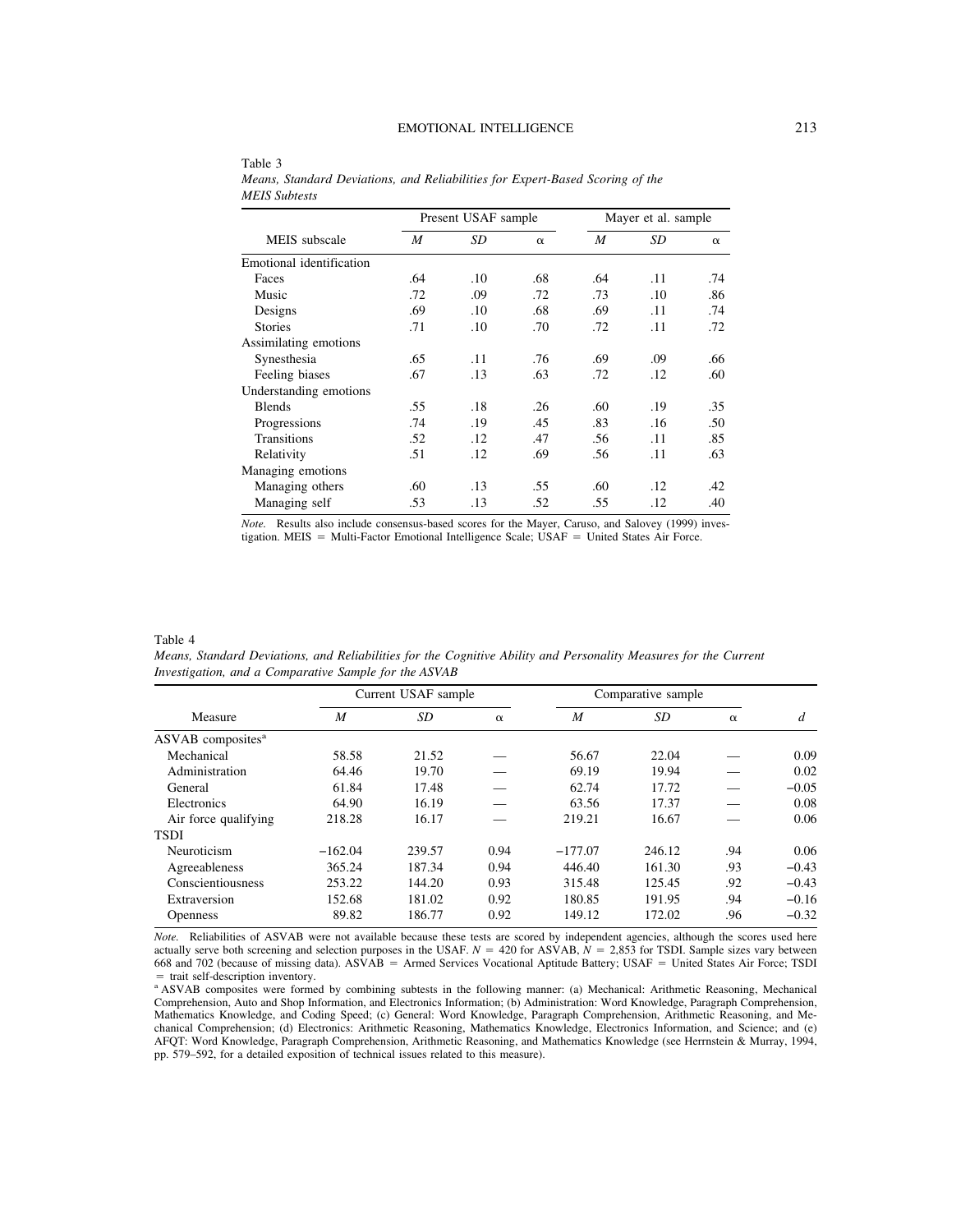Table 3

*Means, Standard Deviations, and Reliabilities for Expert-Based Scoring of the MEIS Subtests*

| MEIS subscale | Present USAF sample | | | Mayer et al. sample | | |
|---|---|---|---|---|---|---|
| | *M* | *SD* | α | *M* | *SD* | α |
| Emotional identification | | | | | | |
| Faces | .64 | .10 | .68 | .64 | .11 | .74 |
| Music | .72 | .09 | .72 | .73 | .10 | .86 |
| Designs | .69 | .10 | .68 | .69 | .11 | .74 |
| Stories | .71 | .10 | .70 | .72 | .11 | .72 |
| Assimilating emotions | | | | | | |
| Synesthesia | .65 | .11 | .76 | .69 | .09 | .66 |
| Feeling biases | .67 | .13 | .63 | .72 | .12 | .60 |
| Understanding emotions | | | | | | |
| Blends | .55 | .18 | .26 | .60 | .19 | .35 |
| Progressions | .74 | .19 | .45 | .83 | .16 | .50 |
| Transitions | .52 | .12 | .47 | .56 | .11 | .85 |
| Relativity | .51 | .12 | .69 | .56 | .11 | .63 |
| Managing emotions | | | | | | |
| Managing others | .60 | .13 | .55 | .60 | .12 | .42 |
| Managing self | .53 | .13 | .52 | .55 | .12 | .40 |

*Note.* Results also include consensus-based scores for the Mayer, Caruso, and Salovey (1999) investigation. MEIS = Multi-Factor Emotional Intelligence Scale; USAF = United States Air Force.

Table 4

*Means, Standard Deviations, and Reliabilities for the Cognitive Ability and Personality Measures for the Current Investigation, and a Comparative Sample for the ASVAB*

| Measure | Current USAF sample | | | Comparative sample | | | |
|---|---|---|---|---|---|---|---|
| | *M* | *SD* | α | *M* | *SD* | α | *d* |
| ASVAB composites[a] | | | | | | | |
| Mechanical | 58.58 | 21.52 | — | 56.67 | 22.04 | — | 0.09 |
| Administration | 64.46 | 19.70 | — | 69.19 | 19.94 | — | 0.02 |
| General | 61.84 | 17.48 | — | 62.74 | 17.72 | — | −0.05 |
| Electronics | 64.90 | 16.19 | — | 63.56 | 17.37 | — | 0.08 |
| Air force qualifying | 218.28 | 16.17 | — | 219.21 | 16.67 | — | 0.06 |
| TSDI | | | | | | | |
| Neuroticism | −162.04 | 239.57 | 0.94 | −177.07 | 246.12 | .94 | 0.06 |
| Agreeableness | 365.24 | 187.34 | 0.94 | 446.40 | 161.30 | .93 | −0.43 |
| Conscientiousness | 253.22 | 144.20 | 0.93 | 315.48 | 125.45 | .92 | −0.43 |
| Extraversion | 152.68 | 181.02 | 0.92 | 180.85 | 191.95 | .94 | −0.16 |
| Openness | 89.82 | 186.77 | 0.92 | 149.12 | 172.02 | .96 | −0.32 |

*Note.* Reliabilities of ASVAB were not available because these tests are scored by independent agencies, although the scores used here actually serve both screening and selection purposes in the USAF. $N$ = 420 for ASVAB, $N$ = 2,853 for TSDI. Sample sizes vary between 668 and 702 (because of missing data). ASVAB = Armed Services Vocational Aptitude Battery; USAF = United States Air Force; TSDI = trait self-description inventory.

[a] ASVAB composites were formed by combining subtests in the following manner: (a) Mechanical: Arithmetic Reasoning, Mechanical Comprehension, Auto and Shop Information, and Electronics Information; (b) Administration: Word Knowledge, Paragraph Comprehension, Mathematics Knowledge, and Coding Speed; (c) General: Word Knowledge, Paragraph Comprehension, Arithmetic Reasoning, and Mechanical Comprehension; (d) Electronics: Arithmetic Reasoning, Mathematics Knowledge, Electronics Information, and Science; and (e) AFQT: Word Knowledge, Paragraph Comprehension, Arithmetic Reasoning, and Mathematics Knowledge (see Herrnstein & Murray, 1994, pp. 579–592, for a detailed exposition of technical issues related to this measure).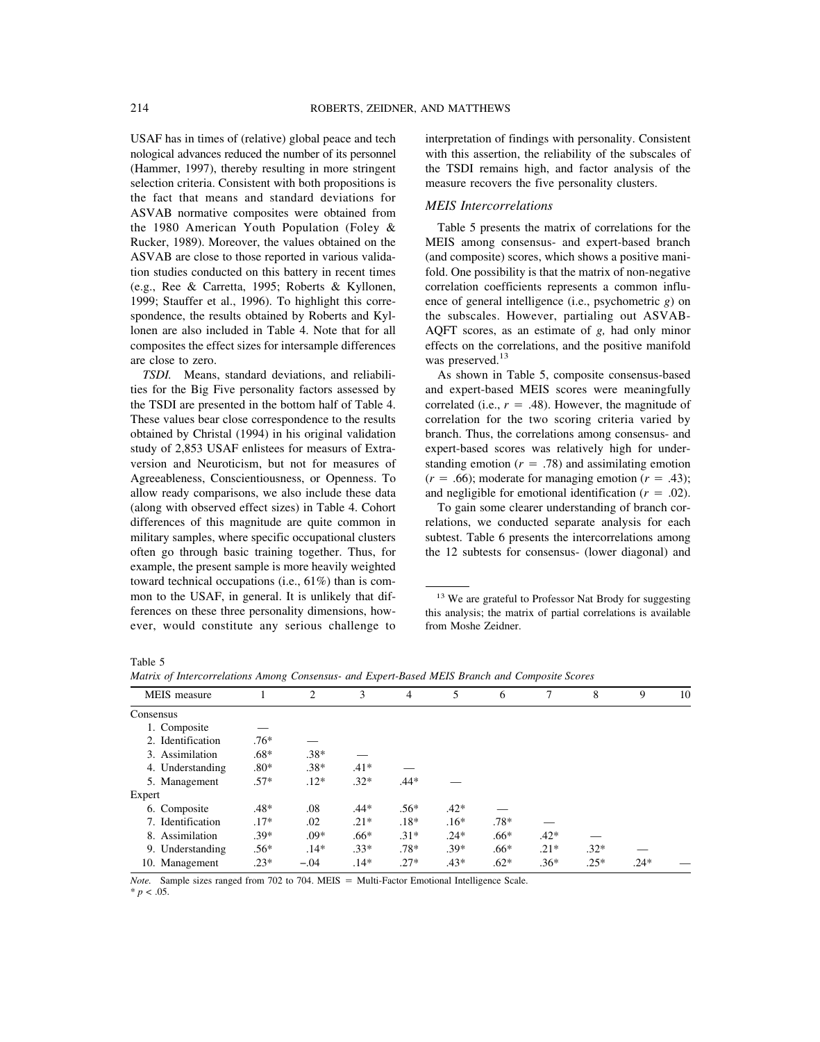USAF has in times of (relative) global peace and tech nological advances reduced the number of its personnel (Hammer, 1997), thereby resulting in more stringent selection criteria. Consistent with both propositions is the fact that means and standard deviations for ASVAB normative composites were obtained from the 1980 American Youth Population (Foley & Rucker, 1989). Moreover, the values obtained on the ASVAB are close to those reported in various validation studies conducted on this battery in recent times (e.g., Ree & Carretta, 1995; Roberts & Kyllonen, 1999; Stauffer et al., 1996). To highlight this correspondence, the results obtained by Roberts and Kyllonen are also included in Table 4. Note that for all composites the effect sizes for intersample differences are close to zero.

*TSDI.* Means, standard deviations, and reliabilities for the Big Five personality factors assessed by the TSDI are presented in the bottom half of Table 4. These values bear close correspondence to the results obtained by Christal (1994) in his original validation study of 2,853 USAF enlistees for measures of Extraversion and Neuroticism, but not for measures of Agreeableness, Conscientiousness, or Openness. To allow ready comparisons, we also include these data (along with observed effect sizes) in Table 4. Cohort differences of this magnitude are quite common in military samples, where specific occupational clusters often go through basic training together. Thus, for example, the present sample is more heavily weighted toward technical occupations (i.e., 61%) than is common to the USAF, in general. It is unlikely that differences on these three personality dimensions, however, would constitute any serious challenge to interpretation of findings with personality. Consistent with this assertion, the reliability of the subscales of the TSDI remains high, and factor analysis of the measure recovers the five personality clusters.

### MEIS Intercorrelations

Table 5 presents the matrix of correlations for the MEIS among consensus- and expert-based branch (and composite) scores, which shows a positive manifold. One possibility is that the matrix of non-negative correlation coefficients represents a common influence of general intelligence (i.e., psychometric *g*) on the subscales. However, partialing out ASVAB-AQFT scores, as an estimate of *g,* had only minor effects on the correlations, and the positive manifold was preserved.[13]

As shown in Table 5, composite consensus-based and expert-based MEIS scores were meaningfully correlated (i.e., $r = .48$). However, the magnitude of correlation for the two scoring criteria varied by branch. Thus, the correlations among consensus- and expert-based scores was relatively high for understanding emotion ($r = .78$) and assimilating emotion ($r = .66$); moderate for managing emotion ($r = .43$); and negligible for emotional identification ($r = .02$).

To gain some clearer understanding of branch correlations, we conducted separate analysis for each subtest. Table 6 presents the intercorrelations among the 12 subtests for consensus- (lower diagonal) and

[13] We are grateful to Professor Nat Brody for suggesting this analysis; the matrix of partial correlations is available from Moshe Zeidner.

Table 5
*Matrix of Intercorrelations Among Consensus- and Expert-Based MEIS Branch and Composite Scores*

| MEIS measure | 1 | 2 | 3 | 4 | 5 | 6 | 7 | 8 | 9 | 10 |
|---|---|---|---|---|---|---|---|---|---|---|
| Consensus | | | | | | | | | | |
| 1. Composite | — | | | | | | | | | |
| 2. Identification | .76* | — | | | | | | | | |
| 3. Assimilation | .68* | .38* | — | | | | | | | |
| 4. Understanding | .80* | .38* | .41* | — | | | | | | |
| 5. Management | .57* | .12* | .32* | .44* | — | | | | | |
| Expert | | | | | | | | | | |
| 6. Composite | .48* | .08 | .44* | .56* | .42* | — | | | | |
| 7. Identification | .17* | .02 | .21* | .18* | .16* | .78* | — | | | |
| 8. Assimilation | .39* | .09* | .66* | .31* | .24* | .66* | .42* | — | | |
| 9. Understanding | .56* | .14* | .33* | .78* | .39* | .66* | .21* | .32* | — | |
| 10. Management | .23* | −.04 | .14* | .27* | .43* | .62* | .36* | .25* | .24* | — |

*Note.* Sample sizes ranged from 702 to 704. MEIS = Multi-Factor Emotional Intelligence Scale.
* $p < .05$.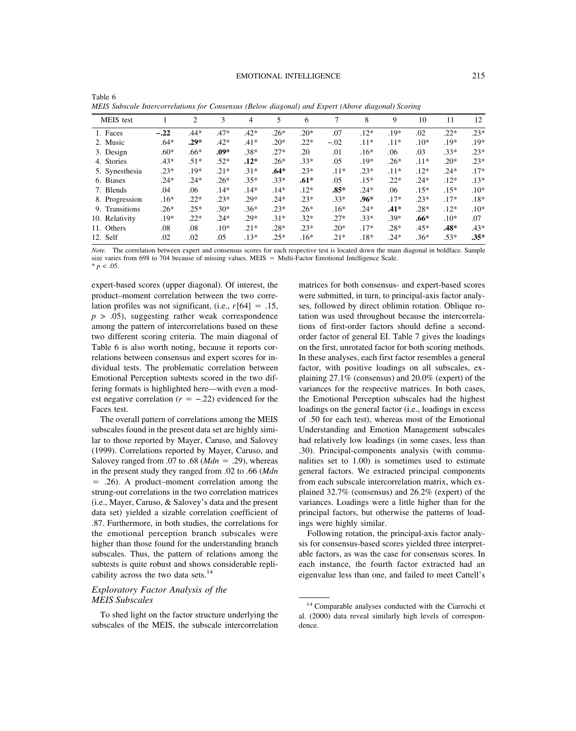Table 6
*MEIS Subscale Intercorrelations for Consensus (Below diagonal) and Expert (Above diagonal) Scoring*

| MEIS test | 1 | 2 | 3 | 4 | 5 | 6 | 7 | 8 | 9 | 10 | 11 | 12 |
|---|---|---|---|---|---|---|---|---|---|---|---|---|
| 1. Faces | **−.22** | .44* | .47* | .42* | .26* | .20* | .07 | .12* | .19* | .02 | .22* | .23* |
| 2. Music | .64* | **.29*** | .42* | .41* | .20* | .22* | −.02 | .11* | .11* | .10* | .19* | .19* |
| 3. Design | .60* | .66* | **.09*** | .38* | .27* | .20 | .01 | .16* | .06 | .03 | .33* | .23* |
| 4. Stories | .43* | .51* | .52* | **.12*** | .26* | .33* | .05 | .19* | .26* | .11* | .20* | .23* |
| 5. Synesthesia | .23* | .19* | .21* | .31* | **.64*** | .23* | .11* | .23* | .11* | .12* | .24* | .17* |
| 6. Biases | .24* | .24* | .26* | .35* | .33* | **.61*** | .05 | .15* | .22* | .24* | .12* | .13* |
| 7. Blends | .04 | .06 | .14* | .14* | .14* | .12* | **.85*** | .24* | .06 | .15* | .15* | .10* |
| 8. Progression | .16* | .22* | .23* | .29* | .24* | .23* | .33* | **.96*** | .17* | .23* | .17* | .18* |
| 9. Transitions | .26* | .25* | .30* | .36* | .23* | .26* | .16* | .24* | **.41*** | .28* | .12* | .10* |
| 10. Relativity | .19* | .22* | .24* | .29* | .31* | .32* | .27* | .33* | .39* | **.66*** | .10* | .07 |
| 11. Others | .08 | .08 | .10* | .21* | .28* | .23* | .20* | .17* | .28* | .45* | **.48*** | .43* |
| 12. Self | .02 | .02 | .05 | .13* | .25* | .16* | .21* | .18* | .24* | .36* | .53* | **.35*** |

*Note.* The correlation between expert and consensus scores for each respective test is located down the main diagonal in boldface. Sample size varies from 698 to 704 because of missing values. MEIS = Multi-Factor Emotional Intelligence Scale.
* $p < .05$.

expert-based scores (upper diagonal). Of interest, the product–moment correlation between the two correlation profiles was not significant, (i.e., $r[64] = .15$, $p > .05$), suggesting rather weak correspondence among the pattern of intercorrelations based on these two different scoring criteria. The main diagonal of Table 6 is also worth noting, because it reports correlations between consensus and expert scores for individual tests. The problematic correlation between Emotional Perception subtests scored in the two differing formats is highlighted here—with even a modest negative correlation ($r = -.22$) evidenced for the Faces test.

The overall pattern of correlations among the MEIS subscales found in the present data set are highly similar to those reported by Mayer, Caruso, and Salovey (1999). Correlations reported by Mayer, Caruso, and Salovey ranged from .07 to .68 (*Mdn* = .29), whereas in the present study they ranged from .02 to .66 (*Mdn* = .26). A product–moment correlation among the strung-out correlations in the two correlation matrices (i.e., Mayer, Caruso, & Salovey's data and the present data set) yielded a sizable correlation coefficient of .87. Furthermore, in both studies, the correlations for the emotional perception branch subscales were higher than those found for the understanding branch subscales. Thus, the pattern of relations among the subtests is quite robust and shows considerable replicability across the two data sets.[14]

## *Exploratory Factor Analysis of the MEIS Subscales*

To shed light on the factor structure underlying the subscales of the MEIS, the subscale intercorrelation matrices for both consensus- and expert-based scores were submitted, in turn, to principal-axis factor analyses, followed by direct oblimin rotation. Oblique rotation was used throughout because the intercorrelations of first-order factors should define a second-order factor of general EI. Table 7 gives the loadings on the first, unrotated factor for both scoring methods. In these analyses, each first factor resembles a general factor, with positive loadings on all subscales, explaining 27.1% (consensus) and 20.0% (expert) of the variances for the respective matrices. In both cases, the Emotional Perception subscales had the highest loadings on the general factor (i.e., loadings in excess of .50 for each test), whereas most of the Emotional Understanding and Emotion Management subscales had relatively low loadings (in some cases, less than .30). Principal-components analysis (with communalities set to 1.00) is sometimes used to estimate general factors. We extracted principal components from each subscale intercorrelation matrix, which explained 32.7% (consensus) and 26.2% (expert) of the variances. Loadings were a little higher than for the principal factors, but otherwise the patterns of loadings were highly similar.

Following rotation, the principal-axis factor analysis for consensus-based scores yielded three interpretable factors, as was the case for consensus scores. In each instance, the fourth factor extracted had an eigenvalue less than one, and failed to meet Cattell's

[14] Comparable analyses conducted with the Ciarrochi et al. (2000) data reveal similarly high levels of correspondence.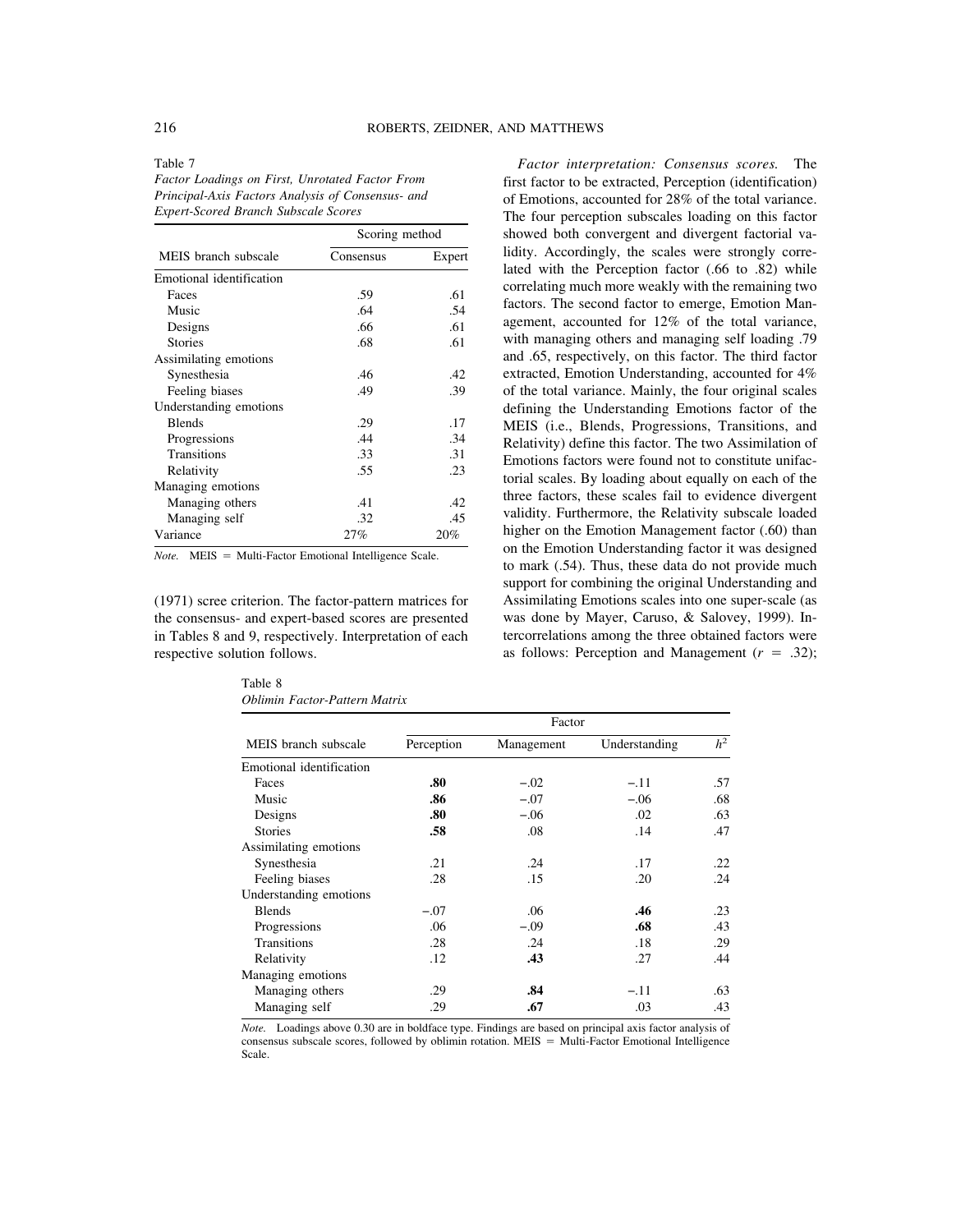Table 7
*Factor Loadings on First, Unrotated Factor From Principal-Axis Factors Analysis of Consensus- and Expert-Scored Branch Subscale Scores*

| MEIS branch subscale | Scoring method | |
|---|---|---|
| | Consensus | Expert |
| Emotional identification | | |
| Faces | .59 | .61 |
| Music | .64 | .54 |
| Designs | .66 | .61 |
| Stories | .68 | .61 |
| Assimilating emotions | | |
| Synesthesia | .46 | .42 |
| Feeling biases | .49 | .39 |
| Understanding emotions | | |
| Blends | .29 | .17 |
| Progressions | .44 | .34 |
| Transitions | .33 | .31 |
| Relativity | .55 | .23 |
| Managing emotions | | |
| Managing others | .41 | .42 |
| Managing self | .32 | .45 |
| Variance | 27% | 20% |

*Note.* MEIS = Multi-Factor Emotional Intelligence Scale.

(1971) scree criterion. The factor-pattern matrices for the consensus- and expert-based scores are presented in Tables 8 and 9, respectively. Interpretation of each respective solution follows.

*Factor interpretation: Consensus scores.* The first factor to be extracted, Perception (identification) of Emotions, accounted for 28% of the total variance. The four perception subscales loading on this factor showed both convergent and divergent factorial validity. Accordingly, the scales were strongly correlated with the Perception factor (.66 to .82) while correlating much more weakly with the remaining two factors. The second factor to emerge, Emotion Management, accounted for 12% of the total variance, with managing others and managing self loading .79 and .65, respectively, on this factor. The third factor extracted, Emotion Understanding, accounted for 4% of the total variance. Mainly, the four original scales defining the Understanding Emotions factor of the MEIS (i.e., Blends, Progressions, Transitions, and Relativity) define this factor. The two Assimilation of Emotions factors were found not to constitute unifactorial scales. By loading about equally on each of the three factors, these scales fail to evidence divergent validity. Furthermore, the Relativity subscale loaded higher on the Emotion Management factor (.60) than on the Emotion Understanding factor it was designed to mark (.54). Thus, these data do not provide much support for combining the original Understanding and Assimilating Emotions scales into one super-scale (as was done by Mayer, Caruso, & Salovey, 1999). Intercorrelations among the three obtained factors were as follows: Perception and Management ($r$ = .32);

Table 8
*Oblimin Factor-Pattern Matrix*

| MEIS branch subscale | Factor | | | |
|---|---|---|---|---|
| | Perception | Management | Understanding | $h^2$ |
| Emotional identification | | | | |
| Faces | **.80** | −.02 | −.11 | .57 |
| Music | **.86** | −.07 | −.06 | .68 |
| Designs | **.80** | −.06 | .02 | .63 |
| Stories | **.58** | .08 | .14 | .47 |
| Assimilating emotions | | | | |
| Synesthesia | .21 | .24 | .17 | .22 |
| Feeling biases | .28 | .15 | .20 | .24 |
| Understanding emotions | | | | |
| Blends | −.07 | .06 | **.46** | .23 |
| Progressions | .06 | −.09 | **.68** | .43 |
| Transitions | .28 | .24 | .18 | .29 |
| Relativity | .12 | **.43** | .27 | .44 |
| Managing emotions | | | | |
| Managing others | .29 | **.84** | −.11 | .63 |
| Managing self | .29 | **.67** | .03 | .43 |

*Note.* Loadings above 0.30 are in boldface type. Findings are based on principal axis factor analysis of consensus subscale scores, followed by oblimin rotation. MEIS = Multi-Factor Emotional Intelligence Scale.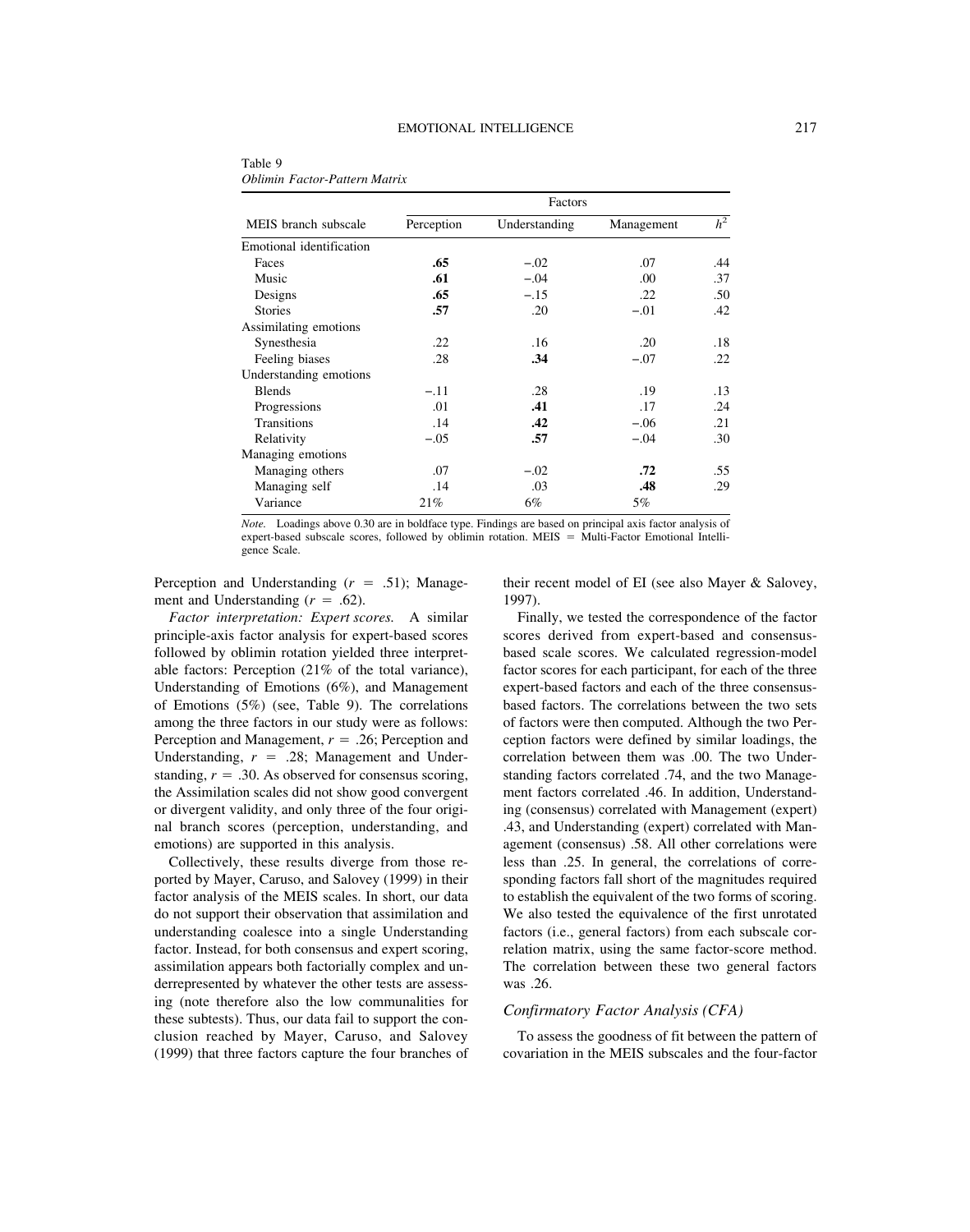Table 9
*Oblimin Factor-Pattern Matrix*

| MEIS branch subscale | Factors | | | |
|---|---|---|---|---|
| | Perception | Understanding | Management | $h^2$ |
| Emotional identification | | | | |
| Faces | **.65** | −.02 | .07 | .44 |
| Music | **.61** | −.04 | .00 | .37 |
| Designs | **.65** | −.15 | .22 | .50 |
| Stories | **.57** | .20 | −.01 | .42 |
| Assimilating emotions | | | | |
| Synesthesia | .22 | .16 | .20 | .18 |
| Feeling biases | .28 | **.34** | −.07 | .22 |
| Understanding emotions | | | | |
| Blends | −.11 | .28 | .19 | .13 |
| Progressions | .01 | **.41** | .17 | .24 |
| Transitions | .14 | **.42** | −.06 | .21 |
| Relativity | −.05 | **.57** | −.04 | .30 |
| Managing emotions | | | | |
| Managing others | .07 | −.02 | **.72** | .55 |
| Managing self | .14 | .03 | **.48** | .29 |
| Variance | 21% | 6% | 5% | |

*Note.* Loadings above 0.30 are in boldface type. Findings are based on principal axis factor analysis of expert-based subscale scores, followed by oblimin rotation. MEIS = Multi-Factor Emotional Intelligence Scale.

Perception and Understanding ($r$ = .51); Management and Understanding ($r$ = .62).

*Factor interpretation: Expert scores.* A similar principle-axis factor analysis for expert-based scores followed by oblimin rotation yielded three interpretable factors: Perception (21% of the total variance), Understanding of Emotions (6%), and Management of Emotions (5%) (see, Table 9). The correlations among the three factors in our study were as follows: Perception and Management, $r$ = .26; Perception and Understanding, $r$ = .28; Management and Understanding, $r$ = .30. As observed for consensus scoring, the Assimilation scales did not show good convergent or divergent validity, and only three of the four original branch scores (perception, understanding, and emotions) are supported in this analysis.

Collectively, these results diverge from those reported by Mayer, Caruso, and Salovey (1999) in their factor analysis of the MEIS scales. In short, our data do not support their observation that assimilation and understanding coalesce into a single Understanding factor. Instead, for both consensus and expert scoring, assimilation appears both factorially complex and underrepresented by whatever the other tests are assessing (note therefore also the low communalities for these subtests). Thus, our data fail to support the conclusion reached by Mayer, Caruso, and Salovey (1999) that three factors capture the four branches of their recent model of EI (see also Mayer & Salovey, 1997).

Finally, we tested the correspondence of the factor scores derived from expert-based and consensus-based scale scores. We calculated regression-model factor scores for each participant, for each of the three expert-based factors and each of the three consensus-based factors. The correlations between the two sets of factors were then computed. Although the two Perception factors were defined by similar loadings, the correlation between them was .00. The two Understanding factors correlated .74, and the two Management factors correlated .46. In addition, Understanding (consensus) correlated with Management (expert) .43, and Understanding (expert) correlated with Management (consensus) .58. All other correlations were less than .25. In general, the correlations of corresponding factors fall short of the magnitudes required to establish the equivalent of the two forms of scoring. We also tested the equivalence of the first unrotated factors (i.e., general factors) from each subscale correlation matrix, using the same factor-score method. The correlation between these two general factors was .26.

### Confirmatory Factor Analysis (CFA)

To assess the goodness of fit between the pattern of covariation in the MEIS subscales and the four-factor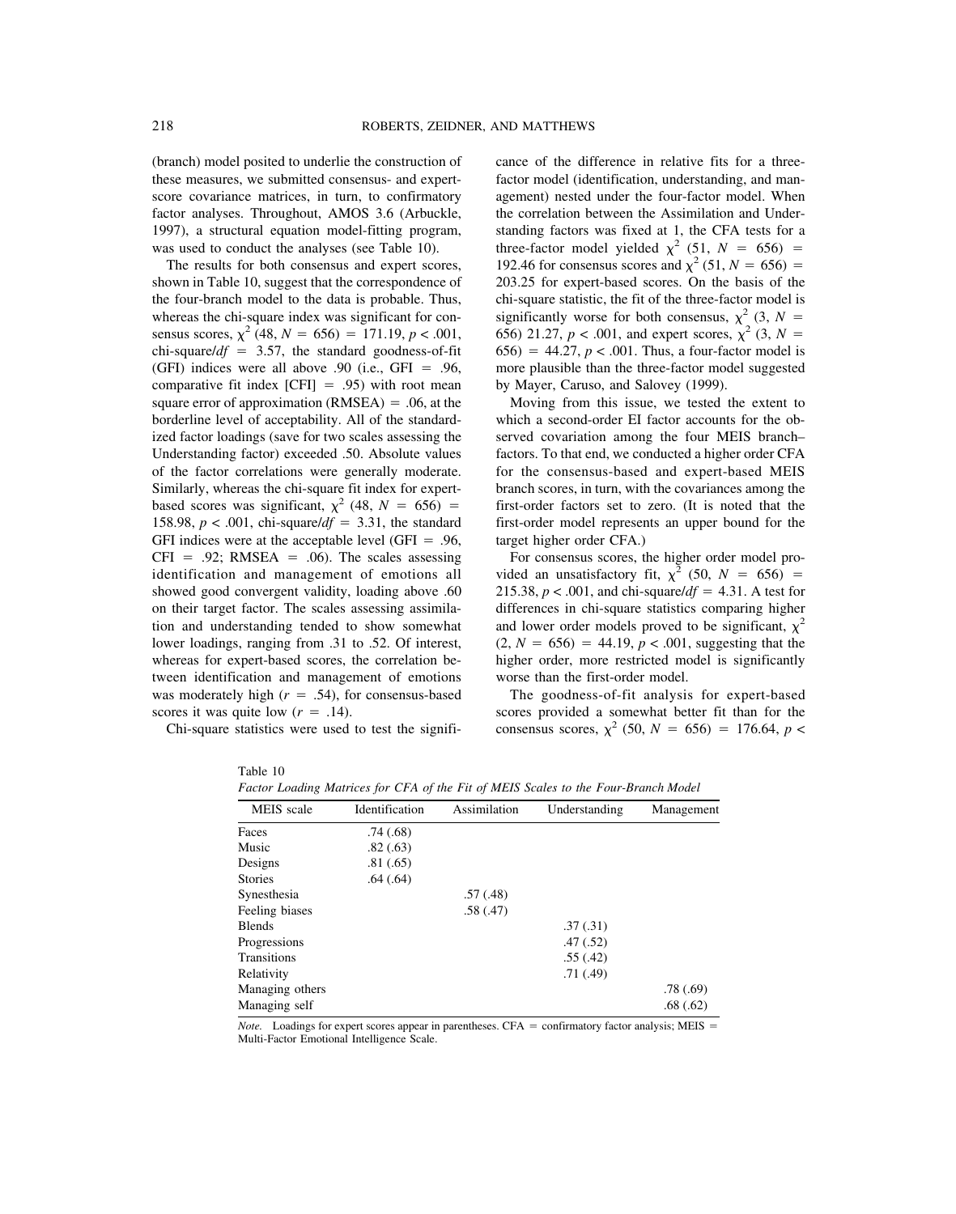(branch) model posited to underlie the construction of these measures, we submitted consensus- and expert-score covariance matrices, in turn, to confirmatory factor analyses. Throughout, AMOS 3.6 (Arbuckle, 1997), a structural equation model-fitting program, was used to conduct the analyses (see Table 10).

The results for both consensus and expert scores, shown in Table 10, suggest that the correspondence of the four-branch model to the data is probable. Thus, whereas the chi-square index was significant for consensus scores, $\chi^2$ (48, $N$ = 656) = 171.19, $p < .001$, chi-square/$df$ = 3.57, the standard goodness-of-fit (GFI) indices were all above .90 (i.e., GFI = .96, comparative fit index [CFI] = .95) with root mean square error of approximation (RMSEA) = .06, at the borderline level of acceptability. All of the standardized factor loadings (save for two scales assessing the Understanding factor) exceeded .50. Absolute values of the factor correlations were generally moderate. Similarly, whereas the chi-square fit index for expert-based scores was significant, $\chi^2$ (48, $N$ = 656) = 158.98, $p < .001$, chi-square/$df$ = 3.31, the standard GFI indices were at the acceptable level (GFI = .96, CFI = .92; RMSEA = .06). The scales assessing identification and management of emotions all showed good convergent validity, loading above .60 on their target factor. The scales assessing assimilation and understanding tended to show somewhat lower loadings, ranging from .31 to .52. Of interest, whereas for expert-based scores, the correlation between identification and management of emotions was moderately high ($r$ = .54), for consensus-based scores it was quite low ($r$ = .14).

Chi-square statistics were used to test the significance of the difference in relative fits for a three-factor model (identification, understanding, and management) nested under the four-factor model. When the correlation between the Assimilation and Understanding factors was fixed at 1, the CFA tests for a three-factor model yielded $\chi^2$ (51, $N$ = 656) = 192.46 for consensus scores and $\chi^2$ (51, $N$ = 656) = 203.25 for expert-based scores. On the basis of the chi-square statistic, the fit of the three-factor model is significantly worse for both consensus, $\chi^2$ (3, $N$ = 656) 21.27, $p < .001$, and expert scores, $\chi^2$ (3, $N$ = 656) = 44.27, $p < .001$. Thus, a four-factor model is more plausible than the three-factor model suggested by Mayer, Caruso, and Salovey (1999).

Moving from this issue, we tested the extent to which a second-order EI factor accounts for the observed covariation among the four MEIS branch–factors. To that end, we conducted a higher order CFA for the consensus-based and expert-based MEIS branch scores, in turn, with the covariances among the first-order factors set to zero. (It is noted that the first-order model represents an upper bound for the target higher order CFA.)

For consensus scores, the higher order model provided an unsatisfactory fit, $\chi^2$ (50, $N$ = 656) = 215.38, $p < .001$, and chi-square/$df$ = 4.31. A test for differences in chi-square statistics comparing higher and lower order models proved to be significant, $\chi^2$ (2, $N$ = 656) = 44.19, $p < .001$, suggesting that the higher order, more restricted model is significantly worse than the first-order model.

The goodness-of-fit analysis for expert-based scores provided a somewhat better fit than for the consensus scores, $\chi^2$ (50, $N$ = 656) = 176.64, $p <$

Table 10
*Factor Loading Matrices for CFA of the Fit of MEIS Scales to the Four-Branch Model*

| MEIS scale | Identification | Assimilation | Understanding | Management |
|---|---|---|---|---|
| Faces | .74 (.68) | | | |
| Music | .82 (.63) | | | |
| Designs | .81 (.65) | | | |
| Stories | .64 (.64) | | | |
| Synesthesia | | .57 (.48) | | |
| Feeling biases | | .58 (.47) | | |
| Blends | | | .37 (.31) | |
| Progressions | | | .47 (.52) | |
| Transitions | | | .55 (.42) | |
| Relativity | | | .71 (.49) | |
| Managing others | | | | .78 (.69) |
| Managing self | | | | .68 (.62) |

*Note.* Loadings for expert scores appear in parentheses. CFA = confirmatory factor analysis; MEIS = Multi-Factor Emotional Intelligence Scale.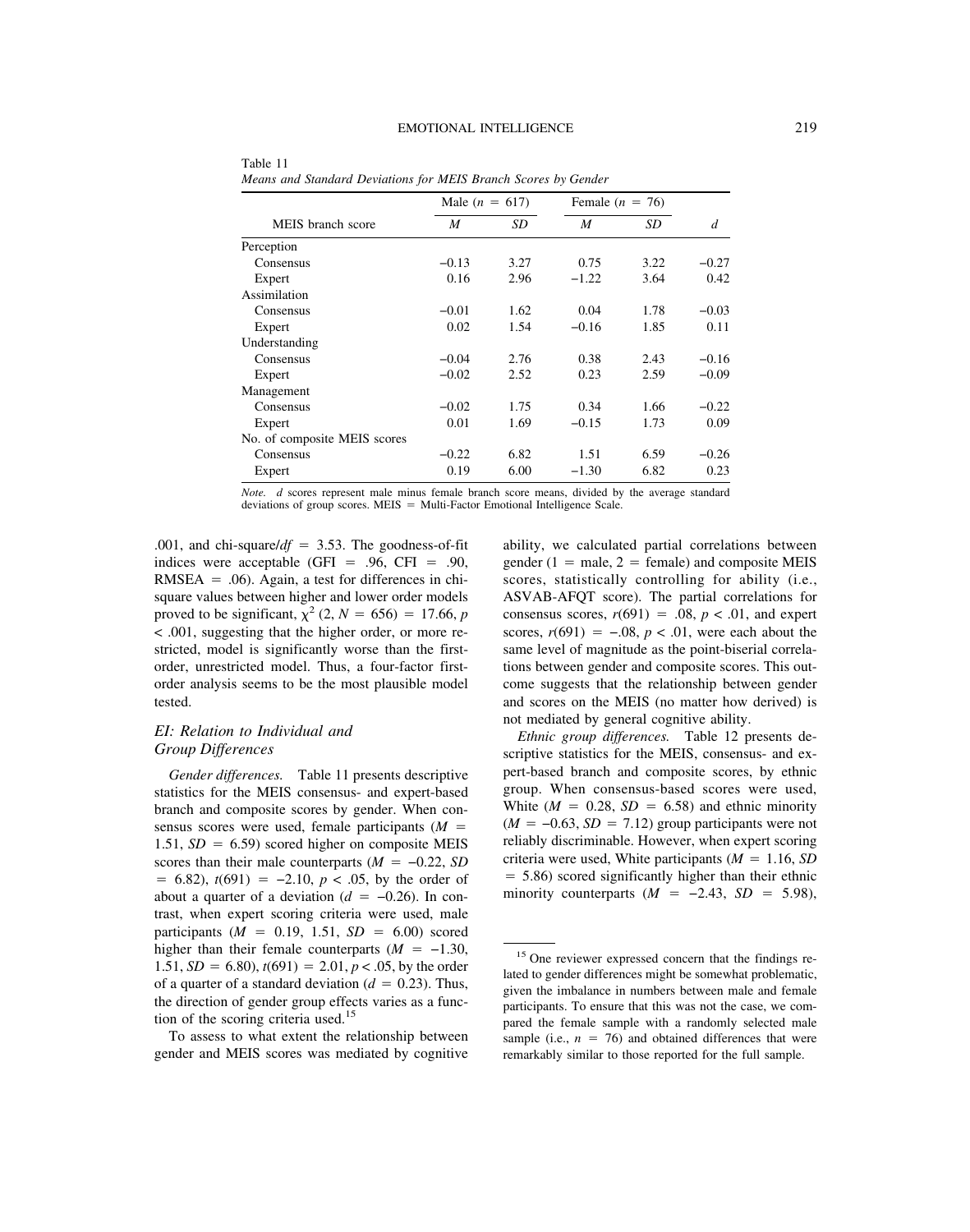Table 11
*Means and Standard Deviations for MEIS Branch Scores by Gender*

| MEIS branch score | Male ($n$ = 617) | | Female ($n$ = 76) | | |
|---|---|---|---|---|---|
| | $M$ | $SD$ | $M$ | $SD$ | $d$ |
| Perception | | | | | |
| Consensus | −0.13 | 3.27 | 0.75 | 3.22 | −0.27 |
| Expert | 0.16 | 2.96 | −1.22 | 3.64 | 0.42 |
| Assimilation | | | | | |
| Consensus | −0.01 | 1.62 | 0.04 | 1.78 | −0.03 |
| Expert | 0.02 | 1.54 | −0.16 | 1.85 | 0.11 |
| Understanding | | | | | |
| Consensus | −0.04 | 2.76 | 0.38 | 2.43 | −0.16 |
| Expert | −0.02 | 2.52 | 0.23 | 2.59 | −0.09 |
| Management | | | | | |
| Consensus | −0.02 | 1.75 | 0.34 | 1.66 | −0.22 |
| Expert | 0.01 | 1.69 | −0.15 | 1.73 | 0.09 |
| No. of composite MEIS scores | | | | | |
| Consensus | −0.22 | 6.82 | 1.51 | 6.59 | −0.26 |
| Expert | 0.19 | 6.00 | −1.30 | 6.82 | 0.23 |

*Note.* $d$ scores represent male minus female branch score means, divided by the average standard deviations of group scores. MEIS = Multi-Factor Emotional Intelligence Scale.

.001, and chi-square/$df$ = 3.53. The goodness-of-fit indices were acceptable (GFI = .96, CFI = .90, RMSEA = .06). Again, a test for differences in chi-square values between higher and lower order models proved to be significant, $\chi^2$ (2, $N$ = 656) = 17.66, $p$ < .001, suggesting that the higher order, or more restricted, model is significantly worse than the first-order, unrestricted model. Thus, a four-factor first-order analysis seems to be the most plausible model tested.

### EI: Relation to Individual and Group Differences

*Gender differences.* Table 11 presents descriptive statistics for the MEIS consensus- and expert-based branch and composite scores by gender. When consensus scores were used, female participants ($M$ = 1.51, $SD$ = 6.59) scored higher on composite MEIS scores than their male counterparts ($M$ = −0.22, $SD$ = 6.82), $t(691)$ = −2.10, $p$ < .05, by the order of about a quarter of a deviation ($d$ = −0.26). In contrast, when expert scoring criteria were used, male participants ($M$ = 0.19, 1.51, $SD$ = 6.00) scored higher than their female counterparts ($M$ = −1.30, 1.51, $SD$ = 6.80), $t(691)$ = 2.01, $p$ < .05, by the order of a quarter of a standard deviation ($d$ = 0.23). Thus, the direction of gender group effects varies as a function of the scoring criteria used.[15]

To assess to what extent the relationship between gender and MEIS scores was mediated by cognitive ability, we calculated partial correlations between gender (1 = male, 2 = female) and composite MEIS scores, statistically controlling for ability (i.e., ASVAB-AFQT score). The partial correlations for consensus scores, $r(691)$ = .08, $p$ < .01, and expert scores, $r(691)$ = −.08, $p$ < .01, were each about the same level of magnitude as the point-biserial correlations between gender and composite scores. This outcome suggests that the relationship between gender and scores on the MEIS (no matter how derived) is not mediated by general cognitive ability.

*Ethnic group differences.* Table 12 presents descriptive statistics for the MEIS, consensus- and expert-based branch and composite scores, by ethnic group. When consensus-based scores were used, White ($M$ = 0.28, $SD$ = 6.58) and ethnic minority ($M$ = −0.63, $SD$ = 7.12) group participants were not reliably discriminable. However, when expert scoring criteria were used, White participants ($M$ = 1.16, $SD$ = 5.86) scored significantly higher than their ethnic minority counterparts ($M$ = −2.43, $SD$ = 5.98),

[15] One reviewer expressed concern that the findings related to gender differences might be somewhat problematic, given the imbalance in numbers between male and female participants. To ensure that this was not the case, we compared the female sample with a randomly selected male sample (i.e., $n$ = 76) and obtained differences that were remarkably similar to those reported for the full sample.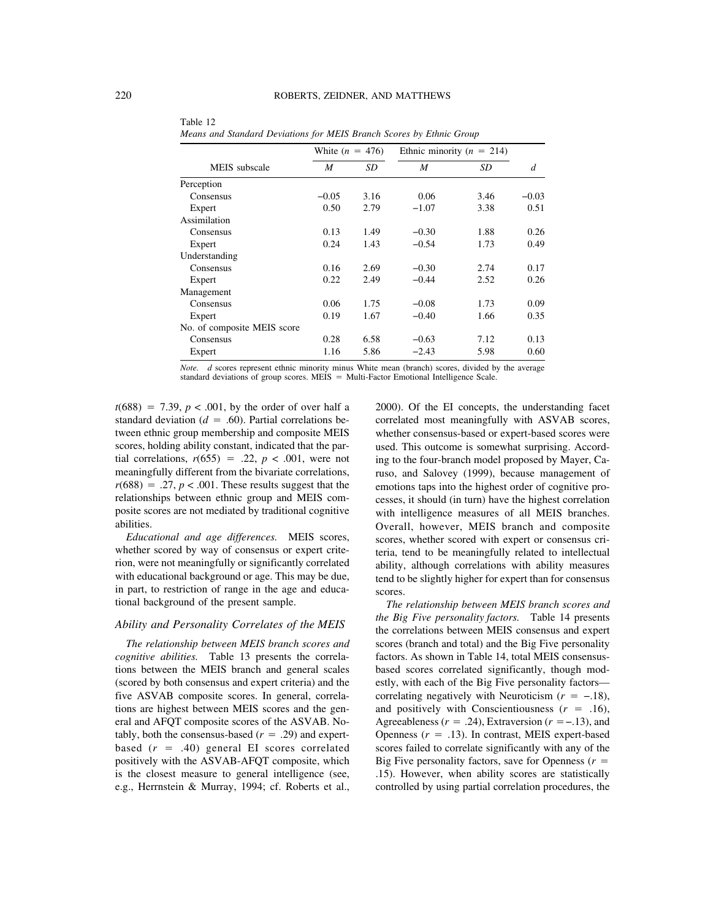Table 12
*Means and Standard Deviations for MEIS Branch Scores by Ethnic Group*

| MEIS subscale | White ($n$ = 476) | | Ethnic minority ($n$ = 214) | | |
|---|---|---|---|---|---|
| | $M$ | $SD$ | $M$ | $SD$ | $d$ |
| Perception | | | | | |
| Consensus | −0.05 | 3.16 | 0.06 | 3.46 | −0.03 |
| Expert | 0.50 | 2.79 | −1.07 | 3.38 | 0.51 |
| Assimilation | | | | | |
| Consensus | 0.13 | 1.49 | −0.30 | 1.88 | 0.26 |
| Expert | 0.24 | 1.43 | −0.54 | 1.73 | 0.49 |
| Understanding | | | | | |
| Consensus | 0.16 | 2.69 | −0.30 | 2.74 | 0.17 |
| Expert | 0.22 | 2.49 | −0.44 | 2.52 | 0.26 |
| Management | | | | | |
| Consensus | 0.06 | 1.75 | −0.08 | 1.73 | 0.09 |
| Expert | 0.19 | 1.67 | −0.40 | 1.66 | 0.35 |
| No. of composite MEIS score | | | | | |
| Consensus | 0.28 | 6.58 | −0.63 | 7.12 | 0.13 |
| Expert | 1.16 | 5.86 | −2.43 | 5.98 | 0.60 |

*Note.* $d$ scores represent ethnic minority minus White mean (branch) scores, divided by the average standard deviations of group scores. MEIS = Multi-Factor Emotional Intelligence Scale.

$t(688) = 7.39$, $p < .001$, by the order of over half a standard deviation ($d = .60$). Partial correlations between ethnic group membership and composite MEIS scores, holding ability constant, indicated that the partial correlations, $r(655) = .22$, $p < .001$, were not meaningfully different from the bivariate correlations, $r(688) = .27$, $p < .001$. These results suggest that the relationships between ethnic group and MEIS composite scores are not mediated by traditional cognitive abilities.

*Educational and age differences.* MEIS scores, whether scored by way of consensus or expert criterion, were not meaningfully or significantly correlated with educational background or age. This may be due, in part, to restriction of range in the age and educational background of the present sample.

### Ability and Personality Correlates of the MEIS

*The relationship between MEIS branch scores and cognitive abilities.* Table 13 presents the correlations between the MEIS branch and general scales (scored by both consensus and expert criteria) and the five ASVAB composite scores. In general, correlations are highest between MEIS scores and the general and AFQT composite scores of the ASVAB. Notably, both the consensus-based ($r = .29$) and expert-based ($r = .40$) general EI scores correlated positively with the ASVAB-AFQT composite, which is the closest measure to general intelligence (see, e.g., Herrnstein & Murray, 1994; cf. Roberts et al., 2000). Of the EI concepts, the understanding facet correlated most meaningfully with ASVAB scores, whether consensus-based or expert-based scores were used. This outcome is somewhat surprising. According to the four-branch model proposed by Mayer, Caruso, and Salovey (1999), because management of emotions taps into the highest order of cognitive processes, it should (in turn) have the highest correlation with intelligence measures of all MEIS branches. Overall, however, MEIS branch and composite scores, whether scored with expert or consensus criteria, tend to be meaningfully related to intellectual ability, although correlations with ability measures tend to be slightly higher for expert than for consensus scores.

*The relationship between MEIS branch scores and the Big Five personality factors.* Table 14 presents the correlations between MEIS consensus and expert scores (branch and total) and the Big Five personality factors. As shown in Table 14, total MEIS consensus-based scores correlated significantly, though modestly, with each of the Big Five personality factors—correlating negatively with Neuroticism ($r = -.18$), and positively with Conscientiousness ($r = .16$), Agreeableness ($r = .24$), Extraversion ($r = -.13$), and Openness ($r = .13$). In contrast, MEIS expert-based scores failed to correlate significantly with any of the Big Five personality factors, save for Openness ($r = .15$). However, when ability scores are statistically controlled by using partial correlation procedures, the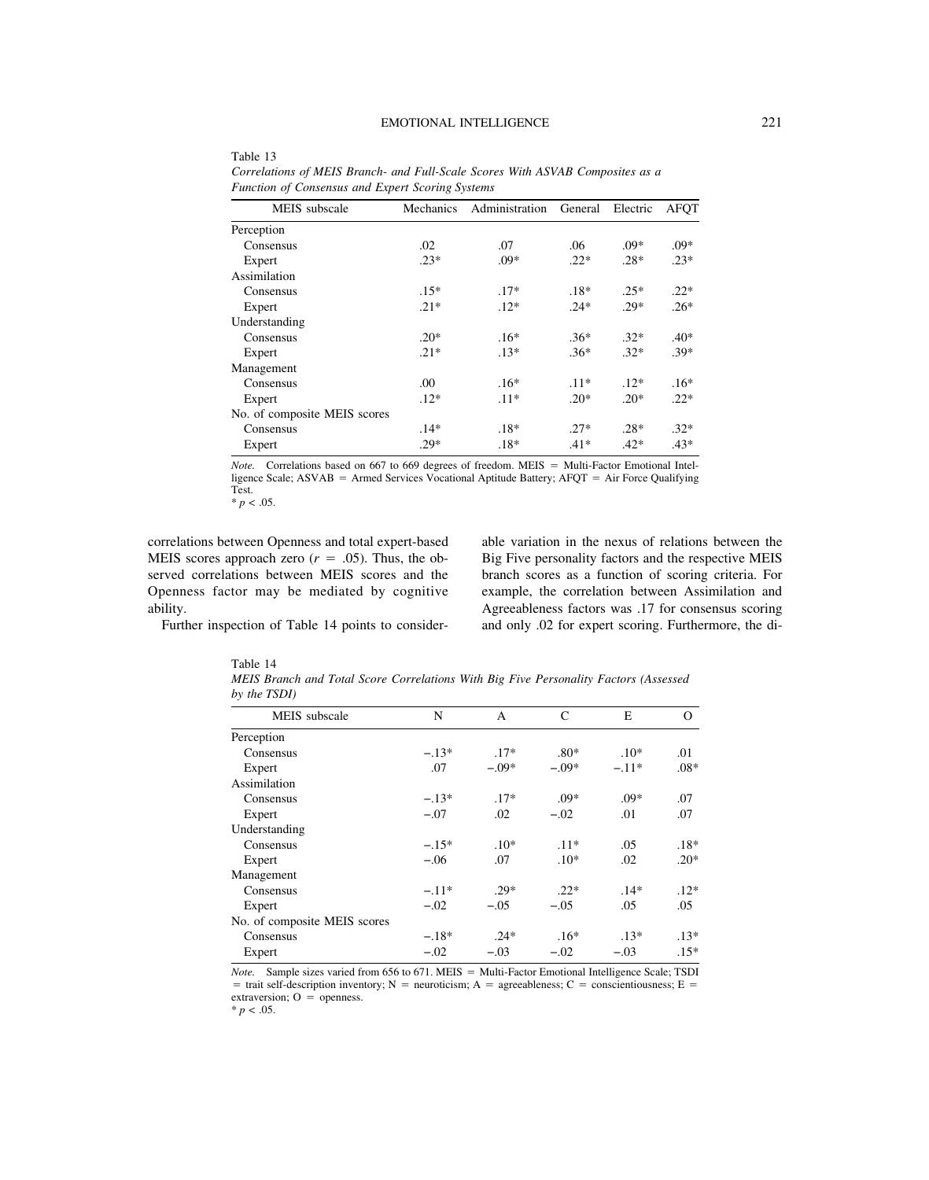Table 13
*Correlations of MEIS Branch- and Full-Scale Scores With ASVAB Composites as a Function of Consensus and Expert Scoring Systems*

| MEIS subscale | Mechanics | Administration | General | Electric | AFQT |
|---|---|---|---|---|---|
| Perception | | | | | |
| Consensus | .02 | .07 | .06 | .09* | .09* |
| Expert | .23* | .09* | .22* | .28* | .23* |
| Assimilation | | | | | |
| Consensus | .15* | .17* | .18* | .25* | .22* |
| Expert | .21* | .12* | .24* | .29* | .26* |
| Understanding | | | | | |
| Consensus | .20* | .16* | .36* | .32* | .40* |
| Expert | .21* | .13* | .36* | .32* | .39* |
| Management | | | | | |
| Consensus | .00 | .16* | .11* | .12* | .16* |
| Expert | .12* | .11* | .20* | .20* | .22* |
| No. of composite MEIS scores | | | | | |
| Consensus | .14* | .18* | .27* | .28* | .32* |
| Expert | .29* | .18* | .41* | .42* | .43* |

*Note.* Correlations based on 667 to 669 degrees of freedom. MEIS = Multi-Factor Emotional Intelligence Scale; ASVAB = Armed Services Vocational Aptitude Battery; AFQT = Air Force Qualifying Test.
* $p < .05$.

correlations between Openness and total expert-based MEIS scores approach zero ($r = .05$). Thus, the observed correlations between MEIS scores and the Openness factor may be mediated by cognitive ability.

Further inspection of Table 14 points to considerable variation in the nexus of relations between the Big Five personality factors and the respective MEIS branch scores as a function of scoring criteria. For example, the correlation between Assimilation and Agreeableness factors was .17 for consensus scoring and only .02 for expert scoring. Furthermore, the di-

Table 14
*MEIS Branch and Total Score Correlations With Big Five Personality Factors (Assessed by the TSDI)*

| MEIS subscale | N | A | C | E | O |
|---|---|---|---|---|---|
| Perception | | | | | |
| Consensus | −.13* | .17* | .80* | .10* | .01 |
| Expert | .07 | −.09* | −.09* | −.11* | .08* |
| Assimilation | | | | | |
| Consensus | −.13* | .17* | .09* | .09* | .07 |
| Expert | −.07 | .02 | −.02 | .01 | .07 |
| Understanding | | | | | |
| Consensus | −.15* | .10* | .11* | .05 | .18* |
| Expert | −.06 | .07 | .10* | .02 | .20* |
| Management | | | | | |
| Consensus | −.11* | .29* | .22* | .14* | .12* |
| Expert | −.02 | −.05 | −.05 | .05 | .05 |
| No. of composite MEIS scores | | | | | |
| Consensus | −.18* | .24* | .16* | .13* | .13* |
| Expert | −.02 | −.03 | −.02 | −.03 | .15* |

*Note.* Sample sizes varied from 656 to 671. MEIS = Multi-Factor Emotional Intelligence Scale; TSDI = trait self-description inventory; N = neuroticism; A = agreeableness; C = conscientiousness; E = extraversion; O = openness.
* $p < .05$.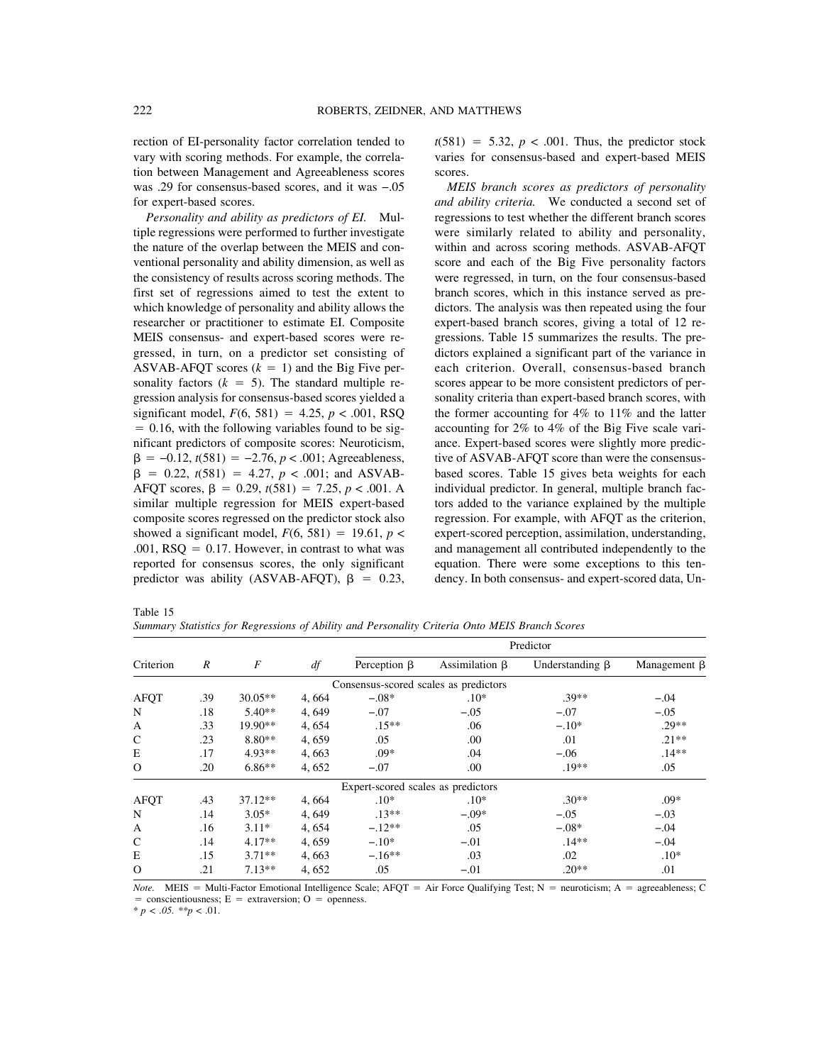rection of EI-personality factor correlation tended to vary with scoring methods. For example, the correlation between Management and Agreeableness scores was .29 for consensus-based scores, and it was −.05 for expert-based scores.

*Personality and ability as predictors of EI.* Multiple regressions were performed to further investigate the nature of the overlap between the MEIS and conventional personality and ability dimension, as well as the consistency of results across scoring methods. The first set of regressions aimed to test the extent to which knowledge of personality and ability allows the researcher or practitioner to estimate EI. Composite MEIS consensus- and expert-based scores were regressed, in turn, on a predictor set consisting of ASVAB-AFQT scores ($k = 1$) and the Big Five personality factors ($k = 5$). The standard multiple regression analysis for consensus-based scores yielded a significant model, $F(6, 581) = 4.25$, $p < .001$, RSQ $= 0.16$, with the following variables found to be significant predictors of composite scores: Neuroticism, $\beta = -0.12$, $t(581) = -2.76$, $p < .001$; Agreeableness, $\beta = 0.22$, $t(581) = 4.27$, $p < .001$; and ASVAB-AFQT scores, $\beta = 0.29$, $t(581) = 7.25$, $p < .001$. A similar multiple regression for MEIS expert-based composite scores regressed on the predictor stock also showed a significant model, $F(6, 581) = 19.61$, $p < .001$, RSQ $= 0.17$. However, in contrast to what was reported for consensus scores, the only significant predictor was ability (ASVAB-AFQT), $\beta = 0.23$, $t(581) = 5.32$, $p < .001$. Thus, the predictor stock varies for consensus-based and expert-based MEIS scores.

*MEIS branch scores as predictors of personality and ability criteria.* We conducted a second set of regressions to test whether the different branch scores were similarly related to ability and personality, within and across scoring methods. ASVAB-AFQT score and each of the Big Five personality factors were regressed, in turn, on the four consensus-based branch scores, which in this instance served as predictors. The analysis was then repeated using the four expert-based branch scores, giving a total of 12 regressions. Table 15 summarizes the results. The predictors explained a significant part of the variance in each criterion. Overall, consensus-based branch scores appear to be more consistent predictors of personality criteria than expert-based branch scores, with the former accounting for 4% to 11% and the latter accounting for 2% to 4% of the Big Five scale variance. Expert-based scores were slightly more predictive of ASVAB-AFQT score than were the consensus-based scores. Table 15 gives beta weights for each individual predictor. In general, multiple branch factors added to the variance explained by the multiple regression. For example, with AFQT as the criterion, expert-scored perception, assimilation, understanding, and management all contributed independently to the equation. There were some exceptions to this tendency. In both consensus- and expert-scored data, Un-

Table 15
*Summary Statistics for Regressions of Ability and Personality Criteria Onto MEIS Branch Scores*

| Criterion | $R$ | $F$ | $df$ | Predictor | | | |
|---|---|---|---|---|---|---|---|
| | | | | Perception $\beta$ | Assimilation $\beta$ | Understanding $\beta$ | Management $\beta$ |
| | | | | Consensus-scored scales as predictors | | | |
| AFQT | .39 | 30.05** | 4, 664 | −.08* | .10* | .39** | −.04 |
| N | .18 | 5.40** | 4, 649 | −.07 | −.05 | −.07 | −.05 |
| A | .33 | 19.90** | 4, 654 | .15** | .06 | −.10* | .29** |
| C | .23 | 8.80** | 4, 659 | .05 | .00 | .01 | .21** |
| E | .17 | 4.93** | 4, 663 | .09* | .04 | −.06 | .14** |
| O | .20 | 6.86** | 4, 652 | −.07 | .00 | .19** | .05 |
| | | | | Expert-scored scales as predictors | | | |
| AFQT | .43 | 37.12** | 4, 664 | .10* | .10* | .30** | .09* |
| N | .14 | 3.05* | 4, 649 | .13** | −.09* | −.05 | −.03 |
| A | .16 | 3.11* | 4, 654 | −.12** | .05 | −.08* | −.04 |
| C | .14 | 4.17** | 4, 659 | −.10* | −.01 | .14** | −.04 |
| E | .15 | 3.71** | 4, 663 | −.16** | .03 | .02 | .10* |
| O | .21 | 7.13** | 4, 652 | .05 | −.01 | .20** | .01 |

*Note.* MEIS = Multi-Factor Emotional Intelligence Scale; AFQT = Air Force Qualifying Test; N = neuroticism; A = agreeableness; C = conscientiousness; E = extraversion; O = openness.
* $p < .05$. ** $p < .01$.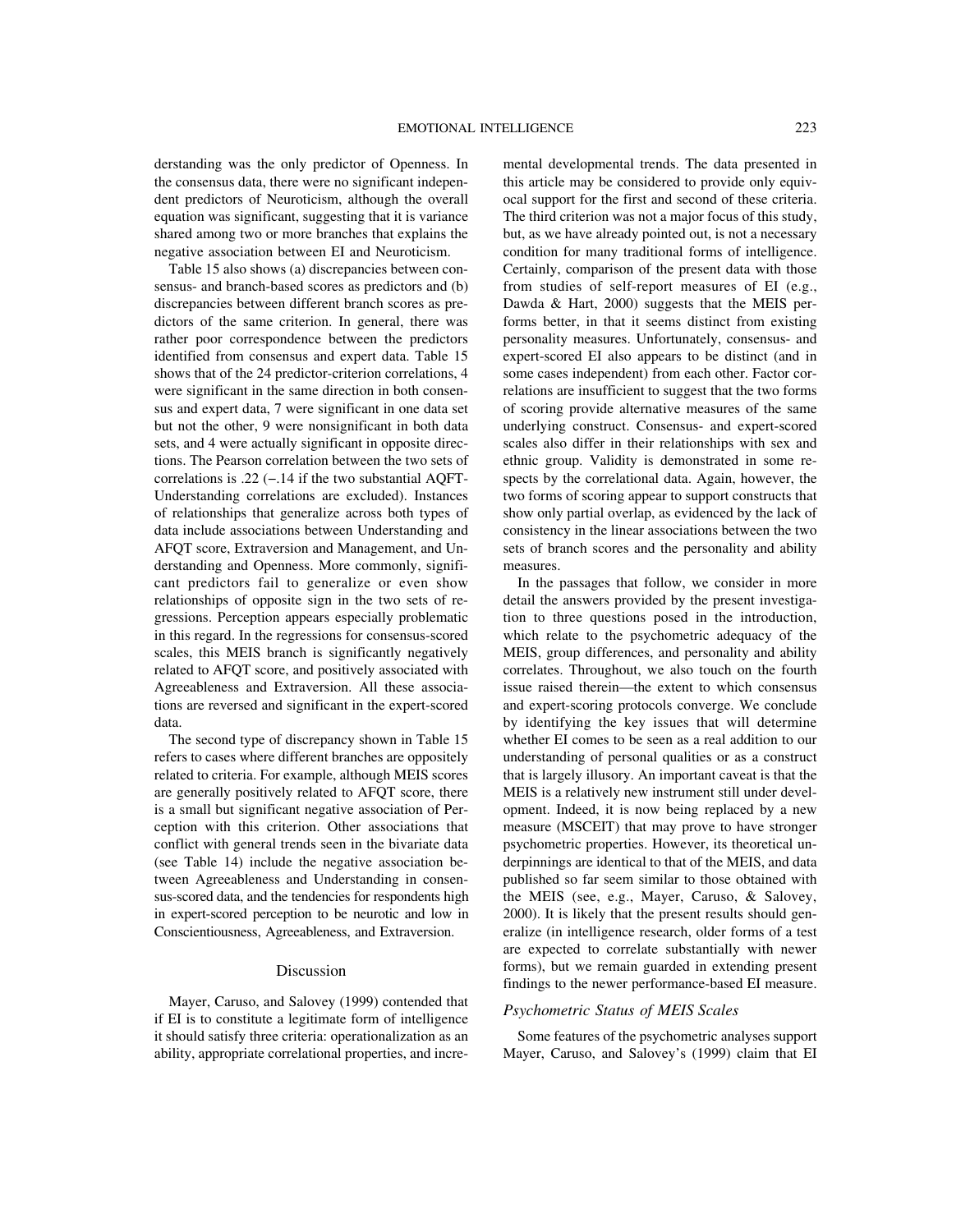derstanding was the only predictor of Openness. In the consensus data, there were no significant independent predictors of Neuroticism, although the overall equation was significant, suggesting that it is variance shared among two or more branches that explains the negative association between EI and Neuroticism.

Table 15 also shows (a) discrepancies between consensus- and branch-based scores as predictors and (b) discrepancies between different branch scores as predictors of the same criterion. In general, there was rather poor correspondence between the predictors identified from consensus and expert data. Table 15 shows that of the 24 predictor-criterion correlations, 4 were significant in the same direction in both consensus and expert data, 7 were significant in one data set but not the other, 9 were nonsignificant in both data sets, and 4 were actually significant in opposite directions. The Pearson correlation between the two sets of correlations is .22 (−.14 if the two substantial AQFT-Understanding correlations are excluded). Instances of relationships that generalize across both types of data include associations between Understanding and AFQT score, Extraversion and Management, and Understanding and Openness. More commonly, significant predictors fail to generalize or even show relationships of opposite sign in the two sets of regressions. Perception appears especially problematic in this regard. In the regressions for consensus-scored scales, this MEIS branch is significantly negatively related to AFQT score, and positively associated with Agreeableness and Extraversion. All these associations are reversed and significant in the expert-scored data.

The second type of discrepancy shown in Table 15 refers to cases where different branches are oppositely related to criteria. For example, although MEIS scores are generally positively related to AFQT score, there is a small but significant negative association of Perception with this criterion. Other associations that conflict with general trends seen in the bivariate data (see Table 14) include the negative association between Agreeableness and Understanding in consensus-scored data, and the tendencies for respondents high in expert-scored perception to be neurotic and low in Conscientiousness, Agreeableness, and Extraversion.

## Discussion

Mayer, Caruso, and Salovey (1999) contended that if EI is to constitute a legitimate form of intelligence it should satisfy three criteria: operationalization as an ability, appropriate correlational properties, and incremental developmental trends. The data presented in this article may be considered to provide only equivocal support for the first and second of these criteria. The third criterion was not a major focus of this study, but, as we have already pointed out, is not a necessary condition for many traditional forms of intelligence. Certainly, comparison of the present data with those from studies of self-report measures of EI (e.g., Dawda & Hart, 2000) suggests that the MEIS performs better, in that it seems distinct from existing personality measures. Unfortunately, consensus- and expert-scored EI also appears to be distinct (and in some cases independent) from each other. Factor correlations are insufficient to suggest that the two forms of scoring provide alternative measures of the same underlying construct. Consensus- and expert-scored scales also differ in their relationships with sex and ethnic group. Validity is demonstrated in some respects by the correlational data. Again, however, the two forms of scoring appear to support constructs that show only partial overlap, as evidenced by the lack of consistency in the linear associations between the two sets of branch scores and the personality and ability measures.

In the passages that follow, we consider in more detail the answers provided by the present investigation to three questions posed in the introduction, which relate to the psychometric adequacy of the MEIS, group differences, and personality and ability correlates. Throughout, we also touch on the fourth issue raised therein—the extent to which consensus and expert-scoring protocols converge. We conclude by identifying the key issues that will determine whether EI comes to be seen as a real addition to our understanding of personal qualities or as a construct that is largely illusory. An important caveat is that the MEIS is a relatively new instrument still under development. Indeed, it is now being replaced by a new measure (MSCEIT) that may prove to have stronger psychometric properties. However, its theoretical underpinnings are identical to that of the MEIS, and data published so far seem similar to those obtained with the MEIS (see, e.g., Mayer, Caruso, & Salovey, 2000). It is likely that the present results should generalize (in intelligence research, older forms of a test are expected to correlate substantially with newer forms), but we remain guarded in extending present findings to the newer performance-based EI measure.

### *Psychometric Status of MEIS Scales*

Some features of the psychometric analyses support Mayer, Caruso, and Salovey's (1999) claim that EI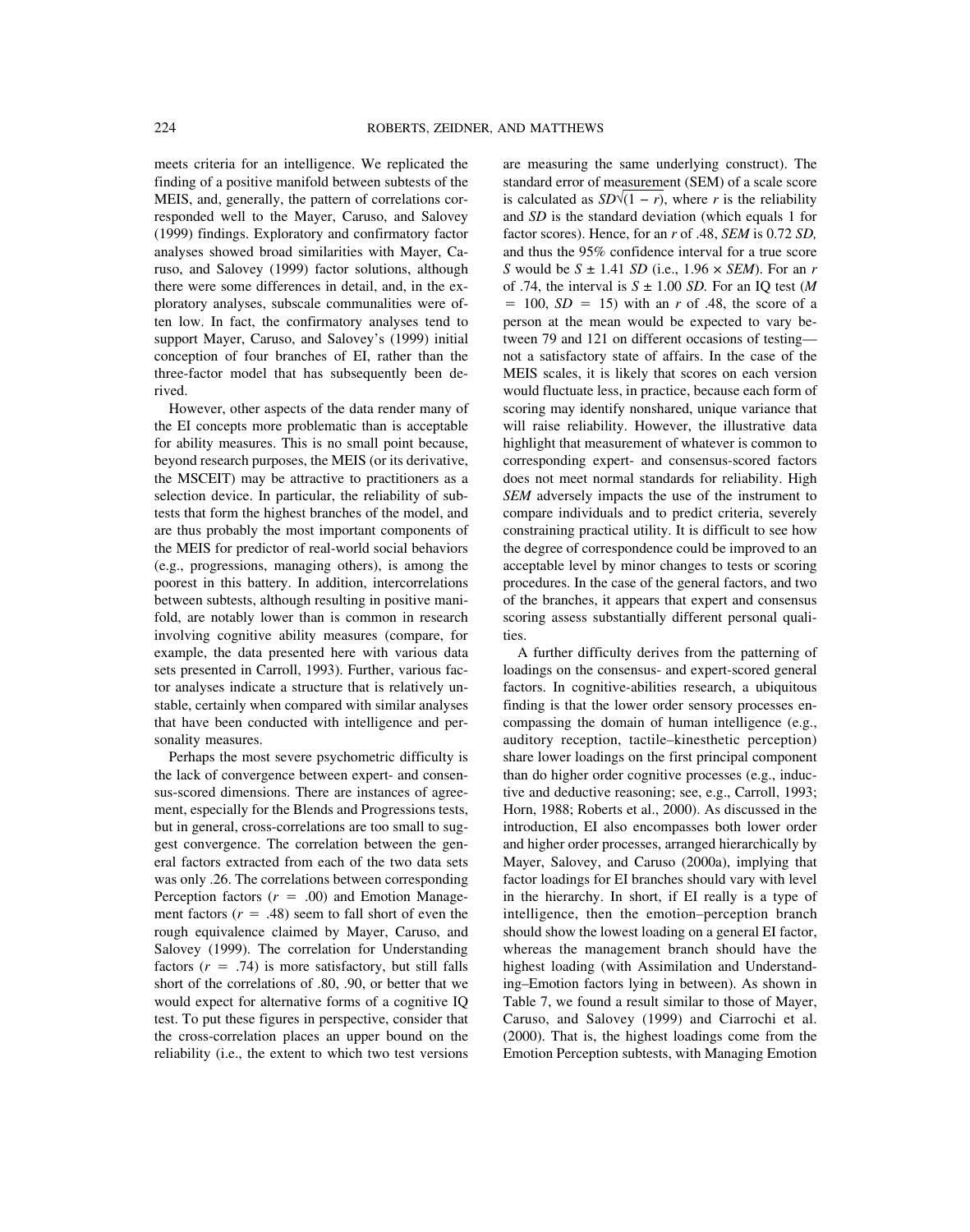meets criteria for an intelligence. We replicated the finding of a positive manifold between subtests of the MEIS, and, generally, the pattern of correlations corresponded well to the Mayer, Caruso, and Salovey (1999) findings. Exploratory and confirmatory factor analyses showed broad similarities with Mayer, Caruso, and Salovey (1999) factor solutions, although there were some differences in detail, and, in the exploratory analyses, subscale communalities were often low. In fact, the confirmatory analyses tend to support Mayer, Caruso, and Salovey's (1999) initial conception of four branches of EI, rather than the three-factor model that has subsequently been derived.

However, other aspects of the data render many of the EI concepts more problematic than is acceptable for ability measures. This is no small point because, beyond research purposes, the MEIS (or its derivative, the MSCEIT) may be attractive to practitioners as a selection device. In particular, the reliability of subtests that form the highest branches of the model, and are thus probably the most important components of the MEIS for predictor of real-world social behaviors (e.g., progressions, managing others), is among the poorest in this battery. In addition, intercorrelations between subtests, although resulting in positive manifold, are notably lower than is common in research involving cognitive ability measures (compare, for example, the data presented here with various data sets presented in Carroll, 1993). Further, various factor analyses indicate a structure that is relatively unstable, certainly when compared with similar analyses that have been conducted with intelligence and personality measures.

Perhaps the most severe psychometric difficulty is the lack of convergence between expert- and consensus-scored dimensions. There are instances of agreement, especially for the Blends and Progressions tests, but in general, cross-correlations are too small to suggest convergence. The correlation between the general factors extracted from each of the two data sets was only .26. The correlations between corresponding Perception factors ($r$ = .00) and Emotion Management factors ($r$ = .48) seem to fall short of even the rough equivalence claimed by Mayer, Caruso, and Salovey (1999). The correlation for Understanding factors ($r$ = .74) is more satisfactory, but still falls short of the correlations of .80, .90, or better that we would expect for alternative forms of a cognitive IQ test. To put these figures in perspective, consider that the cross-correlation places an upper bound on the reliability (i.e., the extent to which two test versions are measuring the same underlying construct). The standard error of measurement (SEM) of a scale score is calculated as $SD\sqrt{(1 - r)}$, where $r$ is the reliability and $SD$ is the standard deviation (which equals 1 for factor scores). Hence, for an $r$ of .48, *SEM* is 0.72 *SD,* and thus the 95% confidence interval for a true score $S$ would be $S \pm 1.41$ *SD* (i.e., $1.96 \times SEM$). For an $r$ of .74, the interval is $S \pm 1.00$ *SD*. For an IQ test ($M$ = 100, $SD$ = 15) with an $r$ of .48, the score of a person at the mean would be expected to vary between 79 and 121 on different occasions of testing—not a satisfactory state of affairs. In the case of the MEIS scales, it is likely that scores on each version would fluctuate less, in practice, because each form of scoring may identify nonshared, unique variance that will raise reliability. However, the illustrative data highlight that measurement of whatever is common to corresponding expert- and consensus-scored factors does not meet normal standards for reliability. High *SEM* adversely impacts the use of the instrument to compare individuals and to predict criteria, severely constraining practical utility. It is difficult to see how the degree of correspondence could be improved to an acceptable level by minor changes to tests or scoring procedures. In the case of the general factors, and two of the branches, it appears that expert and consensus scoring assess substantially different personal qualities.

A further difficulty derives from the patterning of loadings on the consensus- and expert-scored general factors. In cognitive-abilities research, a ubiquitous finding is that the lower order sensory processes encompassing the domain of human intelligence (e.g., auditory reception, tactile–kinesthetic perception) share lower loadings on the first principal component than do higher order cognitive processes (e.g., inductive and deductive reasoning; see, e.g., Carroll, 1993; Horn, 1988; Roberts et al., 2000). As discussed in the introduction, EI also encompasses both lower order and higher order processes, arranged hierarchically by Mayer, Salovey, and Caruso (2000a), implying that factor loadings for EI branches should vary with level in the hierarchy. In short, if EI really is a type of intelligence, then the emotion–perception branch should show the lowest loading on a general EI factor, whereas the management branch should have the highest loading (with Assimilation and Understanding–Emotion factors lying in between). As shown in Table 7, we found a result similar to those of Mayer, Caruso, and Salovey (1999) and Ciarrochi et al. (2000). That is, the highest loadings come from the Emotion Perception subtests, with Managing Emotion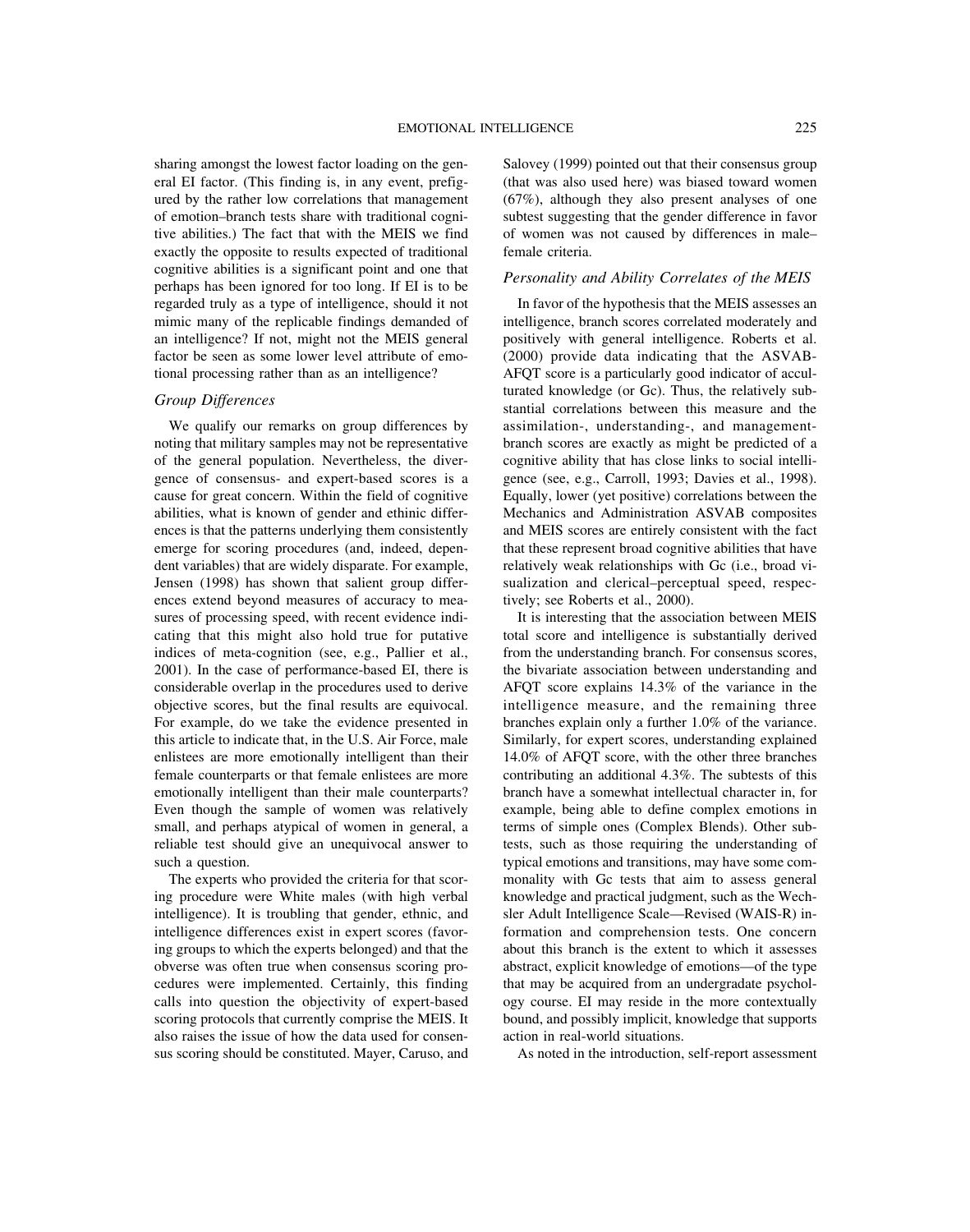sharing amongst the lowest factor loading on the general EI factor. (This finding is, in any event, prefigured by the rather low correlations that management of emotion–branch tests share with traditional cognitive abilities.) The fact that with the MEIS we find exactly the opposite to results expected of traditional cognitive abilities is a significant point and one that perhaps has been ignored for too long. If EI is to be regarded truly as a type of intelligence, should it not mimic many of the replicable findings demanded of an intelligence? If not, might not the MEIS general factor be seen as some lower level attribute of emotional processing rather than as an intelligence?

### *Group Differences*

We qualify our remarks on group differences by noting that military samples may not be representative of the general population. Nevertheless, the divergence of consensus- and expert-based scores is a cause for great concern. Within the field of cognitive abilities, what is known of gender and ethnic differences is that the patterns underlying them consistently emerge for scoring procedures (and, indeed, dependent variables) that are widely disparate. For example, Jensen (1998) has shown that salient group differences extend beyond measures of accuracy to measures of processing speed, with recent evidence indicating that this might also hold true for putative indices of meta-cognition (see, e.g., Pallier et al., 2001). In the case of performance-based EI, there is considerable overlap in the procedures used to derive objective scores, but the final results are equivocal. For example, do we take the evidence presented in this article to indicate that, in the U.S. Air Force, male enlistees are more emotionally intelligent than their female counterparts or that female enlistees are more emotionally intelligent than their male counterparts? Even though the sample of women was relatively small, and perhaps atypical of women in general, a reliable test should give an unequivocal answer to such a question.

The experts who provided the criteria for that scoring procedure were White males (with high verbal intelligence). It is troubling that gender, ethnic, and intelligence differences exist in expert scores (favoring groups to which the experts belonged) and that the obverse was often true when consensus scoring procedures were implemented. Certainly, this finding calls into question the objectivity of expert-based scoring protocols that currently comprise the MEIS. It also raises the issue of how the data used for consensus scoring should be constituted. Mayer, Caruso, and Salovey (1999) pointed out that their consensus group (that was also used here) was biased toward women (67%), although they also present analyses of one subtest suggesting that the gender difference in favor of women was not caused by differences in male–female criteria.

### *Personality and Ability Correlates of the MEIS*

In favor of the hypothesis that the MEIS assesses an intelligence, branch scores correlated moderately and positively with general intelligence. Roberts et al. (2000) provide data indicating that the ASVAB-AFQT score is a particularly good indicator of acculturated knowledge (or Gc). Thus, the relatively substantial correlations between this measure and the assimilation-, understanding-, and management-branch scores are exactly as might be predicted of a cognitive ability that has close links to social intelligence (see, e.g., Carroll, 1993; Davies et al., 1998). Equally, lower (yet positive) correlations between the Mechanics and Administration ASVAB composites and MEIS scores are entirely consistent with the fact that these represent broad cognitive abilities that have relatively weak relationships with Gc (i.e., broad visualization and clerical–perceptual speed, respectively; see Roberts et al., 2000).

It is interesting that the association between MEIS total score and intelligence is substantially derived from the understanding branch. For consensus scores, the bivariate association between understanding and AFQT score explains 14.3% of the variance in the intelligence measure, and the remaining three branches explain only a further 1.0% of the variance. Similarly, for expert scores, understanding explained 14.0% of AFQT score, with the other three branches contributing an additional 4.3%. The subtests of this branch have a somewhat intellectual character in, for example, being able to define complex emotions in terms of simple ones (Complex Blends). Other subtests, such as those requiring the understanding of typical emotions and transitions, may have some commonality with Gc tests that aim to assess general knowledge and practical judgment, such as the Wechsler Adult Intelligence Scale—Revised (WAIS-R) information and comprehension tests. One concern about this branch is the extent to which it assesses abstract, explicit knowledge of emotions—of the type that may be acquired from an undergradate psychology course. EI may reside in the more contextually bound, and possibly implicit, knowledge that supports action in real-world situations.

As noted in the introduction, self-report assessment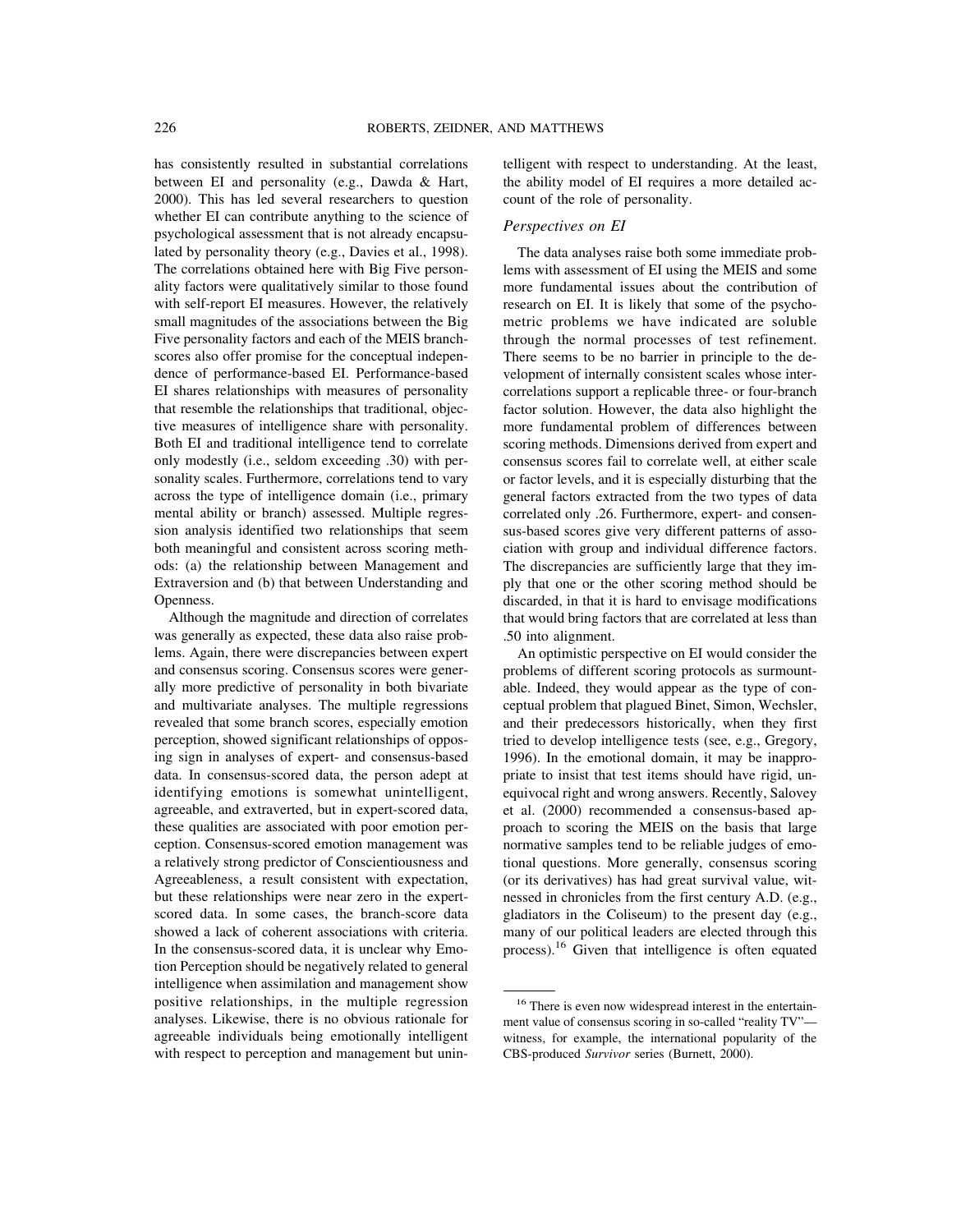has consistently resulted in substantial correlations between EI and personality (e.g., Dawda & Hart, 2000). This has led several researchers to question whether EI can contribute anything to the science of psychological assessment that is not already encapsulated by personality theory (e.g., Davies et al., 1998). The correlations obtained here with Big Five personality factors were qualitatively similar to those found with self-report EI measures. However, the relatively small magnitudes of the associations between the Big Five personality factors and each of the MEIS branch-scores also offer promise for the conceptual independence of performance-based EI. Performance-based EI shares relationships with measures of personality that resemble the relationships that traditional, objective measures of intelligence share with personality. Both EI and traditional intelligence tend to correlate only modestly (i.e., seldom exceeding .30) with personality scales. Furthermore, correlations tend to vary across the type of intelligence domain (i.e., primary mental ability or branch) assessed. Multiple regression analysis identified two relationships that seem both meaningful and consistent across scoring methods: (a) the relationship between Management and Extraversion and (b) that between Understanding and Openness.

Although the magnitude and direction of correlates was generally as expected, these data also raise problems. Again, there were discrepancies between expert and consensus scoring. Consensus scores were generally more predictive of personality in both bivariate and multivariate analyses. The multiple regressions revealed that some branch scores, especially emotion perception, showed significant relationships of opposing sign in analyses of expert- and consensus-based data. In consensus-scored data, the person adept at identifying emotions is somewhat unintelligent, agreeable, and extraverted, but in expert-scored data, these qualities are associated with poor emotion perception. Consensus-scored emotion management was a relatively strong predictor of Conscientiousness and Agreeableness, a result consistent with expectation, but these relationships were near zero in the expert-scored data. In some cases, the branch-score data showed a lack of coherent associations with criteria. In the consensus-scored data, it is unclear why Emotion Perception should be negatively related to general intelligence when assimilation and management show positive relationships, in the multiple regression analyses. Likewise, there is no obvious rationale for agreeable individuals being emotionally intelligent with respect to perception and management but unintelligent with respect to understanding. At the least, the ability model of EI requires a more detailed account of the role of personality.

### *Perspectives on EI*

The data analyses raise both some immediate problems with assessment of EI using the MEIS and some more fundamental issues about the contribution of research on EI. It is likely that some of the psychometric problems we have indicated are soluble through the normal processes of test refinement. There seems to be no barrier in principle to the development of internally consistent scales whose intercorrelations support a replicable three- or four-branch factor solution. However, the data also highlight the more fundamental problem of differences between scoring methods. Dimensions derived from expert and consensus scores fail to correlate well, at either scale or factor levels, and it is especially disturbing that the general factors extracted from the two types of data correlated only .26. Furthermore, expert- and consensus-based scores give very different patterns of association with group and individual difference factors. The discrepancies are sufficiently large that they imply that one or the other scoring method should be discarded, in that it is hard to envisage modifications that would bring factors that are correlated at less than .50 into alignment.

An optimistic perspective on EI would consider the problems of different scoring protocols as surmountable. Indeed, they would appear as the type of conceptual problem that plagued Binet, Simon, Wechsler, and their predecessors historically, when they first tried to develop intelligence tests (see, e.g., Gregory, 1996). In the emotional domain, it may be inappropriate to insist that test items should have rigid, unequivocal right and wrong answers. Recently, Salovey et al. (2000) recommended a consensus-based approach to scoring the MEIS on the basis that large normative samples tend to be reliable judges of emotional questions. More generally, consensus scoring (or its derivatives) has had great survival value, witnessed in chronicles from the first century A.D. (e.g., gladiators in the Coliseum) to the present day (e.g., many of our political leaders are elected through this process).[16] Given that intelligence is often equated

[16] There is even now widespread interest in the entertainment value of consensus scoring in so-called "reality TV"—witness, for example, the international popularity of the CBS-produced *Survivor* series (Burnett, 2000).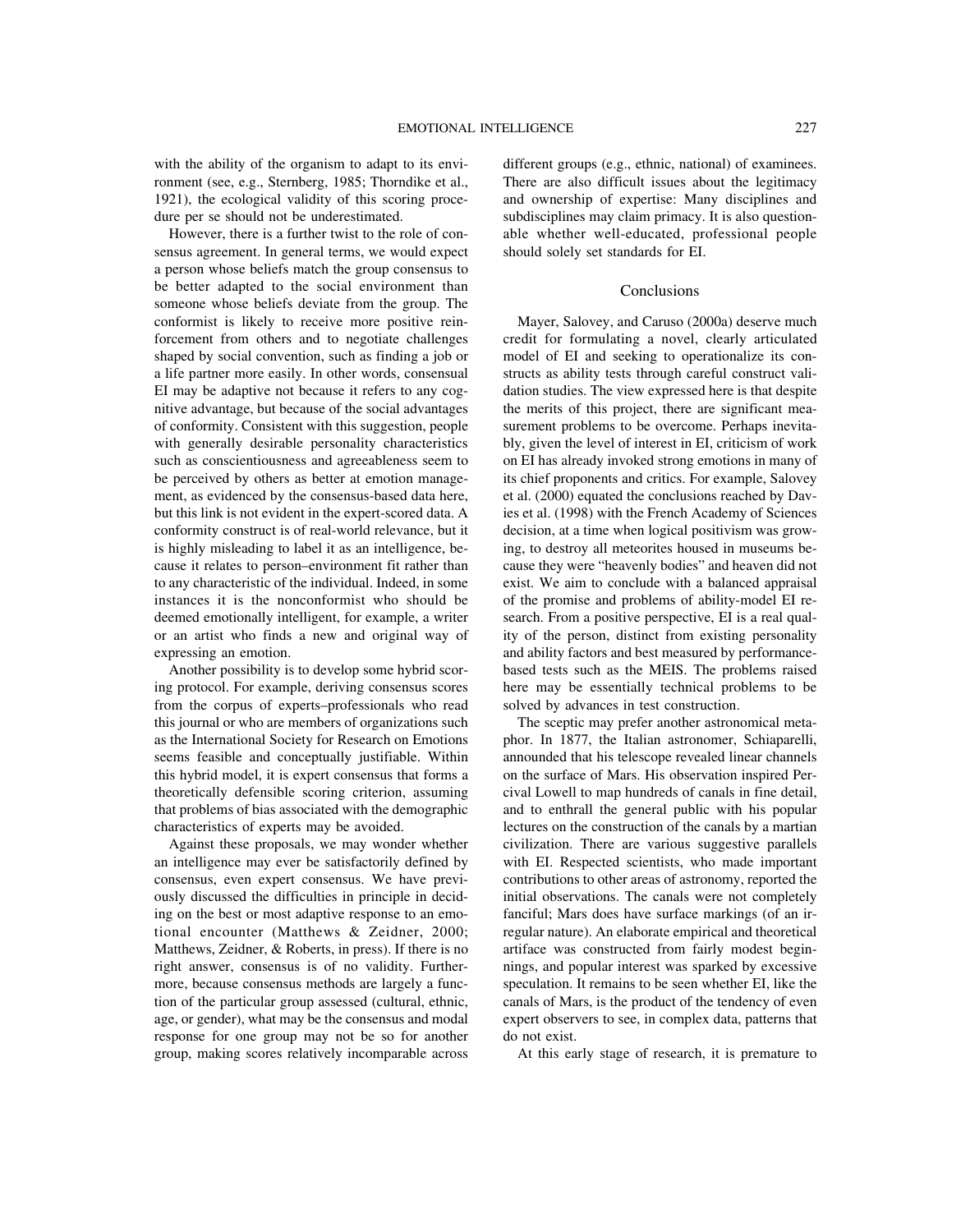with the ability of the organism to adapt to its environment (see, e.g., Sternberg, 1985; Thorndike et al., 1921), the ecological validity of this scoring procedure per se should not be underestimated.

However, there is a further twist to the role of consensus agreement. In general terms, we would expect a person whose beliefs match the group consensus to be better adapted to the social environment than someone whose beliefs deviate from the group. The conformist is likely to receive more positive reinforcement from others and to negotiate challenges shaped by social convention, such as finding a job or a life partner more easily. In other words, consensual EI may be adaptive not because it refers to any cognitive advantage, but because of the social advantages of conformity. Consistent with this suggestion, people with generally desirable personality characteristics such as conscientiousness and agreeableness seem to be perceived by others as better at emotion management, as evidenced by the consensus-based data here, but this link is not evident in the expert-scored data. A conformity construct is of real-world relevance, but it is highly misleading to label it as an intelligence, because it relates to person–environment fit rather than to any characteristic of the individual. Indeed, in some instances it is the nonconformist who should be deemed emotionally intelligent, for example, a writer or an artist who finds a new and original way of expressing an emotion.

Another possibility is to develop some hybrid scoring protocol. For example, deriving consensus scores from the corpus of experts–professionals who read this journal or who are members of organizations such as the International Society for Research on Emotions seems feasible and conceptually justifiable. Within this hybrid model, it is expert consensus that forms a theoretically defensible scoring criterion, assuming that problems of bias associated with the demographic characteristics of experts may be avoided.

Against these proposals, we may wonder whether an intelligence may ever be satisfactorily defined by consensus, even expert consensus. We have previously discussed the difficulties in principle in deciding on the best or most adaptive response to an emotional encounter (Matthews & Zeidner, 2000; Matthews, Zeidner, & Roberts, in press). If there is no right answer, consensus is of no validity. Furthermore, because consensus methods are largely a function of the particular group assessed (cultural, ethnic, age, or gender), what may be the consensus and modal response for one group may not be so for another group, making scores relatively incomparable across different groups (e.g., ethnic, national) of examinees. There are also difficult issues about the legitimacy and ownership of expertise: Many disciplines and subdisciplines may claim primacy. It is also questionable whether well-educated, professional people should solely set standards for EI.

## Conclusions

Mayer, Salovey, and Caruso (2000a) deserve much credit for formulating a novel, clearly articulated model of EI and seeking to operationalize its constructs as ability tests through careful construct validation studies. The view expressed here is that despite the merits of this project, there are significant measurement problems to be overcome. Perhaps inevitably, given the level of interest in EI, criticism of work on EI has already invoked strong emotions in many of its chief proponents and critics. For example, Salovey et al. (2000) equated the conclusions reached by Davies et al. (1998) with the French Academy of Sciences decision, at a time when logical positivism was growing, to destroy all meteorites housed in museums because they were "heavenly bodies" and heaven did not exist. We aim to conclude with a balanced appraisal of the promise and problems of ability-model EI research. From a positive perspective, EI is a real quality of the person, distinct from existing personality and ability factors and best measured by performance-based tests such as the MEIS. The problems raised here may be essentially technical problems to be solved by advances in test construction.

The sceptic may prefer another astronomical metaphor. In 1877, the Italian astronomer, Schiaparelli, announded that his telescope revealed linear channels on the surface of Mars. His observation inspired Percival Lowell to map hundreds of canals in fine detail, and to enthrall the general public with his popular lectures on the construction of the canals by a martian civilization. There are various suggestive parallels with EI. Respected scientists, who made important contributions to other areas of astronomy, reported the initial observations. The canals were not completely fanciful; Mars does have surface markings (of an irregular nature). An elaborate empirical and theoretical artifact was constructed from fairly modest beginnings, and popular interest was sparked by excessive speculation. It remains to be seen whether EI, like the canals of Mars, is the product of the tendency of even expert observers to see, in complex data, patterns that do not exist.

At this early stage of research, it is premature to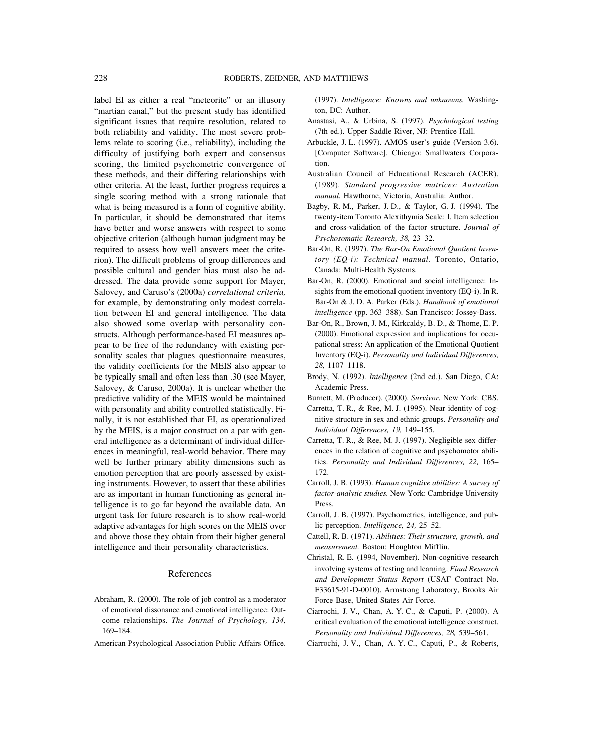label EI as either a real "meteorite" or an illusory "martian canal," but the present study has identified significant issues that require resolution, related to both reliability and validity. The most severe problems relate to scoring (i.e., reliability), including the difficulty of justifying both expert and consensus scoring, the limited psychometric convergence of these methods, and their differing relationships with other criteria. At the least, further progress requires a single scoring method with a strong rationale that what is being measured is a form of cognitive ability. In particular, it should be demonstrated that items have better and worse answers with respect to some objective criterion (although human judgment may be required to assess how well answers meet the criterion). The difficult problems of group differences and possible cultural and gender bias must also be addressed. The data provide some support for Mayer, Salovey, and Caruso's (2000a) *correlational criteria,* for example, by demonstrating only modest correlation between EI and general intelligence. The data also showed some overlap with personality constructs. Although performance-based EI measures appear to be free of the redundancy with existing personality scales that plagues questionnaire measures, the validity coefficients for the MEIS also appear to be typically small and often less than .30 (see Mayer, Salovey, & Caruso, 2000a). It is unclear whether the predictive validity of the MEIS would be maintained with personality and ability controlled statistically. Finally, it is not established that EI, as operationalized by the MEIS, is a major construct on a par with general intelligence as a determinant of individual differences in meaningful, real-world behavior. There may well be further primary ability dimensions such as emotion perception that are poorly assessed by existing instruments. However, to assert that these abilities are as important in human functioning as general intelligence is to go far beyond the available data. An urgent task for future research is to show real-world adaptive advantages for high scores on the MEIS over and above those they obtain from their higher general intelligence and their personality characteristics.

## References

Abraham, R. (2000). The role of job control as a moderator of emotional dissonance and emotional intelligence: Outcome relationships. *The Journal of Psychology, 134,* 169–184.

American Psychological Association Public Affairs Office. (1997). *Intelligence: Knowns and unknowns.* Washington, DC: Author.

Anastasi, A., & Urbina, S. (1997). *Psychological testing* (7th ed.). Upper Saddle River, NJ: Prentice Hall.

Arbuckle, J. L. (1997). AMOS user's guide (Version 3.6). [Computer Software]. Chicago: Smallwaters Corporation.

Australian Council of Educational Research (ACER). (1989). *Standard progressive matrices: Australian manual.* Hawthorne, Victoria, Australia: Author.

Bagby, R. M., Parker, J. D., & Taylor, G. J. (1994). The twenty-item Toronto Alexithymia Scale: I. Item selection and cross-validation of the factor structure. *Journal of Psychosomatic Research, 38,* 23–32.

Bar-On, R. (1997). *The Bar-On Emotional Quotient Inventory (EQ-i): Technical manual.* Toronto, Ontario, Canada: Multi-Health Systems.

Bar-On, R. (2000). Emotional and social intelligence: Insights from the emotional quotient inventory (EQ-i). In R. Bar-On & J. D. A. Parker (Eds.), *Handbook of emotional intelligence* (pp. 363–388). San Francisco: Jossey-Bass.

Bar-On, R., Brown, J. M., Kirkcaldy, B. D., & Thome, E. P. (2000). Emotional expression and implications for occupational stress: An application of the Emotional Quotient Inventory (EQ-i). *Personality and Individual Differences, 28,* 1107–1118.

Brody, N. (1992). *Intelligence* (2nd ed.). San Diego, CA: Academic Press.

Burnett, M. (Producer). (2000). *Survivor.* New York: CBS.

Carretta, T. R., & Ree, M. J. (1995). Near identity of cognitive structure in sex and ethnic groups. *Personality and Individual Differences, 19,* 149–155.

Carretta, T. R., & Ree, M. J. (1997). Negligible sex differences in the relation of cognitive and psychomotor abilities. *Personality and Individual Differences, 22,* 165–172.

Carroll, J. B. (1993). *Human cognitive abilities: A survey of factor-analytic studies.* New York: Cambridge University Press.

Carroll, J. B. (1997). Psychometrics, intelligence, and public perception. *Intelligence, 24,* 25–52.

Cattell, R. B. (1971). *Abilities: Their structure, growth, and measurement.* Boston: Houghton Mifflin.

Christal, R. E. (1994, November). Non-cognitive research involving systems of testing and learning. *Final Research and Development Status Report* (USAF Contract No. F33615-91-D-0010). Armstrong Laboratory, Brooks Air Force Base, United States Air Force.

Ciarrochi, J. V., Chan, A. Y. C., & Caputi, P. (2000). A critical evaluation of the emotional intelligence construct. *Personality and Individual Differences, 28,* 539–561.

Ciarrochi, J. V., Chan, A. Y. C., Caputi, P., & Roberts,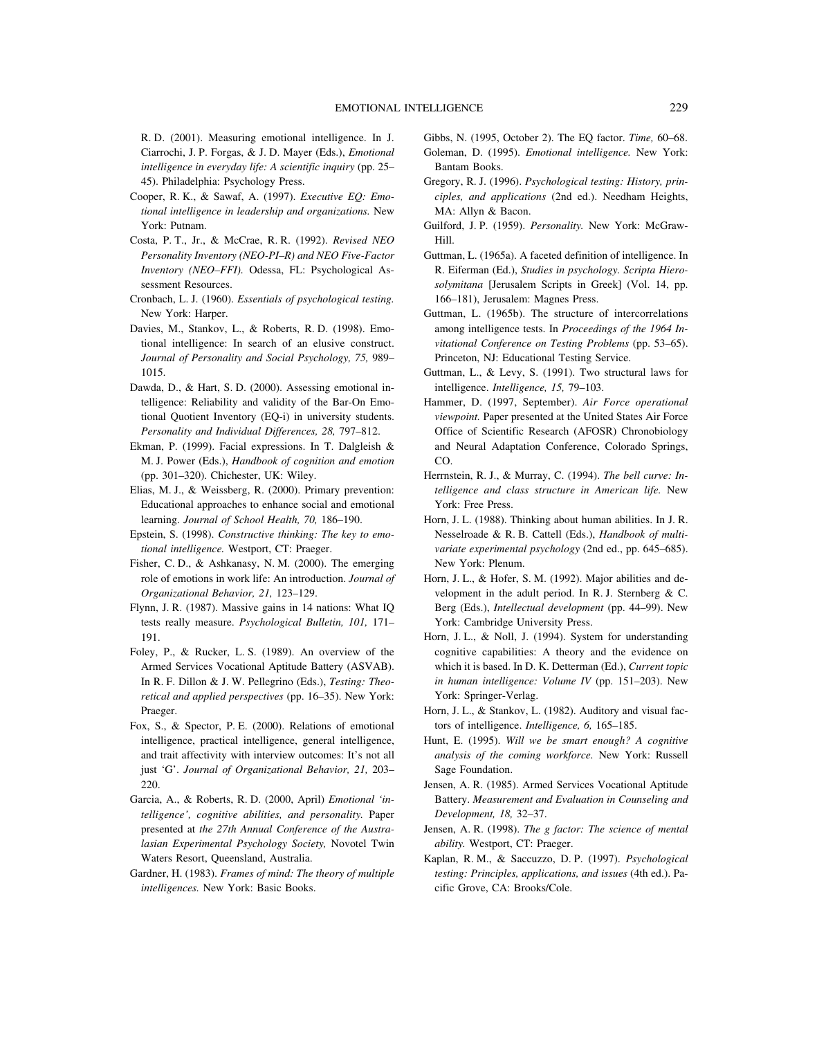R. D. (2001). Measuring emotional intelligence. In J. Ciarrochi, J. P. Forgas, & J. D. Mayer (Eds.), *Emotional intelligence in everyday life: A scientific inquiry* (pp. 25–45). Philadelphia: Psychology Press.

Cooper, R. K., & Sawaf, A. (1997). *Executive EQ: Emotional intelligence in leadership and organizations.* New York: Putnam.

Costa, P. T., Jr., & McCrae, R. R. (1992). *Revised NEO Personality Inventory (NEO-PI–R) and NEO Five-Factor Inventory (NEO–FFI).* Odessa, FL: Psychological Assessment Resources.

Cronbach, L. J. (1960). *Essentials of psychological testing.* New York: Harper.

Davies, M., Stankov, L., & Roberts, R. D. (1998). Emotional intelligence: In search of an elusive construct. *Journal of Personality and Social Psychology, 75,* 989–1015.

Dawda, D., & Hart, S. D. (2000). Assessing emotional intelligence: Reliability and validity of the Bar-On Emotional Quotient Inventory (EQ-i) in university students. *Personality and Individual Differences, 28,* 797–812.

Ekman, P. (1999). Facial expressions. In T. Dalgleish & M. J. Power (Eds.), *Handbook of cognition and emotion* (pp. 301–320). Chichester, UK: Wiley.

Elias, M. J., & Weissberg, R. (2000). Primary prevention: Educational approaches to enhance social and emotional learning. *Journal of School Health, 70,* 186–190.

Epstein, S. (1998). *Constructive thinking: The key to emotional intelligence.* Westport, CT: Praeger.

Fisher, C. D., & Ashkanasy, N. M. (2000). The emerging role of emotions in work life: An introduction. *Journal of Organizational Behavior, 21,* 123–129.

Flynn, J. R. (1987). Massive gains in 14 nations: What IQ tests really measure. *Psychological Bulletin, 101,* 171–191.

Foley, P., & Rucker, L. S. (1989). An overview of the Armed Services Vocational Aptitude Battery (ASVAB). In R. F. Dillon & J. W. Pellegrino (Eds.), *Testing: Theoretical and applied perspectives* (pp. 16–35). New York: Praeger.

Fox, S., & Spector, P. E. (2000). Relations of emotional intelligence, practical intelligence, general intelligence, and trait affectivity with interview outcomes: It's not all just 'G'. *Journal of Organizational Behavior, 21,* 203–220.

Garcia, A., & Roberts, R. D. (2000, April) *Emotional 'intelligence', cognitive abilities, and personality.* Paper presented at *the 27th Annual Conference of the Australasian Experimental Psychology Society,* Novotel Twin Waters Resort, Queensland, Australia.

Gardner, H. (1983). *Frames of mind: The theory of multiple intelligences.* New York: Basic Books.

Gibbs, N. (1995, October 2). The EQ factor. *Time,* 60–68.

Goleman, D. (1995). *Emotional intelligence.* New York: Bantam Books.

Gregory, R. J. (1996). *Psychological testing: History, principles, and applications* (2nd ed.). Needham Heights, MA: Allyn & Bacon.

Guilford, J. P. (1959). *Personality.* New York: McGraw-Hill.

Guttman, L. (1965a). A faceted definition of intelligence. In R. Eiferman (Ed.), *Studies in psychology. Scripta Hierosolymitana* [Jerusalem Scripts in Greek] (Vol. 14, pp. 166–181), Jerusalem: Magnes Press.

Guttman, L. (1965b). The structure of intercorrelations among intelligence tests. In *Proceedings of the 1964 Invitational Conference on Testing Problems* (pp. 53–65). Princeton, NJ: Educational Testing Service.

Guttman, L., & Levy, S. (1991). Two structural laws for intelligence. *Intelligence, 15,* 79–103.

Hammer, D. (1997, September). *Air Force operational viewpoint.* Paper presented at the United States Air Force Office of Scientific Research (AFOSR) Chronobiology and Neural Adaptation Conference, Colorado Springs, CO.

Herrnstein, R. J., & Murray, C. (1994). *The bell curve: Intelligence and class structure in American life.* New York: Free Press.

Horn, J. L. (1988). Thinking about human abilities. In J. R. Nesselroade & R. B. Cattell (Eds.), *Handbook of multivariate experimental psychology* (2nd ed., pp. 645–685). New York: Plenum.

Horn, J. L., & Hofer, S. M. (1992). Major abilities and development in the adult period. In R. J. Sternberg & C. Berg (Eds.), *Intellectual development* (pp. 44–99). New York: Cambridge University Press.

Horn, J. L., & Noll, J. (1994). System for understanding cognitive capabilities: A theory and the evidence on which it is based. In D. K. Detterman (Ed.), *Current topic in human intelligence: Volume IV* (pp. 151–203). New York: Springer-Verlag.

Horn, J. L., & Stankov, L. (1982). Auditory and visual factors of intelligence. *Intelligence, 6,* 165–185.

Hunt, E. (1995). *Will we be smart enough? A cognitive analysis of the coming workforce.* New York: Russell Sage Foundation.

Jensen, A. R. (1985). Armed Services Vocational Aptitude Battery. *Measurement and Evaluation in Counseling and Development, 18,* 32–37.

Jensen, A. R. (1998). *The g factor: The science of mental ability.* Westport, CT: Praeger.

Kaplan, R. M., & Saccuzzo, D. P. (1997). *Psychological testing: Principles, applications, and issues* (4th ed.). Pacific Grove, CA: Brooks/Cole.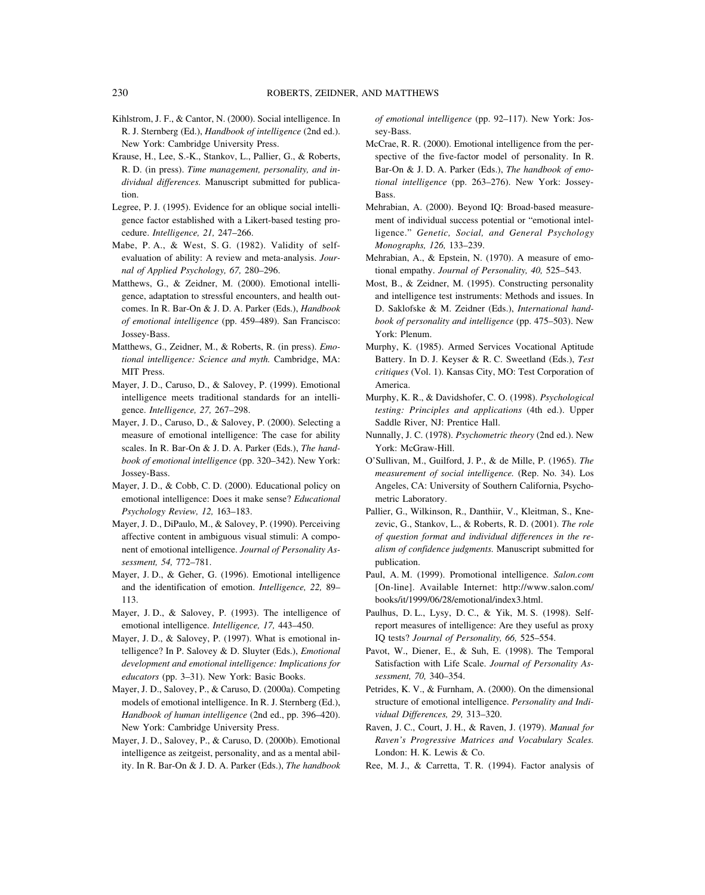Kihlstrom, J. F., & Cantor, N. (2000). Social intelligence. In R. J. Sternberg (Ed.), *Handbook of intelligence* (2nd ed.). New York: Cambridge University Press.

Krause, H., Lee, S.-K., Stankov, L., Pallier, G., & Roberts, R. D. (in press). *Time management, personality, and individual differences.* Manuscript submitted for publication.

Legree, P. J. (1995). Evidence for an oblique social intelligence factor established with a Likert-based testing procedure. *Intelligence, 21,* 247–266.

Mabe, P. A., & West, S. G. (1982). Validity of self-evaluation of ability: A review and meta-analysis. *Journal of Applied Psychology, 67,* 280–296.

Matthews, G., & Zeidner, M. (2000). Emotional intelligence, adaptation to stressful encounters, and health outcomes. In R. Bar-On & J. D. A. Parker (Eds.), *Handbook of emotional intelligence* (pp. 459–489). San Francisco: Jossey-Bass.

Matthews, G., Zeidner, M., & Roberts, R. (in press). *Emotional intelligence: Science and myth.* Cambridge, MA: MIT Press.

Mayer, J. D., Caruso, D., & Salovey, P. (1999). Emotional intelligence meets traditional standards for an intelligence. *Intelligence, 27,* 267–298.

Mayer, J. D., Caruso, D., & Salovey, P. (2000). Selecting a measure of emotional intelligence: The case for ability scales. In R. Bar-On & J. D. A. Parker (Eds.), *The handbook of emotional intelligence* (pp. 320–342). New York: Jossey-Bass.

Mayer, J. D., & Cobb, C. D. (2000). Educational policy on emotional intelligence: Does it make sense? *Educational Psychology Review, 12,* 163–183.

Mayer, J. D., DiPaulo, M., & Salovey, P. (1990). Perceiving affective content in ambiguous visual stimuli: A component of emotional intelligence. *Journal of Personality Assessment, 54,* 772–781.

Mayer, J. D., & Geher, G. (1996). Emotional intelligence and the identification of emotion. *Intelligence, 22,* 89–113.

Mayer, J. D., & Salovey, P. (1993). The intelligence of emotional intelligence. *Intelligence, 17,* 443–450.

Mayer, J. D., & Salovey, P. (1997). What is emotional intelligence? In P. Salovey & D. Sluyter (Eds.), *Emotional development and emotional intelligence: Implications for educators* (pp. 3–31). New York: Basic Books.

Mayer, J. D., Salovey, P., & Caruso, D. (2000a). Competing models of emotional intelligence. In R. J. Sternberg (Ed.), *Handbook of human intelligence* (2nd ed., pp. 396–420). New York: Cambridge University Press.

Mayer, J. D., Salovey, P., & Caruso, D. (2000b). Emotional intelligence as zeitgeist, personality, and as a mental ability. In R. Bar-On & J. D. A. Parker (Eds.), *The handbook of emotional intelligence* (pp. 92–117). New York: Jossey-Bass.

McCrae, R. R. (2000). Emotional intelligence from the perspective of the five-factor model of personality. In R. Bar-On & J. D. A. Parker (Eds.), *The handbook of emotional intelligence* (pp. 263–276). New York: Jossey-Bass.

Mehrabian, A. (2000). Beyond IQ: Broad-based measurement of individual success potential or "emotional intelligence." *Genetic, Social, and General Psychology Monographs, 126,* 133–239.

Mehrabian, A., & Epstein, N. (1970). A measure of emotional empathy. *Journal of Personality, 40,* 525–543.

Most, B., & Zeidner, M. (1995). Constructing personality and intelligence test instruments: Methods and issues. In D. Saklofske & M. Zeidner (Eds.), *International handbook of personality and intelligence* (pp. 475–503). New York: Plenum.

Murphy, K. (1985). Armed Services Vocational Aptitude Battery. In D. J. Keyser & R. C. Sweetland (Eds.), *Test critiques* (Vol. 1). Kansas City, MO: Test Corporation of America.

Murphy, K. R., & Davidshofer, C. O. (1998). *Psychological testing: Principles and applications* (4th ed.). Upper Saddle River, NJ: Prentice Hall.

Nunnally, J. C. (1978). *Psychometric theory* (2nd ed.). New York: McGraw-Hill.

O'Sullivan, M., Guilford, J. P., & de Mille, P. (1965). *The measurement of social intelligence.* (Rep. No. 34). Los Angeles, CA: University of Southern California, Psychometric Laboratory.

Pallier, G., Wilkinson, R., Danthiir, V., Kleitman, S., Knezevic, G., Stankov, L., & Roberts, R. D. (2001). *The role of question format and individual differences in the realism of confidence judgments.* Manuscript submitted for publication.

Paul, A. M. (1999). Promotional intelligence. *Salon.com* [On-line]. Available Internet: http://www.salon.com/books/it/1999/06/28/emotional/index3.html.

Paulhus, D. L., Lysy, D. C., & Yik, M. S. (1998). Self-report measures of intelligence: Are they useful as proxy IQ tests? *Journal of Personality, 66,* 525–554.

Pavot, W., Diener, E., & Suh, E. (1998). The Temporal Satisfaction with Life Scale. *Journal of Personality Assessment, 70,* 340–354.

Petrides, K. V., & Furnham, A. (2000). On the dimensional structure of emotional intelligence. *Personality and Individual Differences, 29,* 313–320.

Raven, J. C., Court, J. H., & Raven, J. (1979). *Manual for Raven's Progressive Matrices and Vocabulary Scales.* London: H. K. Lewis & Co.

Ree, M. J., & Carretta, T. R. (1994). Factor analysis of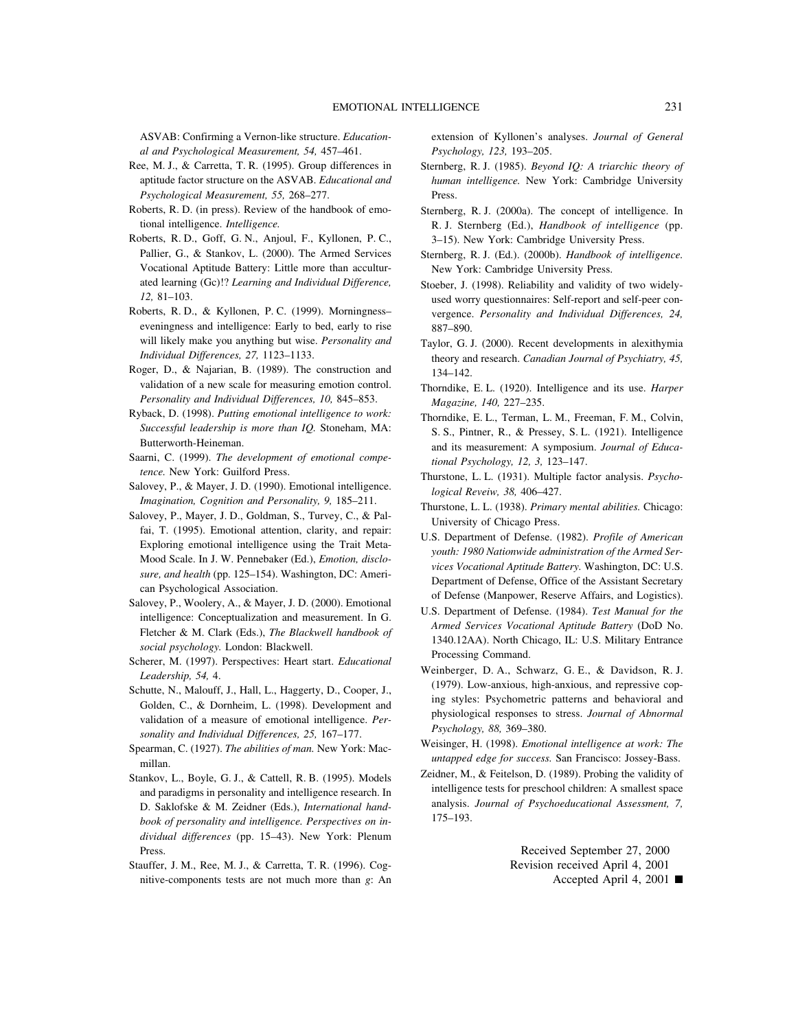ASVAB: Confirming a Vernon-like structure. *Educational and Psychological Measurement, 54,* 457–461.

Ree, M. J., & Carretta, T. R. (1995). Group differences in aptitude factor structure on the ASVAB. *Educational and Psychological Measurement, 55,* 268–277.

Roberts, R. D. (in press). Review of the handbook of emotional intelligence. *Intelligence.*

Roberts, R. D., Goff, G. N., Anjoul, F., Kyllonen, P. C., Pallier, G., & Stankov, L. (2000). The Armed Services Vocational Aptitude Battery: Little more than acculturated learning (Gc)!? *Learning and Individual Difference, 12,* 81–103.

Roberts, R. D., & Kyllonen, P. C. (1999). Morningness–eveningness and intelligence: Early to bed, early to rise will likely make you anything but wise. *Personality and Individual Differences, 27,* 1123–1133.

Roger, D., & Najarian, B. (1989). The construction and validation of a new scale for measuring emotion control. *Personality and Individual Differences, 10,* 845–853.

Ryback, D. (1998). *Putting emotional intelligence to work: Successful leadership is more than IQ.* Stoneham, MA: Butterworth-Heineman.

Saarni, C. (1999). *The development of emotional competence.* New York: Guilford Press.

Salovey, P., & Mayer, J. D. (1990). Emotional intelligence. *Imagination, Cognition and Personality, 9,* 185–211.

Salovey, P., Mayer, J. D., Goldman, S., Turvey, C., & Palfai, T. (1995). Emotional attention, clarity, and repair: Exploring emotional intelligence using the Trait Meta-Mood Scale. In J. W. Pennebaker (Ed.), *Emotion, disclosure, and health* (pp. 125–154). Washington, DC: American Psychological Association.

Salovey, P., Woolery, A., & Mayer, J. D. (2000). Emotional intelligence: Conceptualization and measurement. In G. Fletcher & M. Clark (Eds.), *The Blackwell handbook of social psychology.* London: Blackwell.

Scherer, M. (1997). Perspectives: Heart start. *Educational Leadership, 54,* 4.

Schutte, N., Malouff, J., Hall, L., Haggerty, D., Cooper, J., Golden, C., & Dornheim, L. (1998). Development and validation of a measure of emotional intelligence. *Personality and Individual Differences, 25,* 167–177.

Spearman, C. (1927). *The abilities of man.* New York: Macmillan.

Stankov, L., Boyle, G. J., & Cattell, R. B. (1995). Models and paradigms in personality and intelligence research. In D. Saklofske & M. Zeidner (Eds.), *International handbook of personality and intelligence. Perspectives on individual differences* (pp. 15–43). New York: Plenum Press.

Stauffer, J. M., Ree, M. J., & Carretta, T. R. (1996). Cognitive-components tests are not much more than *g*: An extension of Kyllonen's analyses. *Journal of General Psychology, 123,* 193–205.

Sternberg, R. J. (1985). *Beyond IQ: A triarchic theory of human intelligence.* New York: Cambridge University Press.

Sternberg, R. J. (2000a). The concept of intelligence. In R. J. Sternberg (Ed.), *Handbook of intelligence* (pp. 3–15). New York: Cambridge University Press.

Sternberg, R. J. (Ed.). (2000b). *Handbook of intelligence.* New York: Cambridge University Press.

Stoeber, J. (1998). Reliability and validity of two widely-used worry questionnaires: Self-report and self-peer convergence. *Personality and Individual Differences, 24,* 887–890.

Taylor, G. J. (2000). Recent developments in alexithymia theory and research. *Canadian Journal of Psychiatry, 45,* 134–142.

Thorndike, E. L. (1920). Intelligence and its use. *Harper Magazine, 140,* 227–235.

Thorndike, E. L., Terman, L. M., Freeman, F. M., Colvin, S. S., Pintner, R., & Pressey, S. L. (1921). Intelligence and its measurement: A symposium. *Journal of Educational Psychology, 12, 3,* 123–147.

Thurstone, L. L. (1931). Multiple factor analysis. *Psychological Reveiw, 38,* 406–427.

Thurstone, L. L. (1938). *Primary mental abilities.* Chicago: University of Chicago Press.

U.S. Department of Defense. (1982). *Profile of American youth: 1980 Nationwide administration of the Armed Services Vocational Aptitude Battery.* Washington, DC: U.S. Department of Defense, Office of the Assistant Secretary of Defense (Manpower, Reserve Affairs, and Logistics).

U.S. Department of Defense. (1984). *Test Manual for the Armed Services Vocational Aptitude Battery* (DoD No. 1340.12AA). North Chicago, IL: U.S. Military Entrance Processing Command.

Weinberger, D. A., Schwarz, G. E., & Davidson, R. J. (1979). Low-anxious, high-anxious, and repressive coping styles: Psychometric patterns and behavioral and physiological responses to stress. *Journal of Abnormal Psychology, 88,* 369–380.

Weisinger, H. (1998). *Emotional intelligence at work: The untapped edge for success.* San Francisco: Jossey-Bass.

Zeidner, M., & Feitelson, D. (1989). Probing the validity of intelligence tests for preschool children: A smallest space analysis. *Journal of Psychoeducational Assessment, 7,* 175–193.

Received September 27, 2000
Revision received April 4, 2001
Accepted April 4, 2001 ■